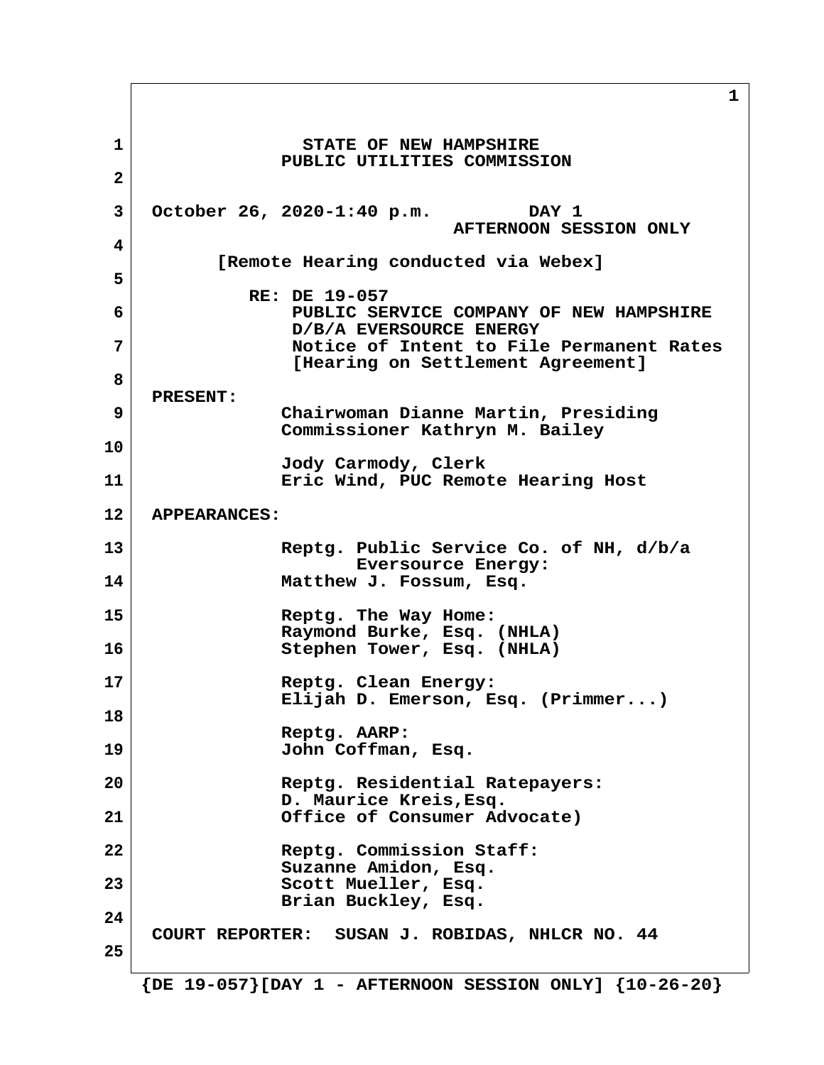STATE OF NEW HAMPSHIRE
PUBLIC UTILITIES COMMISSION

October 26, 2020-1:40 p.m. DAY 1
AFTERNOON SESSION ONLY

[Remote Hearing conducted via Webex]

RE: DE 19-057
PUBLIC SERVICE COMPANY OF NEW HAMPSHIRE
D/B/A EVERSOURCE ENERGY
Notice of Intent to File Permanent Rates
[Hearing on Settlement Agreement]

**PRESENT:**

Chairwoman Dianne Martin, Presiding
Commissioner Kathryn M. Bailey

Jody Carmody, Clerk
Eric Wind, PUC Remote Hearing Host

**APPEARANCES:**

Reptg. Public Service Co. of NH, d/b/a
Eversource Energy:
Matthew J. Fossum, Esq.

Reptg. The Way Home:
Raymond Burke, Esq. (NHLA)
Stephen Tower, Esq. (NHLA)

Reptg. Clean Energy:
Elijah D. Emerson, Esq. (Primmer...)

Reptg. AARP:
John Coffman, Esq.

Reptg. Residential Ratepayers:
D. Maurice Kreis,Esq.
Office of Consumer Advocate)

Reptg. Commission Staff:
Suzanne Amidon, Esq.
Scott Mueller, Esq.
Brian Buckley, Esq.

COURT REPORTER: SUSAN J. ROBIDAS, NHLCR NO. 44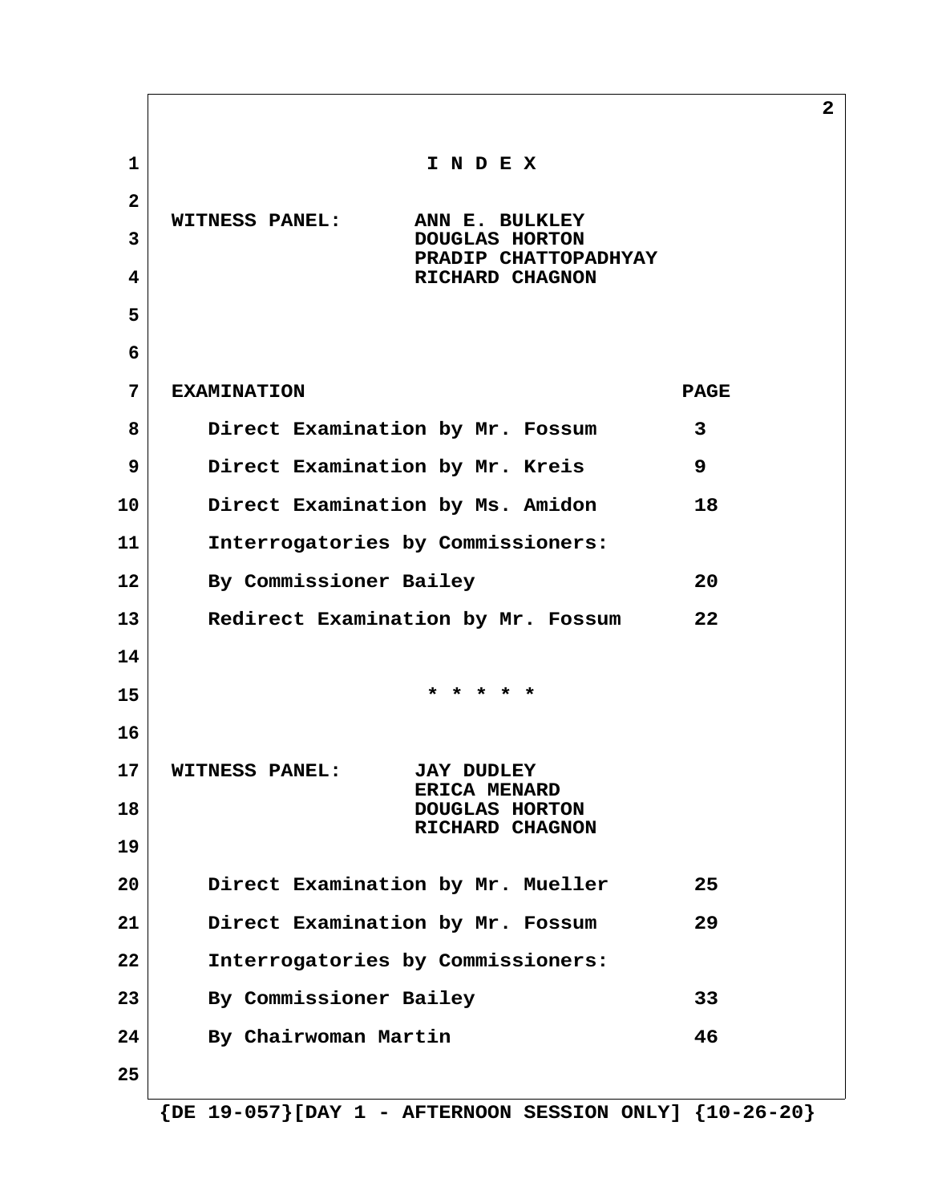# I N D E X

**WITNESS PANEL:** ANN E. BULKLEY
DOUGLAS HORTON
PRADIP CHATTOPADHYAY
RICHARD CHAGNON

| EXAMINATION | PAGE |
|---|---|
| Direct Examination by Mr. Fossum | 3 |
| Direct Examination by Mr. Kreis | 9 |
| Direct Examination by Ms. Amidon | 18 |
| Interrogatories by Commissioners: | |
| By Commissioner Bailey | 20 |
| Redirect Examination by Mr. Fossum | 22 |

* * * * *

**WITNESS PANEL:** JAY DUDLEY
ERICA MENARD
DOUGLAS HORTON
RICHARD CHAGNON

| EXAMINATION | PAGE |
|---|---|
| Direct Examination by Mr. Mueller | 25 |
| Direct Examination by Mr. Fossum | 29 |
| Interrogatories by Commissioners: | |
| By Commissioner Bailey | 33 |
| By Chairwoman Martin | 46 |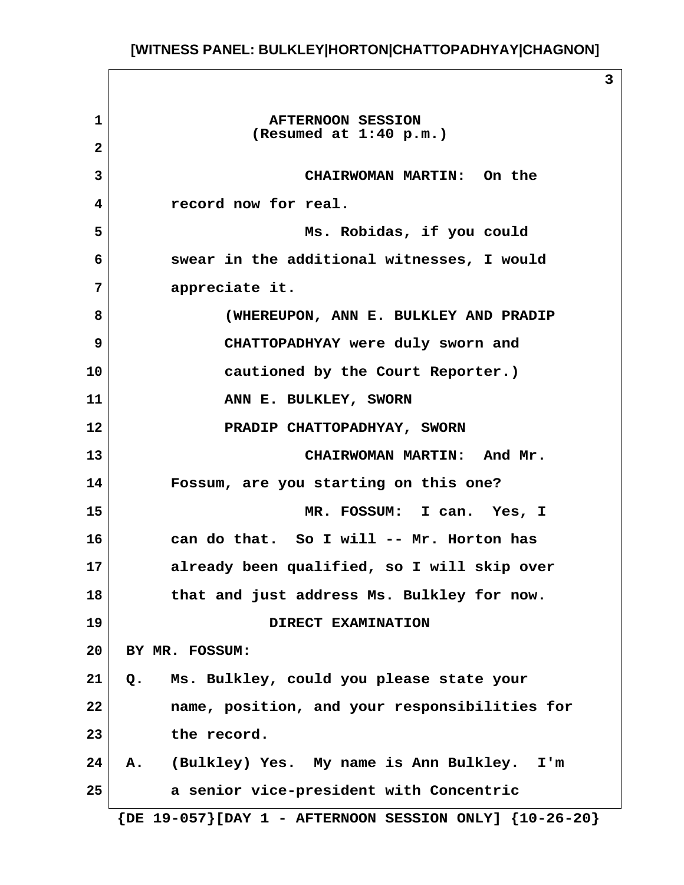AFTERNOON SESSION
(Resumed at 1:40 p.m.)

CHAIRWOMAN MARTIN: On the record now for real.

Ms. Robidas, if you could swear in the additional witnesses, I would appreciate it.

(WHEREUPON, ANN E. BULKLEY AND PRADIP CHATTOPADHYAY were duly sworn and cautioned by the Court Reporter.)

ANN E. BULKLEY, SWORN

PRADIP CHATTOPADHYAY, SWORN

CHAIRWOMAN MARTIN: And Mr. Fossum, are you starting on this one?

MR. FOSSUM: I can. Yes, I can do that. So I will -- Mr. Horton has already been qualified, so I will skip over that and just address Ms. Bulkley for now.

DIRECT EXAMINATION

BY MR. FOSSUM:

Q. Ms. Bulkley, could you please state your name, position, and your responsibilities for the record.

A. (Bulkley) Yes. My name is Ann Bulkley. I'm a senior vice-president with Concentric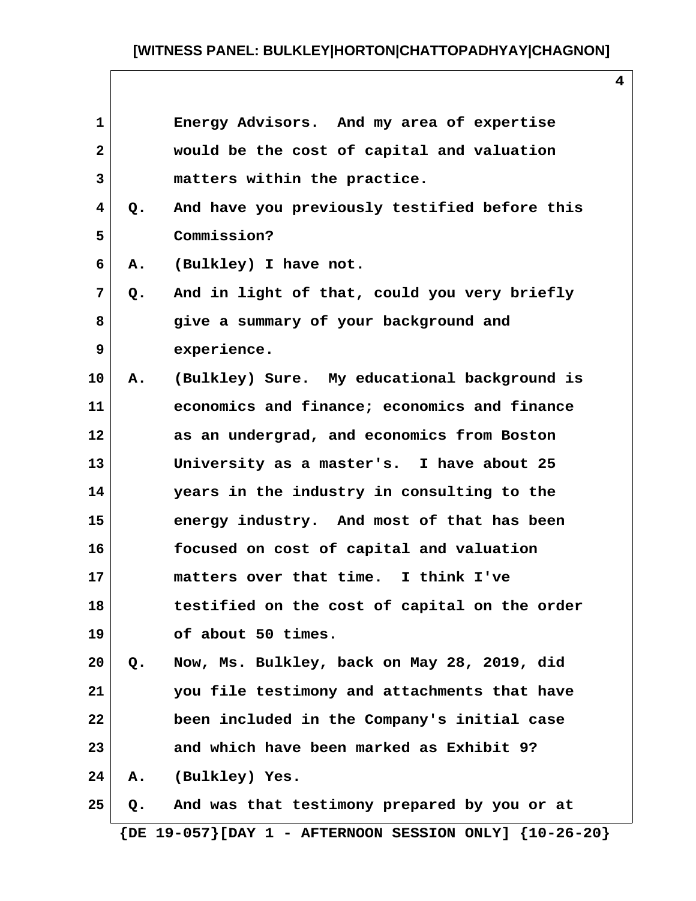Energy Advisors. And my area of expertise would be the cost of capital and valuation matters within the practice.

Q. And have you previously testified before this Commission?

A. (Bulkley) I have not.

Q. And in light of that, could you very briefly give a summary of your background and experience.

A. (Bulkley) Sure. My educational background is economics and finance; economics and finance as an undergrad, and economics from Boston University as a master's. I have about 25 years in the industry in consulting to the energy industry. And most of that has been focused on cost of capital and valuation matters over that time. I think I've testified on the cost of capital on the order of about 50 times.

Q. Now, Ms. Bulkley, back on May 28, 2019, did you file testimony and attachments that have been included in the Company's initial case and which have been marked as Exhibit 9?

A. (Bulkley) Yes.

Q. And was that testimony prepared by you or at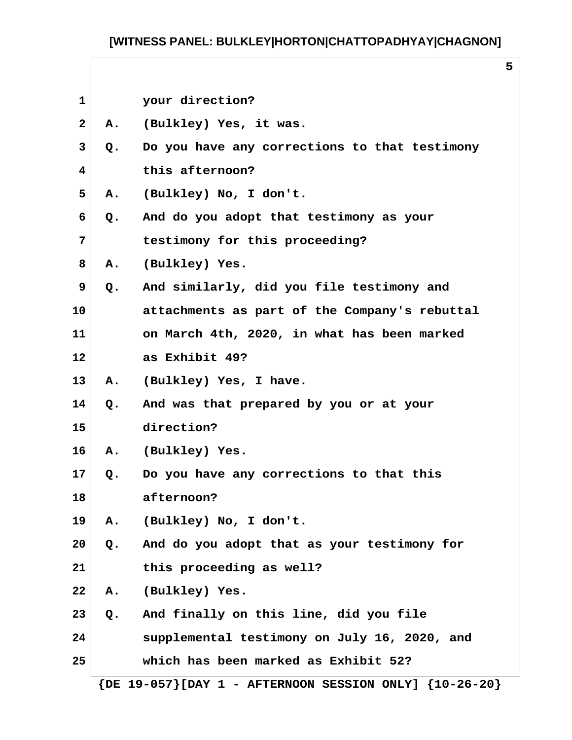1 your direction?

2 A. (Bulkley) Yes, it was.

3 Q. Do you have any corrections to that testimony

4 this afternoon?

5 A. (Bulkley) No, I don't.

6 Q. And do you adopt that testimony as your

7 testimony for this proceeding?

8 A. (Bulkley) Yes.

9 Q. And similarly, did you file testimony and

10 attachments as part of the Company's rebuttal

11 on March 4th, 2020, in what has been marked

12 as Exhibit 49?

13 A. (Bulkley) Yes, I have.

14 Q. And was that prepared by you or at your

15 direction?

16 A. (Bulkley) Yes.

17 Q. Do you have any corrections to that this

18 afternoon?

19 A. (Bulkley) No, I don't.

20 Q. And do you adopt that as your testimony for

21 this proceeding as well?

22 A. (Bulkley) Yes.

23 Q. And finally on this line, did you file

24 supplemental testimony on July 16, 2020, and

25 which has been marked as Exhibit 52?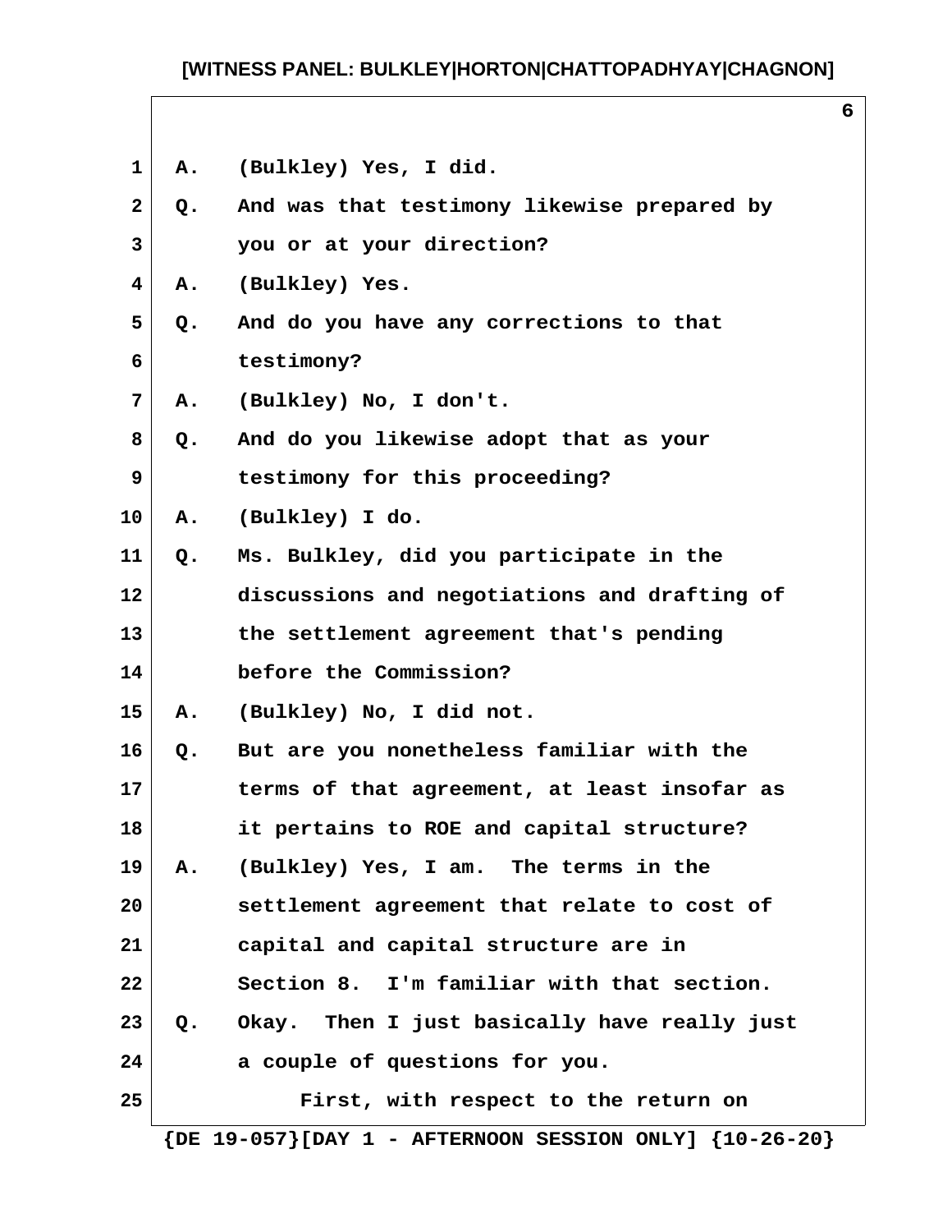A. (Bulkley) Yes, I did.

Q. And was that testimony likewise prepared by you or at your direction?

A. (Bulkley) Yes.

Q. And do you have any corrections to that testimony?

A. (Bulkley) No, I don't.

Q. And do you likewise adopt that as your testimony for this proceeding?

A. (Bulkley) I do.

Q. Ms. Bulkley, did you participate in the discussions and negotiations and drafting of the settlement agreement that's pending before the Commission?

A. (Bulkley) No, I did not.

Q. But are you nonetheless familiar with the terms of that agreement, at least insofar as it pertains to ROE and capital structure?

A. (Bulkley) Yes, I am. The terms in the settlement agreement that relate to cost of capital and capital structure are in Section 8. I'm familiar with that section.

Q. Okay. Then I just basically have really just a couple of questions for you.

First, with respect to the return on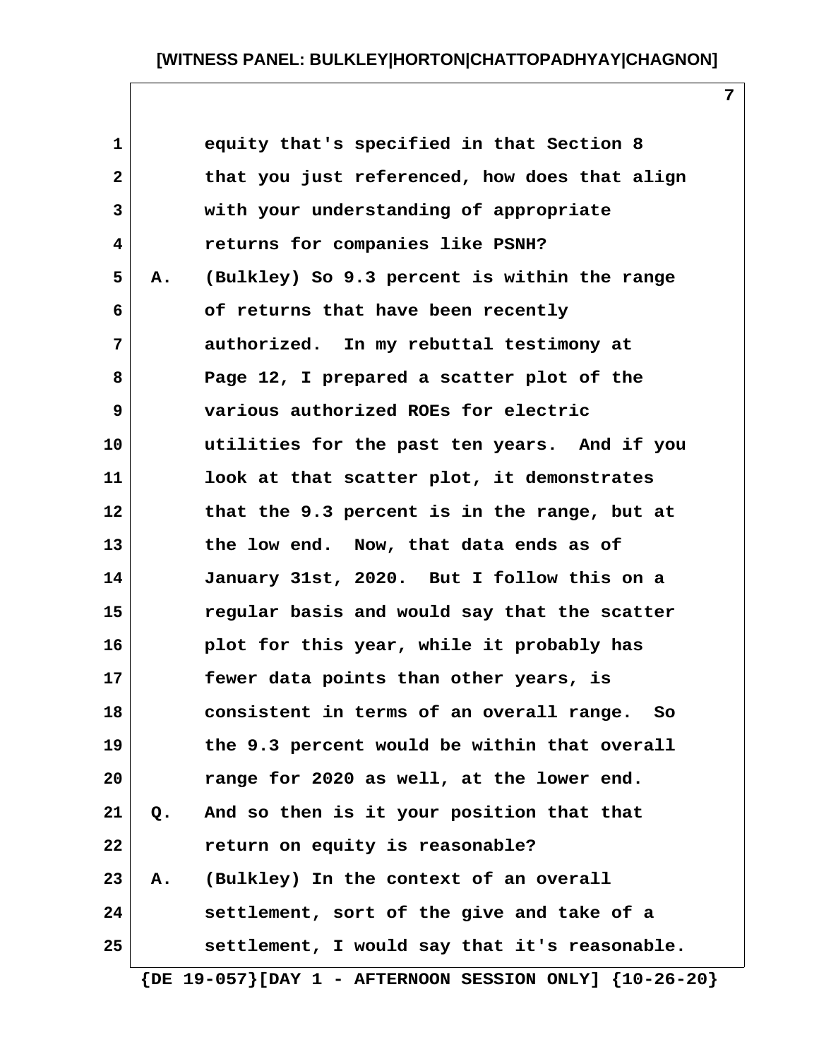equity that's specified in that Section 8 that you just referenced, how does that align with your understanding of appropriate returns for companies like PSNH?

A. (Bulkley) So 9.3 percent is within the range of returns that have been recently authorized. In my rebuttal testimony at Page 12, I prepared a scatter plot of the various authorized ROEs for electric utilities for the past ten years. And if you look at that scatter plot, it demonstrates that the 9.3 percent is in the range, but at the low end. Now, that data ends as of January 31st, 2020. But I follow this on a regular basis and would say that the scatter plot for this year, while it probably has fewer data points than other years, is consistent in terms of an overall range. So the 9.3 percent would be within that overall range for 2020 as well, at the lower end.

Q. And so then is it your position that that return on equity is reasonable?

A. (Bulkley) In the context of an overall settlement, sort of the give and take of a settlement, I would say that it's reasonable.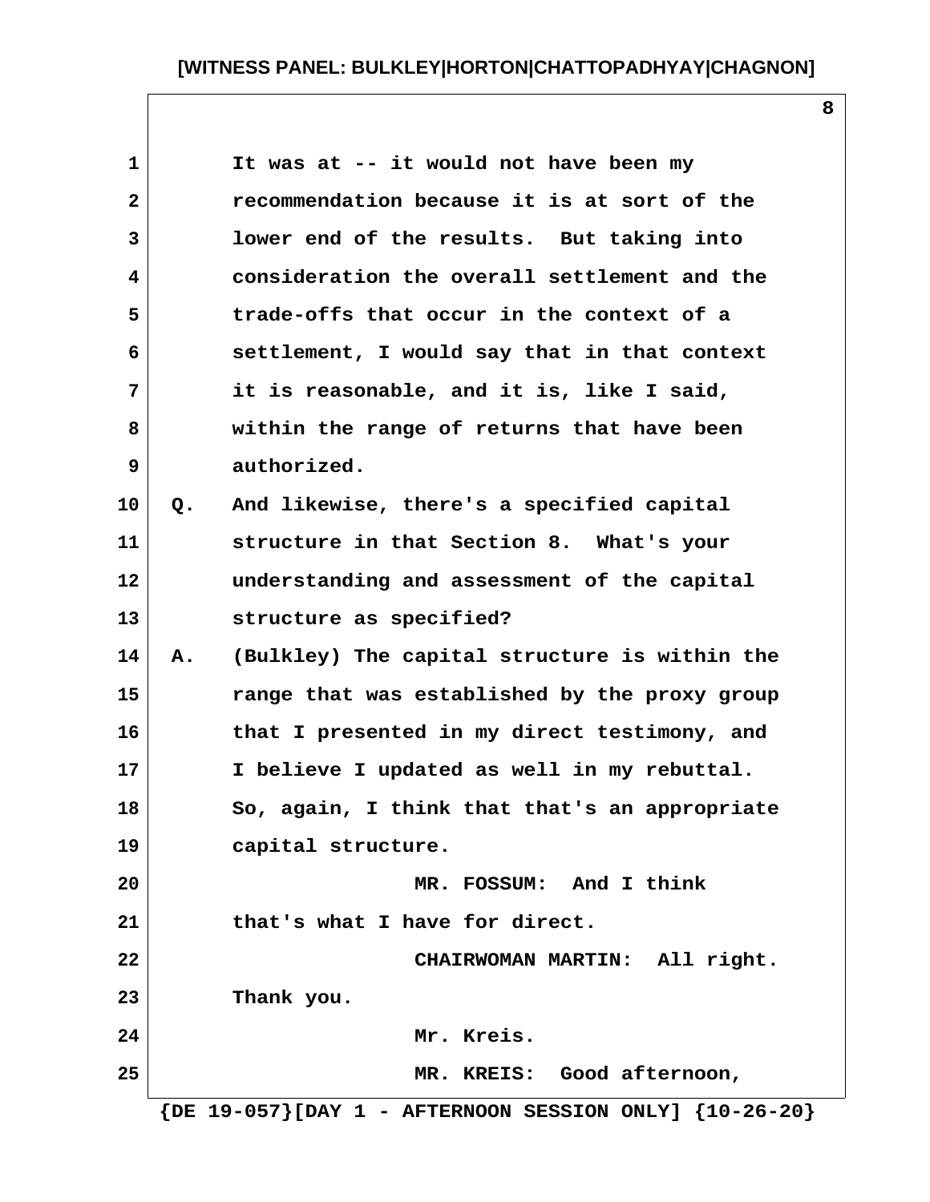It was at -- it would not have been my recommendation because it is at sort of the lower end of the results. But taking into consideration the overall settlement and the trade-offs that occur in the context of a settlement, I would say that in that context it is reasonable, and it is, like I said, within the range of returns that have been authorized.

Q. And likewise, there's a specified capital structure in that Section 8. What's your understanding and assessment of the capital structure as specified?

A. (Bulkley) The capital structure is within the range that was established by the proxy group that I presented in my direct testimony, and I believe I updated as well in my rebuttal. So, again, I think that that's an appropriate capital structure.

MR. FOSSUM: And I think that's what I have for direct.

CHAIRWOMAN MARTIN: All right. Thank you.

Mr. Kreis.

MR. KREIS: Good afternoon,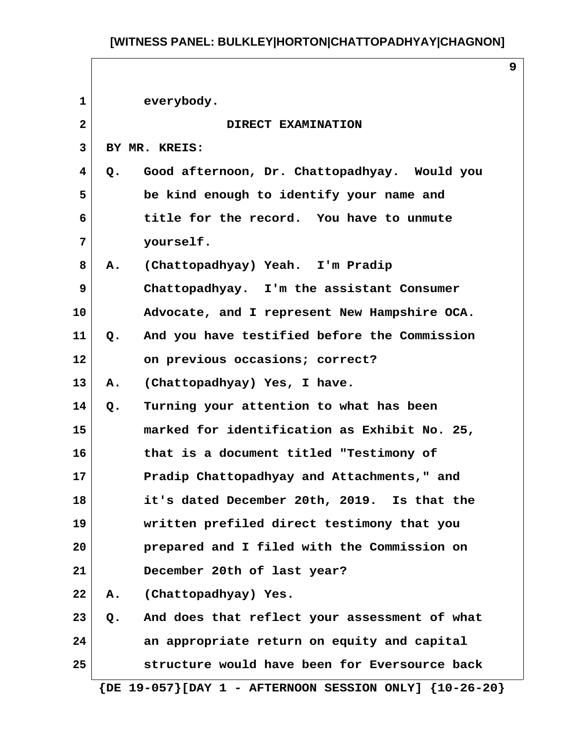everybody.

DIRECT EXAMINATION

BY MR. KREIS:

Q. Good afternoon, Dr. Chattopadhyay. Would you be kind enough to identify your name and title for the record. You have to unmute yourself.

A. (Chattopadhyay) Yeah. I'm Pradip Chattopadhyay. I'm the assistant Consumer Advocate, and I represent New Hampshire OCA.

Q. And you have testified before the Commission on previous occasions; correct?

A. (Chattopadhyay) Yes, I have.

Q. Turning your attention to what has been marked for identification as Exhibit No. 25, that is a document titled "Testimony of Pradip Chattopadhyay and Attachments," and it's dated December 20th, 2019. Is that the written prefiled direct testimony that you prepared and I filed with the Commission on December 20th of last year?

A. (Chattopadhyay) Yes.

Q. And does that reflect your assessment of what an appropriate return on equity and capital structure would have been for Eversource back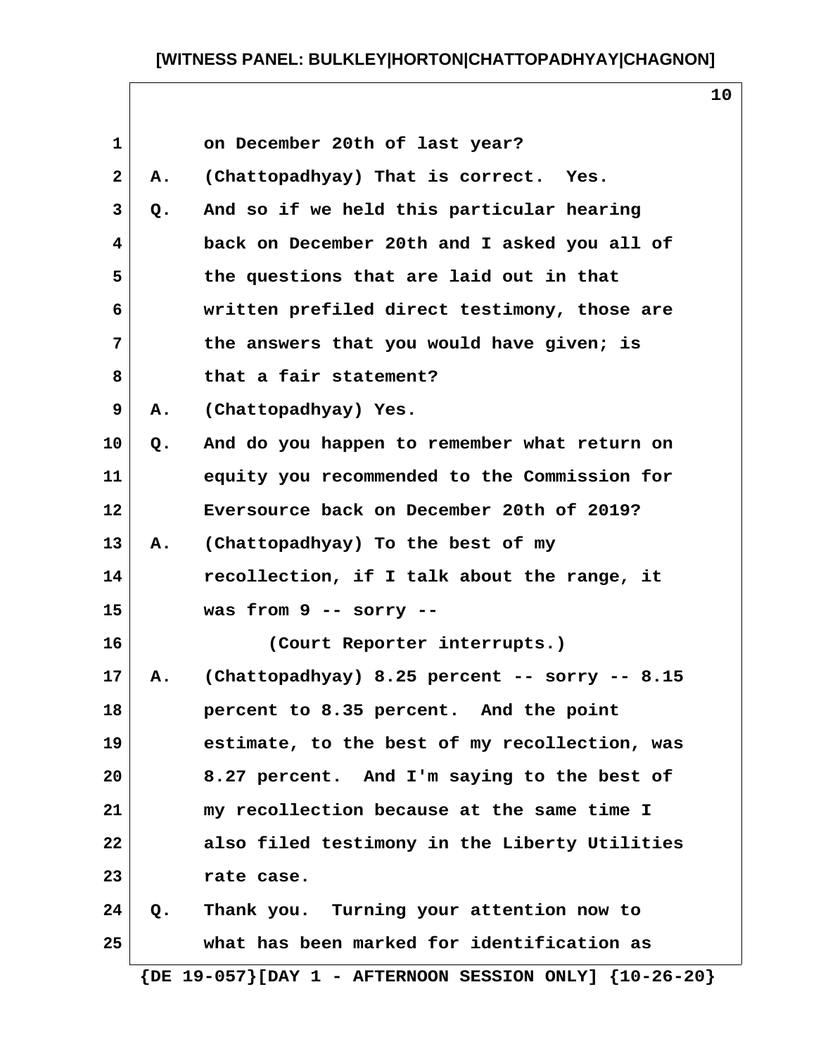1 on December 20th of last year?

2 A. (Chattopadhyay) That is correct. Yes.

3 Q. And so if we held this particular hearing

4 back on December 20th and I asked you all of

5 the questions that are laid out in that

6 written prefiled direct testimony, those are

7 the answers that you would have given; is

8 that a fair statement?

9 A. (Chattopadhyay) Yes.

10 Q. And do you happen to remember what return on

11 equity you recommended to the Commission for

12 Eversource back on December 20th of 2019?

13 A. (Chattopadhyay) To the best of my

14 recollection, if I talk about the range, it

15 was from 9 -- sorry --

16 (Court Reporter interrupts.)

17 A. (Chattopadhyay) 8.25 percent -- sorry -- 8.15

18 percent to 8.35 percent. And the point

19 estimate, to the best of my recollection, was

20 8.27 percent. And I'm saying to the best of

21 my recollection because at the same time I

22 also filed testimony in the Liberty Utilities

23 rate case.

24 Q. Thank you. Turning your attention now to

25 what has been marked for identification as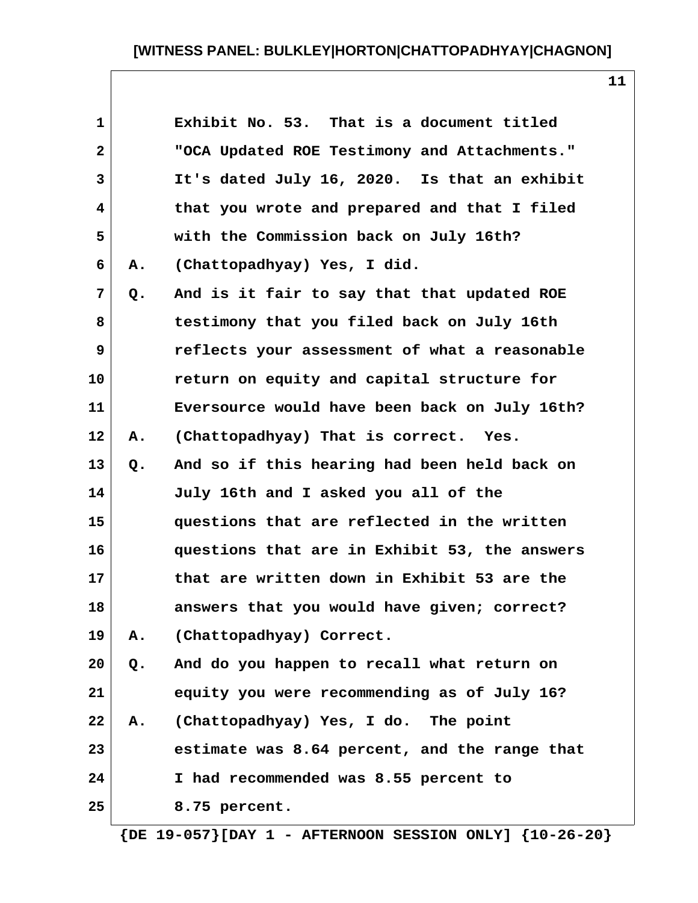Exhibit No. 53. That is a document titled "OCA Updated ROE Testimony and Attachments." It's dated July 16, 2020. Is that an exhibit that you wrote and prepared and that I filed with the Commission back on July 16th?

A. (Chattopadhyay) Yes, I did.

Q. And is it fair to say that that updated ROE testimony that you filed back on July 16th reflects your assessment of what a reasonable return on equity and capital structure for Eversource would have been back on July 16th?

A. (Chattopadhyay) That is correct. Yes.

Q. And so if this hearing had been held back on July 16th and I asked you all of the questions that are reflected in the written questions that are in Exhibit 53, the answers that are written down in Exhibit 53 are the answers that you would have given; correct?

A. (Chattopadhyay) Correct.

Q. And do you happen to recall what return on equity you were recommending as of July 16?

A. (Chattopadhyay) Yes, I do. The point estimate was 8.64 percent, and the range that I had recommended was 8.55 percent to 8.75 percent.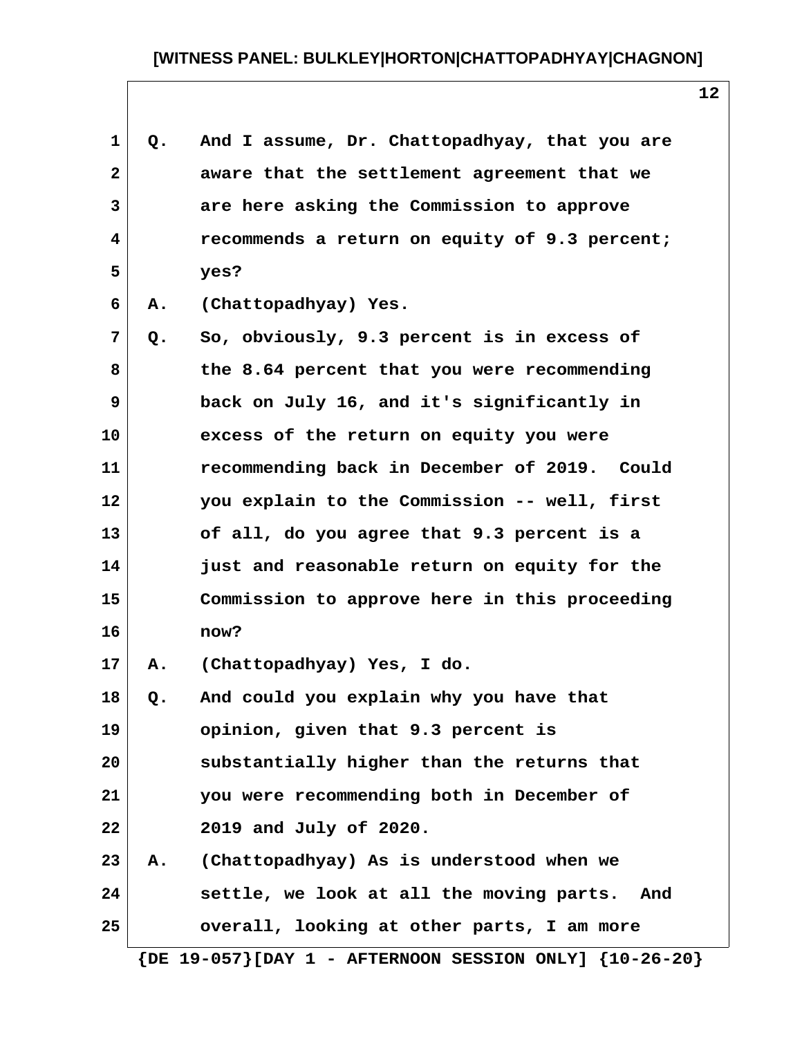Q. And I assume, Dr. Chattopadhyay, that you are aware that the settlement agreement that we are here asking the Commission to approve recommends a return on equity of 9.3 percent; yes?

A. (Chattopadhyay) Yes.

Q. So, obviously, 9.3 percent is in excess of the 8.64 percent that you were recommending back on July 16, and it's significantly in excess of the return on equity you were recommending back in December of 2019. Could you explain to the Commission -- well, first of all, do you agree that 9.3 percent is a just and reasonable return on equity for the Commission to approve here in this proceeding now?

A. (Chattopadhyay) Yes, I do.

Q. And could you explain why you have that opinion, given that 9.3 percent is substantially higher than the returns that you were recommending both in December of 2019 and July of 2020.

A. (Chattopadhyay) As is understood when we settle, we look at all the moving parts. And overall, looking at other parts, I am more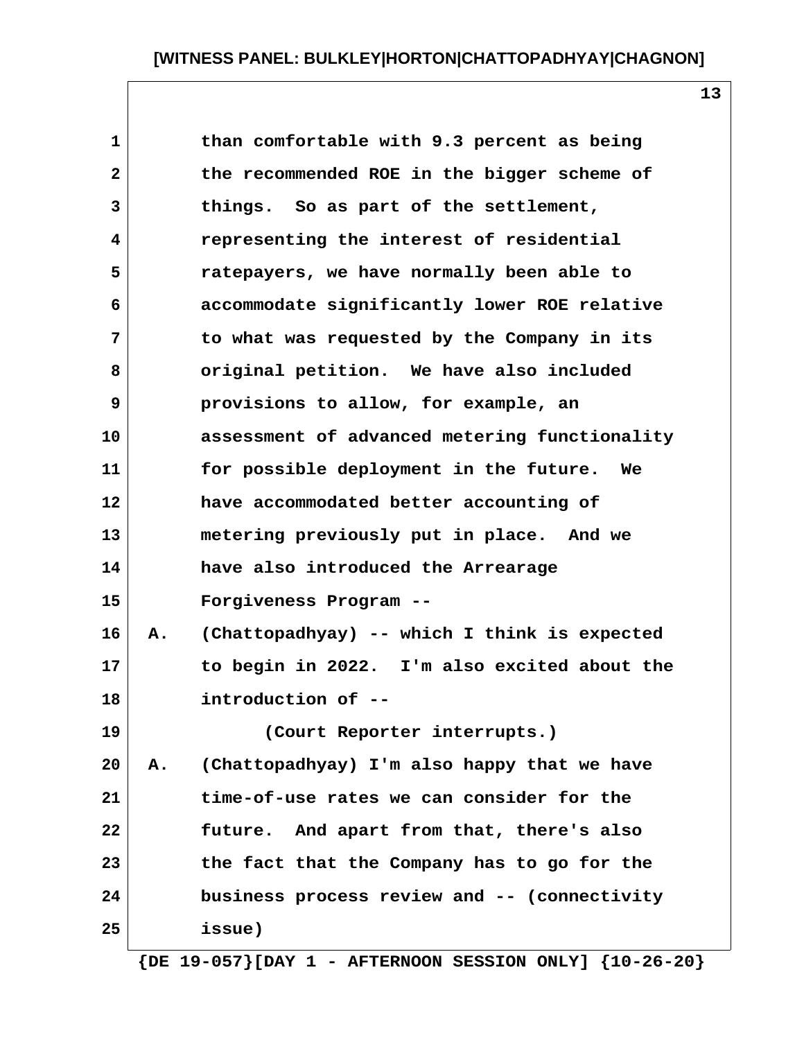1 than comfortable with 9.3 percent as being
2 the recommended ROE in the bigger scheme of
3 things. So as part of the settlement,
4 representing the interest of residential
5 ratepayers, we have normally been able to
6 accommodate significantly lower ROE relative
7 to what was requested by the Company in its
8 original petition. We have also included
9 provisions to allow, for example, an
10 assessment of advanced metering functionality
11 for possible deployment in the future. We
12 have accommodated better accounting of
13 metering previously put in place. And we
14 have also introduced the Arrearage
15 Forgiveness Program --
16 A. (Chattopadhyay) -- which I think is expected
17 to begin in 2022. I'm also excited about the
18 introduction of --
19 (Court Reporter interrupts.)
20 A. (Chattopadhyay) I'm also happy that we have
21 time-of-use rates we can consider for the
22 future. And apart from that, there's also
23 the fact that the Company has to go for the
24 business process review and -- (connectivity
25 issue)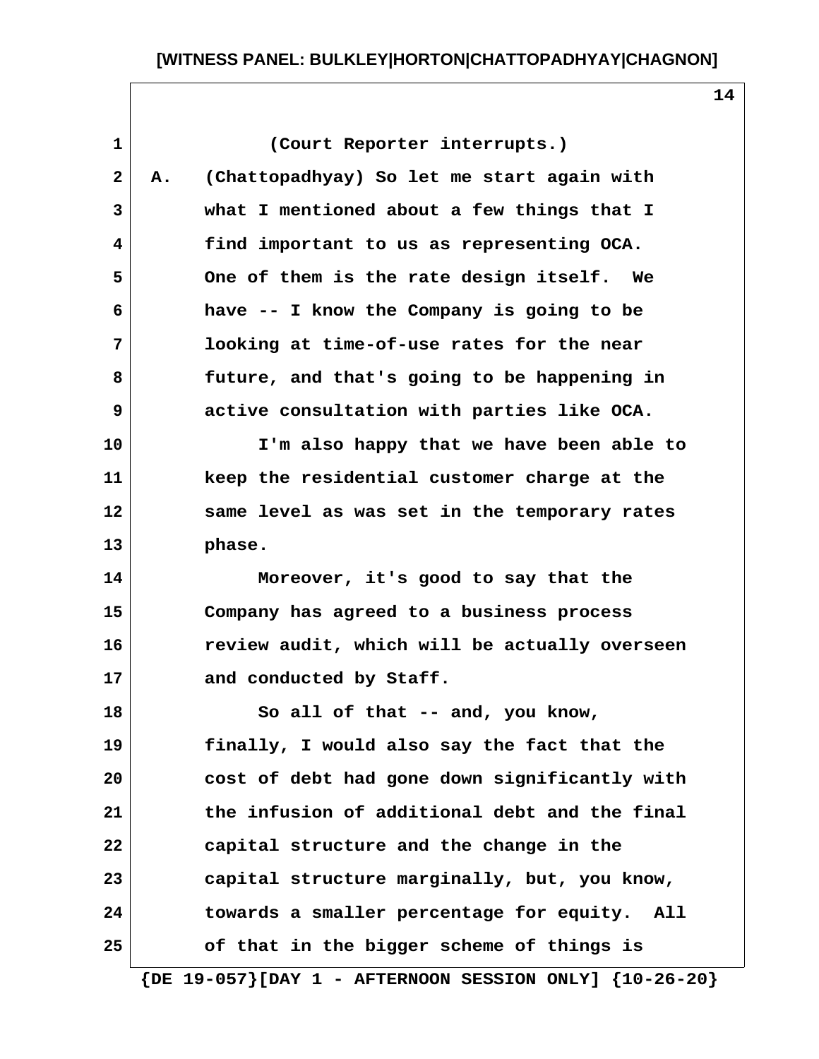(Court Reporter interrupts.)

A. (Chattopadhyay) So let me start again with what I mentioned about a few things that I find important to us as representing OCA. One of them is the rate design itself. We have -- I know the Company is going to be looking at time-of-use rates for the near future, and that's going to be happening in active consultation with parties like OCA.

I'm also happy that we have been able to keep the residential customer charge at the same level as was set in the temporary rates phase.

Moreover, it's good to say that the Company has agreed to a business process review audit, which will be actually overseen and conducted by Staff.

So all of that -- and, you know, finally, I would also say the fact that the cost of debt had gone down significantly with the infusion of additional debt and the final capital structure and the change in the capital structure marginally, but, you know, towards a smaller percentage for equity. All of that in the bigger scheme of things is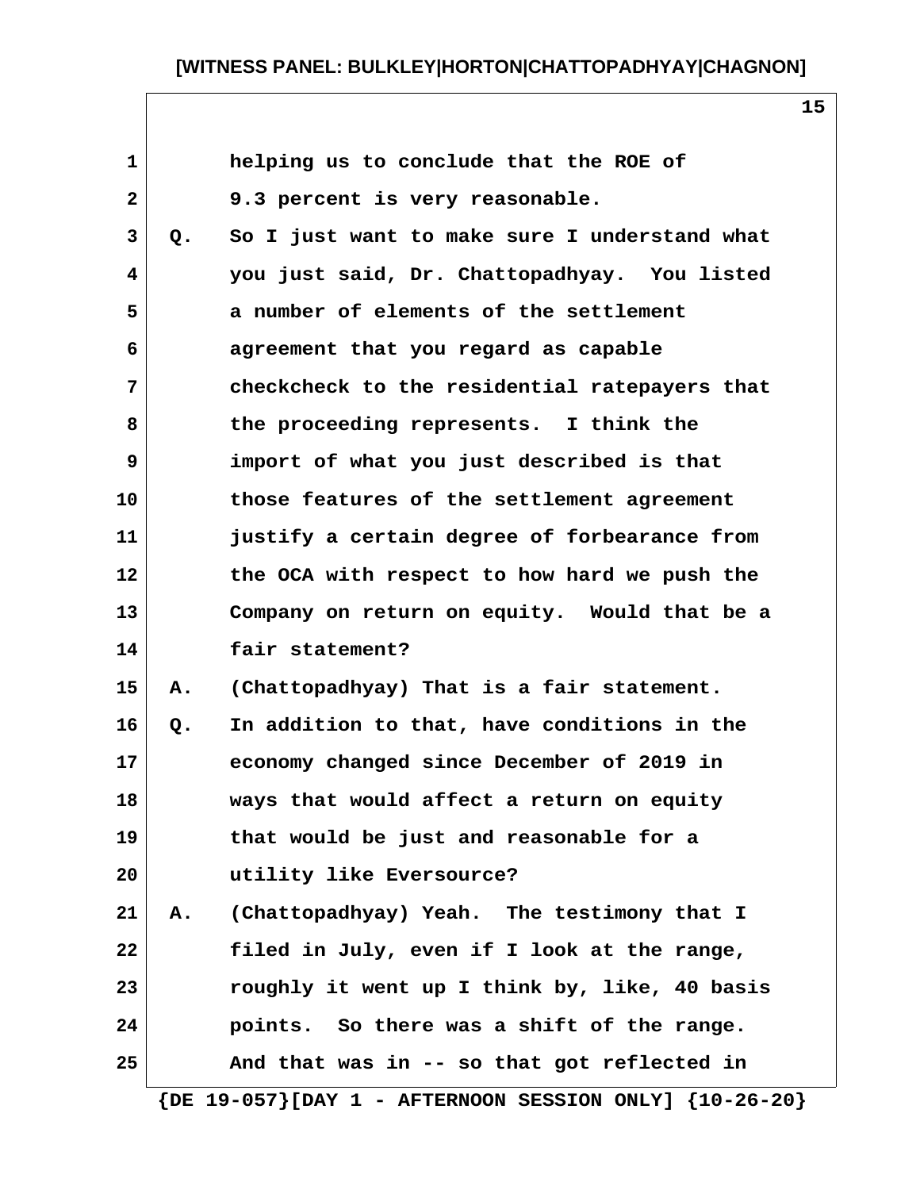helping us to conclude that the ROE of 9.3 percent is very reasonable.

Q. So I just want to make sure I understand what you just said, Dr. Chattopadhyay. You listed a number of elements of the settlement agreement that you regard as capable checkcheck to the residential ratepayers that the proceeding represents. I think the import of what you just described is that those features of the settlement agreement justify a certain degree of forbearance from the OCA with respect to how hard we push the Company on return on equity. Would that be a fair statement?

A. (Chattopadhyay) That is a fair statement.

Q. In addition to that, have conditions in the economy changed since December of 2019 in ways that would affect a return on equity that would be just and reasonable for a utility like Eversource?

A. (Chattopadhyay) Yeah. The testimony that I filed in July, even if I look at the range, roughly it went up I think by, like, 40 basis points. So there was a shift of the range. And that was in -- so that got reflected in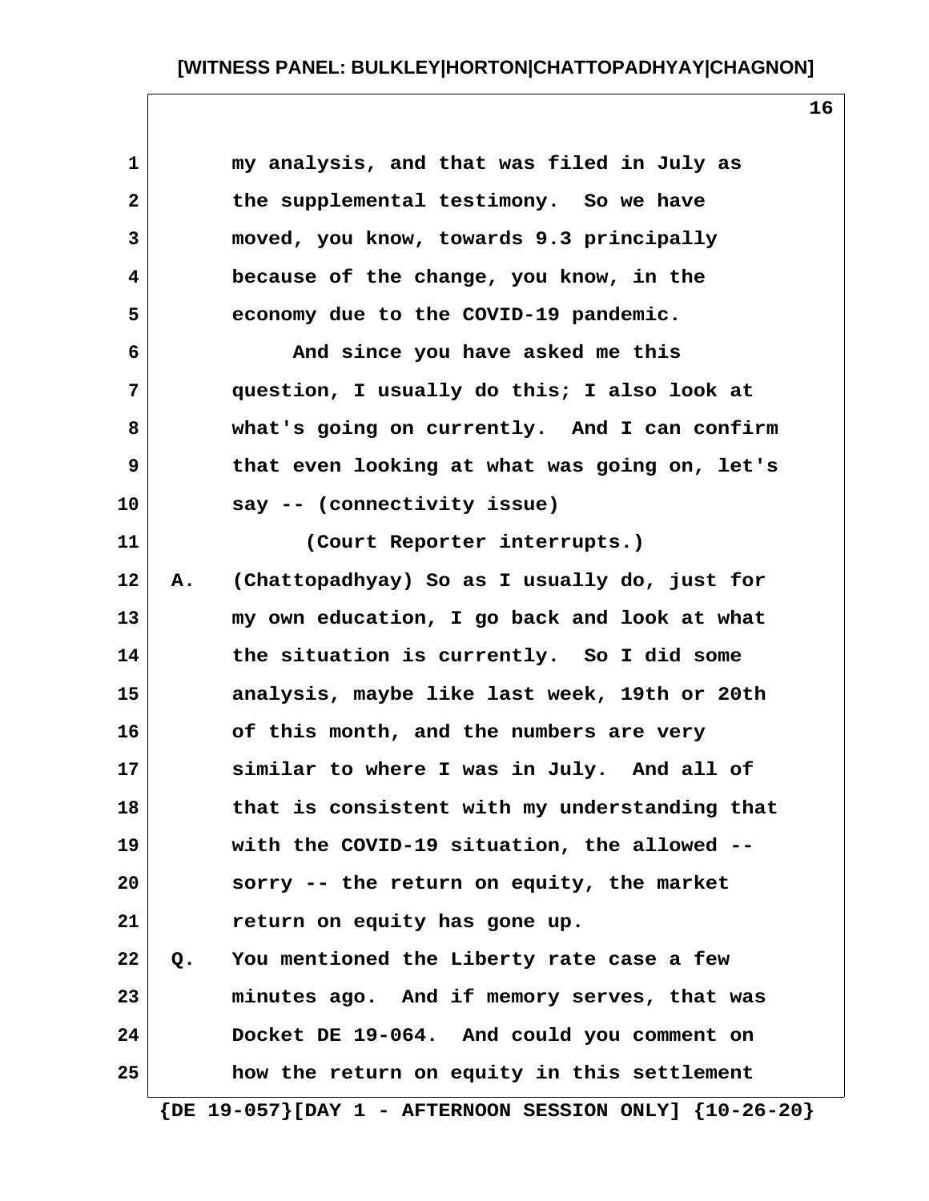my analysis, and that was filed in July as the supplemental testimony. So we have moved, you know, towards 9.3 principally because of the change, you know, in the economy due to the COVID-19 pandemic.

And since you have asked me this question, I usually do this; I also look at what's going on currently. And I can confirm that even looking at what was going on, let's say -- (connectivity issue)

(Court Reporter interrupts.)

A. (Chattopadhyay) So as I usually do, just for my own education, I go back and look at what the situation is currently. So I did some analysis, maybe like last week, 19th or 20th of this month, and the numbers are very similar to where I was in July. And all of that is consistent with my understanding that with the COVID-19 situation, the allowed -- sorry -- the return on equity, the market return on equity has gone up.

Q. You mentioned the Liberty rate case a few minutes ago. And if memory serves, that was Docket DE 19-064. And could you comment on how the return on equity in this settlement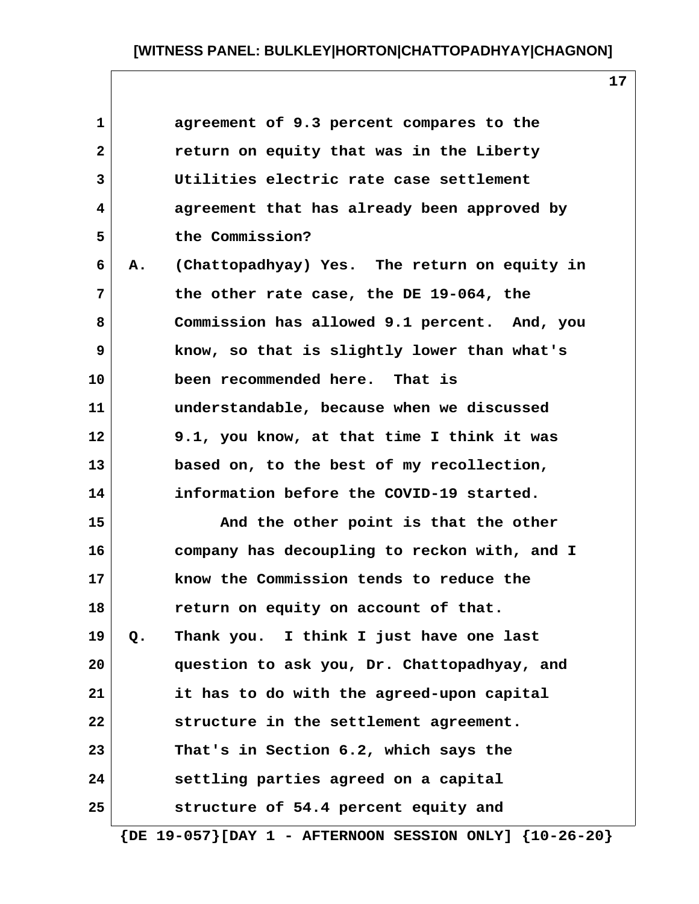agreement of 9.3 percent compares to the return on equity that was in the Liberty Utilities electric rate case settlement agreement that has already been approved by the Commission?

A. (Chattopadhyay) Yes. The return on equity in the other rate case, the DE 19-064, the Commission has allowed 9.1 percent. And, you know, so that is slightly lower than what's been recommended here. That is understandable, because when we discussed 9.1, you know, at that time I think it was based on, to the best of my recollection, information before the COVID-19 started.

And the other point is that the other company has decoupling to reckon with, and I know the Commission tends to reduce the return on equity on account of that.

Q. Thank you. I think I just have one last question to ask you, Dr. Chattopadhyay, and it has to do with the agreed-upon capital structure in the settlement agreement. That's in Section 6.2, which says the settling parties agreed on a capital structure of 54.4 percent equity and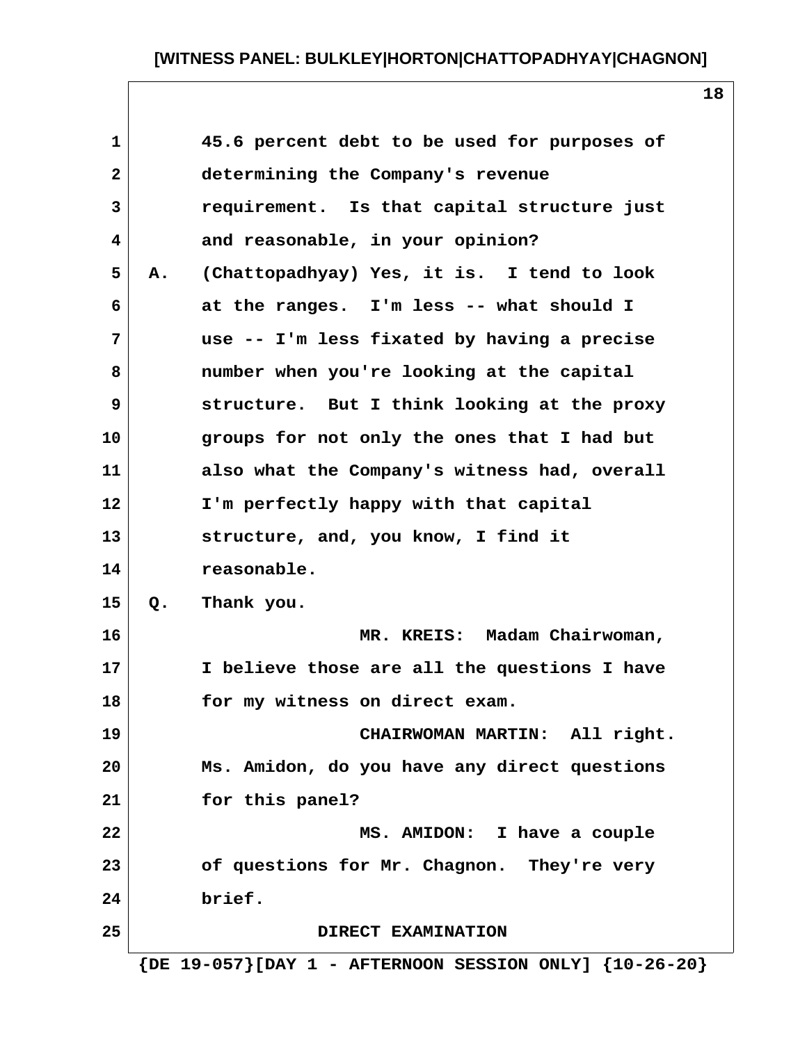45.6 percent debt to be used for purposes of determining the Company's revenue requirement. Is that capital structure just and reasonable, in your opinion?

A. (Chattopadhyay) Yes, it is. I tend to look at the ranges. I'm less -- what should I use -- I'm less fixated by having a precise number when you're looking at the capital structure. But I think looking at the proxy groups for not only the ones that I had but also what the Company's witness had, overall I'm perfectly happy with that capital structure, and, you know, I find it reasonable.

Q. Thank you.

MR. KREIS: Madam Chairwoman, I believe those are all the questions I have for my witness on direct exam.

CHAIRWOMAN MARTIN: All right. Ms. Amidon, do you have any direct questions for this panel?

MS. AMIDON: I have a couple of questions for Mr. Chagnon. They're very brief.

DIRECT EXAMINATION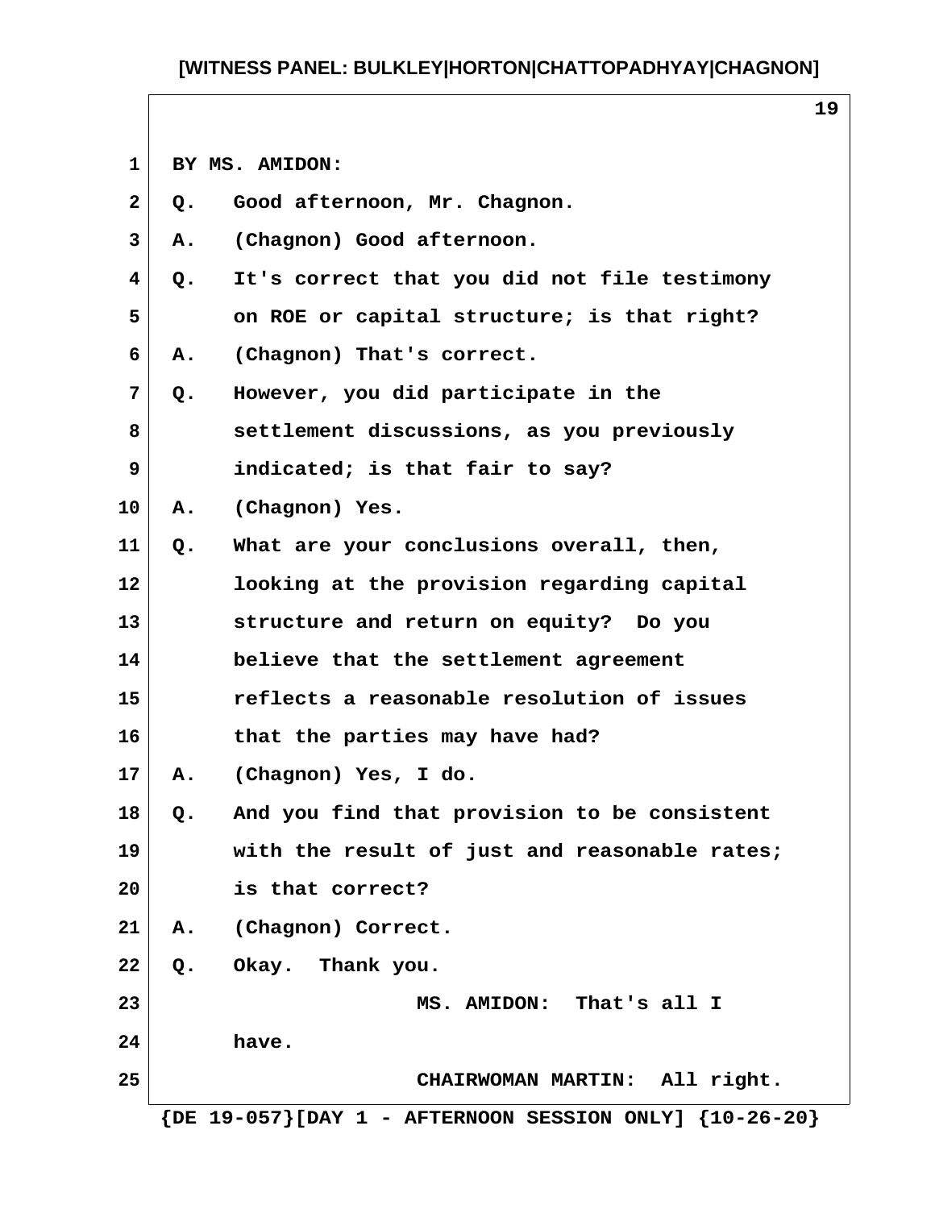BY MS. AMIDON:

Q. Good afternoon, Mr. Chagnon.

A. (Chagnon) Good afternoon.

Q. It's correct that you did not file testimony on ROE or capital structure; is that right?

A. (Chagnon) That's correct.

Q. However, you did participate in the settlement discussions, as you previously indicated; is that fair to say?

A. (Chagnon) Yes.

Q. What are your conclusions overall, then, looking at the provision regarding capital structure and return on equity? Do you believe that the settlement agreement reflects a reasonable resolution of issues that the parties may have had?

A. (Chagnon) Yes, I do.

Q. And you find that provision to be consistent with the result of just and reasonable rates; is that correct?

A. (Chagnon) Correct.

Q. Okay. Thank you.

MS. AMIDON: That's all I have.

CHAIRWOMAN MARTIN: All right.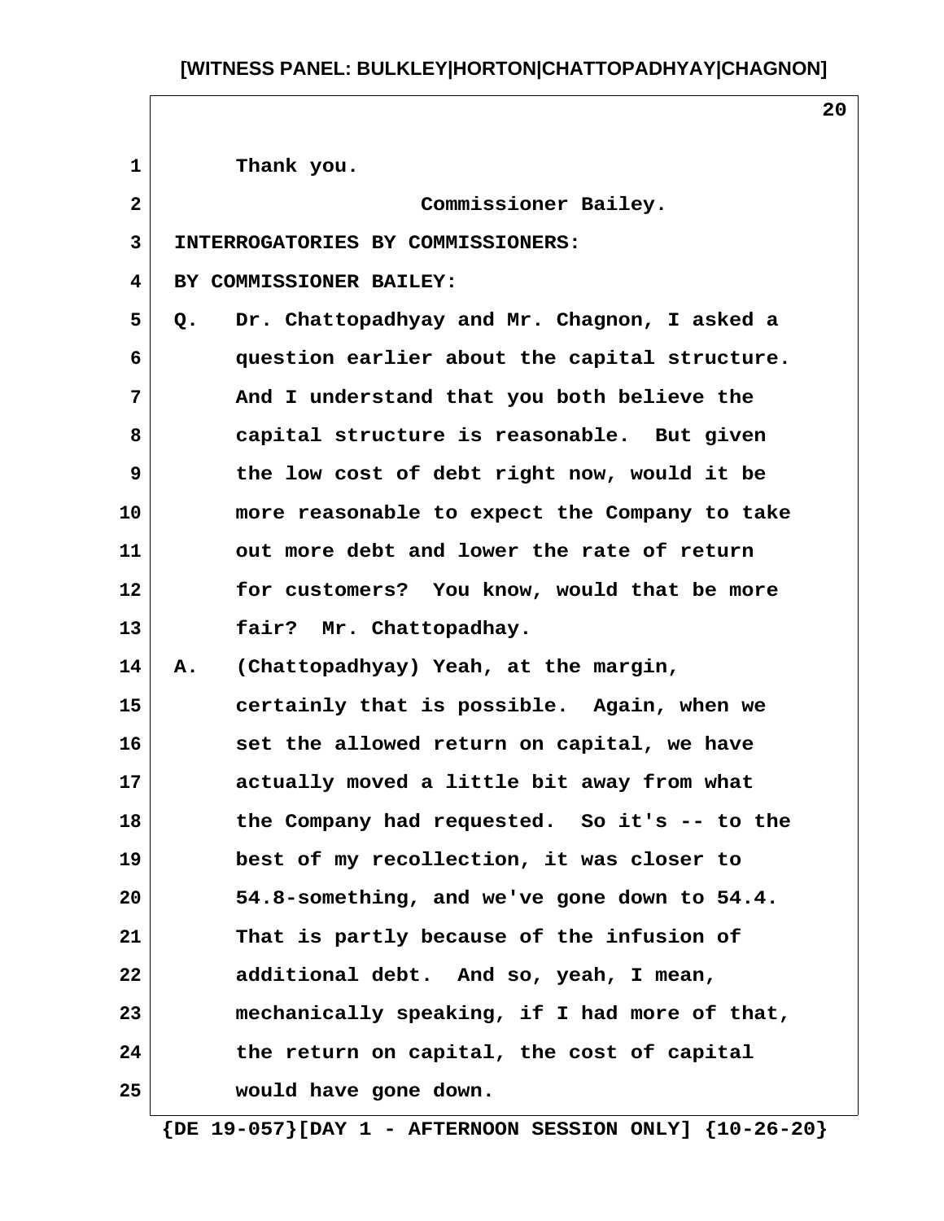Thank you.

Commissioner Bailey.

INTERROGATORIES BY COMMISSIONERS:

BY COMMISSIONER BAILEY:

Q. Dr. Chattopadhyay and Mr. Chagnon, I asked a question earlier about the capital structure. And I understand that you both believe the capital structure is reasonable. But given the low cost of debt right now, would it be more reasonable to expect the Company to take out more debt and lower the rate of return for customers? You know, would that be more fair? Mr. Chattopadhay.

A. (Chattopadhyay) Yeah, at the margin, certainly that is possible. Again, when we set the allowed return on capital, we have actually moved a little bit away from what the Company had requested. So it's -- to the best of my recollection, it was closer to 54.8-something, and we've gone down to 54.4. That is partly because of the infusion of additional debt. And so, yeah, I mean, mechanically speaking, if I had more of that, the return on capital, the cost of capital would have gone down.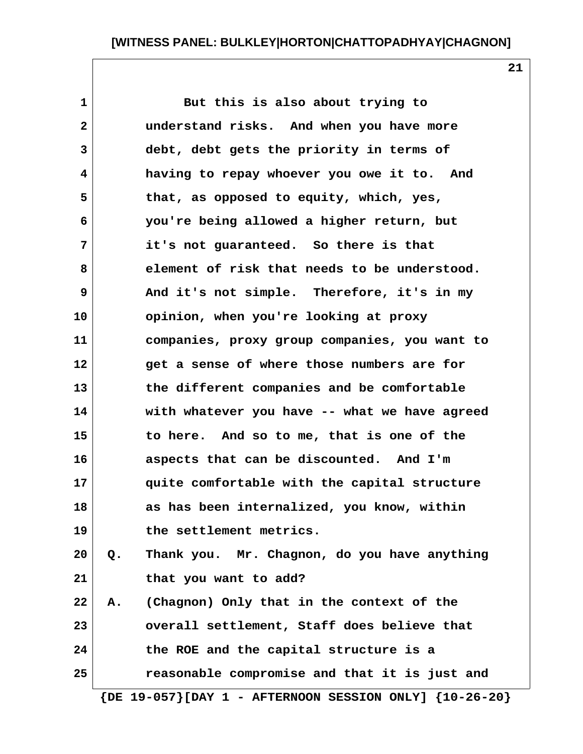But this is also about trying to understand risks. And when you have more debt, debt gets the priority in terms of having to repay whoever you owe it to. And that, as opposed to equity, which, yes, you're being allowed a higher return, but it's not guaranteed. So there is that element of risk that needs to be understood. And it's not simple. Therefore, it's in my opinion, when you're looking at proxy companies, proxy group companies, you want to get a sense of where those numbers are for the different companies and be comfortable with whatever you have -- what we have agreed to here. And so to me, that is one of the aspects that can be discounted. And I'm quite comfortable with the capital structure as has been internalized, you know, within the settlement metrics.

Q. Thank you. Mr. Chagnon, do you have anything that you want to add?

A. (Chagnon) Only that in the context of the overall settlement, Staff does believe that the ROE and the capital structure is a reasonable compromise and that it is just and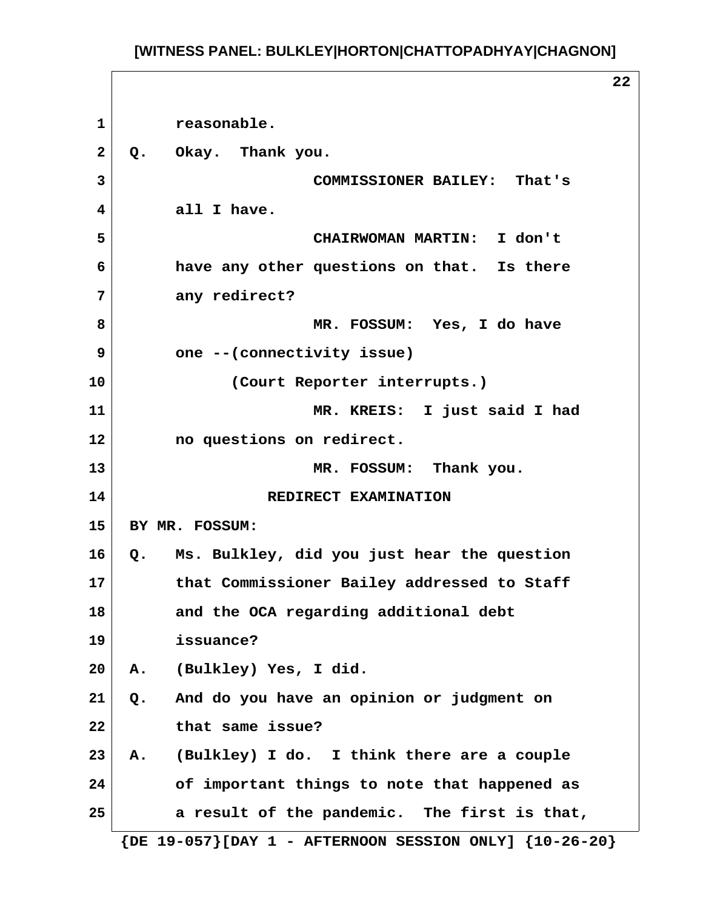reasonable.

Q. Okay. Thank you.

COMMISSIONER BAILEY: That's all I have.

CHAIRWOMAN MARTIN: I don't have any other questions on that. Is there any redirect?

MR. FOSSUM: Yes, I do have one --(connectivity issue)

(Court Reporter interrupts.)

MR. KREIS: I just said I had no questions on redirect.

MR. FOSSUM: Thank you.

REDIRECT EXAMINATION

BY MR. FOSSUM:

Q. Ms. Bulkley, did you just hear the question that Commissioner Bailey addressed to Staff and the OCA regarding additional debt issuance?

A. (Bulkley) Yes, I did.

Q. And do you have an opinion or judgment on that same issue?

A. (Bulkley) I do. I think there are a couple of important things to note that happened as a result of the pandemic. The first is that,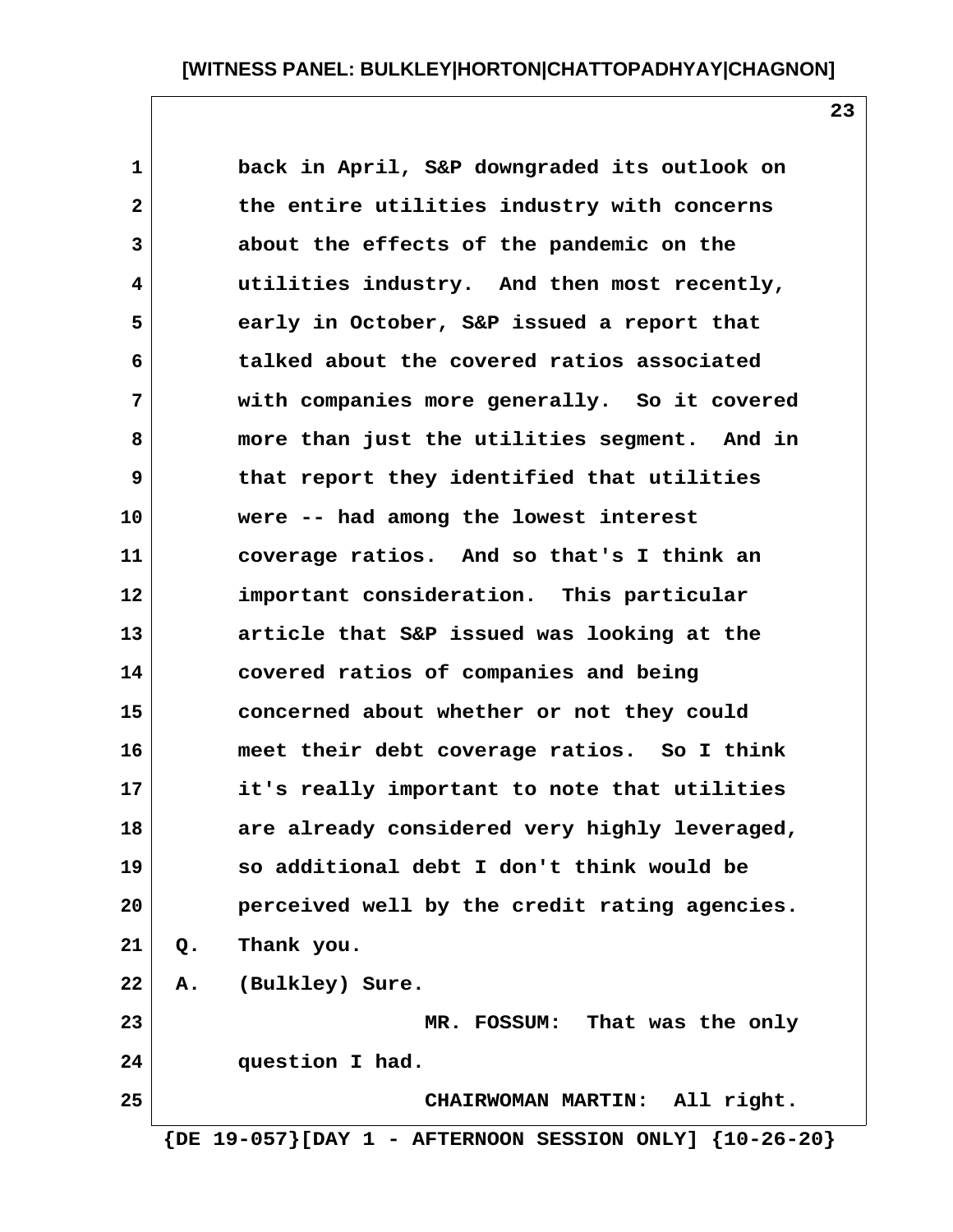back in April, S&P downgraded its outlook on the entire utilities industry with concerns about the effects of the pandemic on the utilities industry. And then most recently, early in October, S&P issued a report that talked about the covered ratios associated with companies more generally. So it covered more than just the utilities segment. And in that report they identified that utilities were -- had among the lowest interest coverage ratios. And so that's I think an important consideration. This particular article that S&P issued was looking at the covered ratios of companies and being concerned about whether or not they could meet their debt coverage ratios. So I think it's really important to note that utilities are already considered very highly leveraged, so additional debt I don't think would be perceived well by the credit rating agencies.

Q. Thank you.

A. (Bulkley) Sure.

MR. FOSSUM: That was the only question I had.

CHAIRWOMAN MARTIN: All right.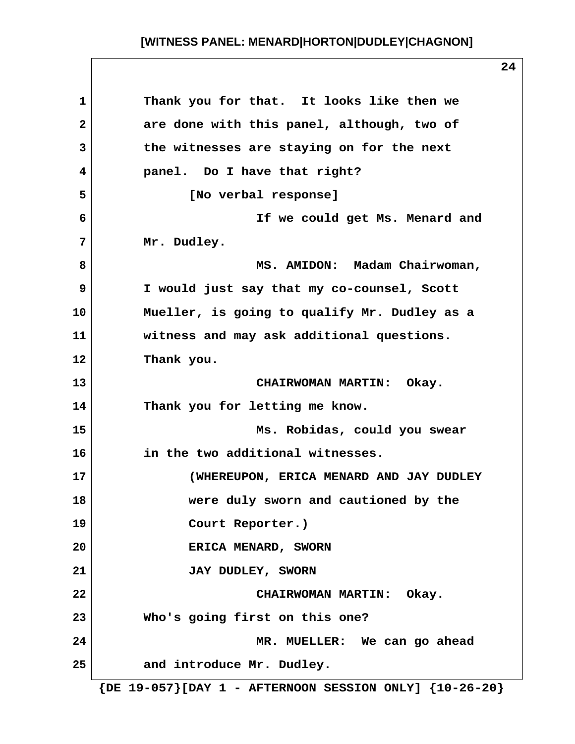Thank you for that. It looks like then we are done with this panel, although, two of the witnesses are staying on for the next panel. Do I have that right?

[No verbal response]

If we could get Ms. Menard and Mr. Dudley.

MS. AMIDON: Madam Chairwoman, I would just say that my co-counsel, Scott Mueller, is going to qualify Mr. Dudley as a witness and may ask additional questions. Thank you.

CHAIRWOMAN MARTIN: Okay. Thank you for letting me know.

Ms. Robidas, could you swear in the two additional witnesses.

(WHEREUPON, ERICA MENARD AND JAY DUDLEY were duly sworn and cautioned by the Court Reporter.)

ERICA MENARD, SWORN

JAY DUDLEY, SWORN

CHAIRWOMAN MARTIN: Okay. Who's going first on this one?

MR. MUELLER: We can go ahead and introduce Mr. Dudley.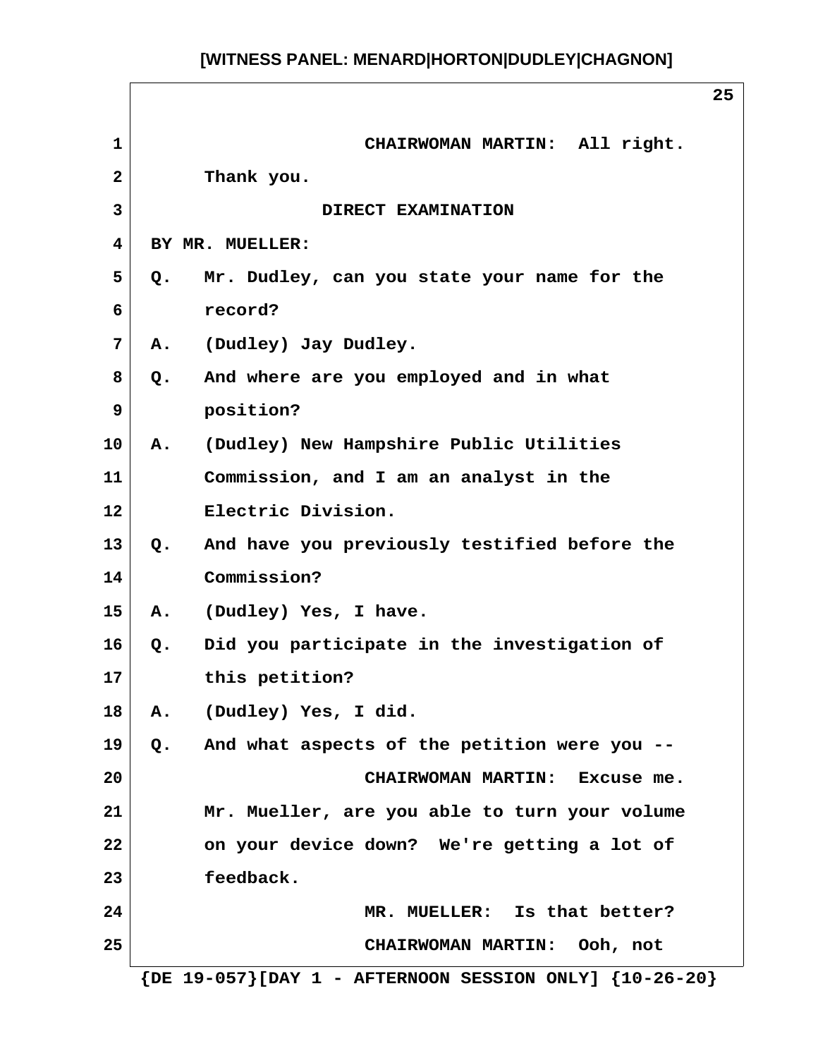CHAIRWOMAN MARTIN: All right. Thank you.

DIRECT EXAMINATION

BY MR. MUELLER:

Q. Mr. Dudley, can you state your name for the record?

A. (Dudley) Jay Dudley.

Q. And where are you employed and in what position?

A. (Dudley) New Hampshire Public Utilities Commission, and I am an analyst in the Electric Division.

Q. And have you previously testified before the Commission?

A. (Dudley) Yes, I have.

Q. Did you participate in the investigation of this petition?

A. (Dudley) Yes, I did.

Q. And what aspects of the petition were you --

CHAIRWOMAN MARTIN: Excuse me. Mr. Mueller, are you able to turn your volume on your device down? We're getting a lot of feedback.

MR. MUELLER: Is that better?

CHAIRWOMAN MARTIN: Ooh, not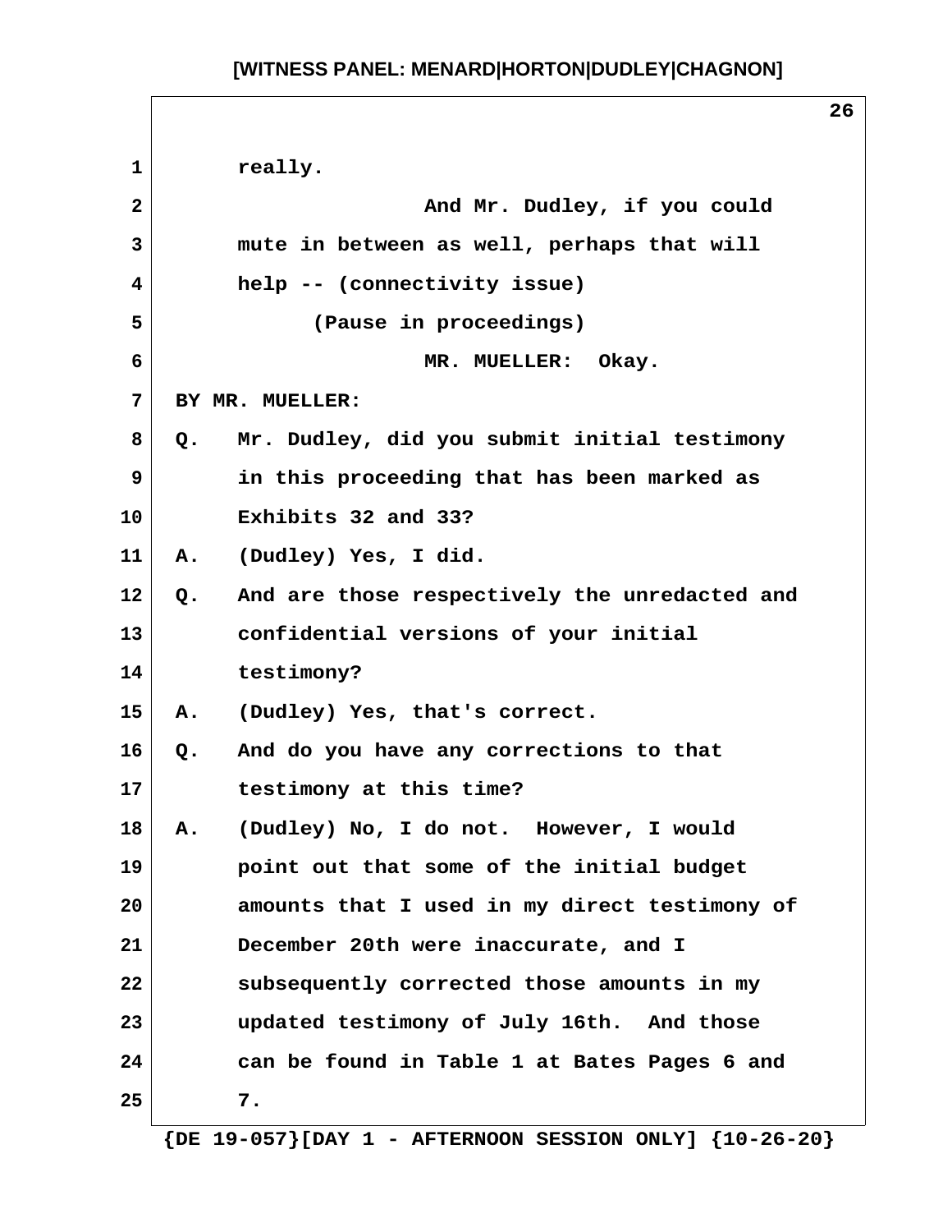really.

And Mr. Dudley, if you could mute in between as well, perhaps that will help -- (connectivity issue)

(Pause in proceedings)

MR. MUELLER: Okay.

BY MR. MUELLER:

Q. Mr. Dudley, did you submit initial testimony in this proceeding that has been marked as Exhibits 32 and 33?

A. (Dudley) Yes, I did.

Q. And are those respectively the unredacted and confidential versions of your initial testimony?

A. (Dudley) Yes, that's correct.

Q. And do you have any corrections to that testimony at this time?

A. (Dudley) No, I do not. However, I would point out that some of the initial budget amounts that I used in my direct testimony of December 20th were inaccurate, and I subsequently corrected those amounts in my updated testimony of July 16th. And those can be found in Table 1 at Bates Pages 6 and 7.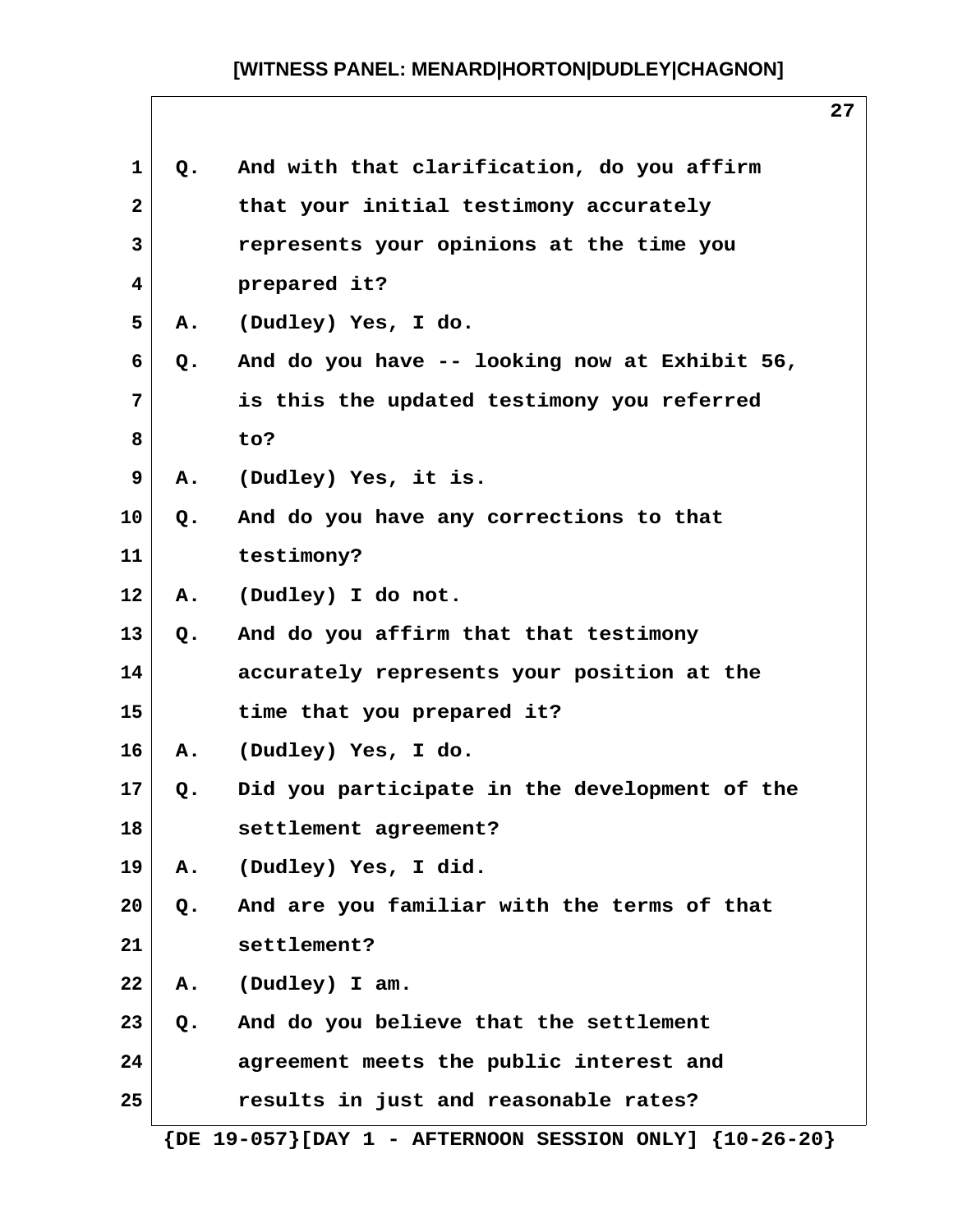Q. And with that clarification, do you affirm that your initial testimony accurately represents your opinions at the time you prepared it?

A. (Dudley) Yes, I do.

Q. And do you have -- looking now at Exhibit 56, is this the updated testimony you referred to?

A. (Dudley) Yes, it is.

Q. And do you have any corrections to that testimony?

A. (Dudley) I do not.

Q. And do you affirm that that testimony accurately represents your position at the time that you prepared it?

A. (Dudley) Yes, I do.

Q. Did you participate in the development of the settlement agreement?

A. (Dudley) Yes, I did.

Q. And are you familiar with the terms of that settlement?

A. (Dudley) I am.

Q. And do you believe that the settlement agreement meets the public interest and results in just and reasonable rates?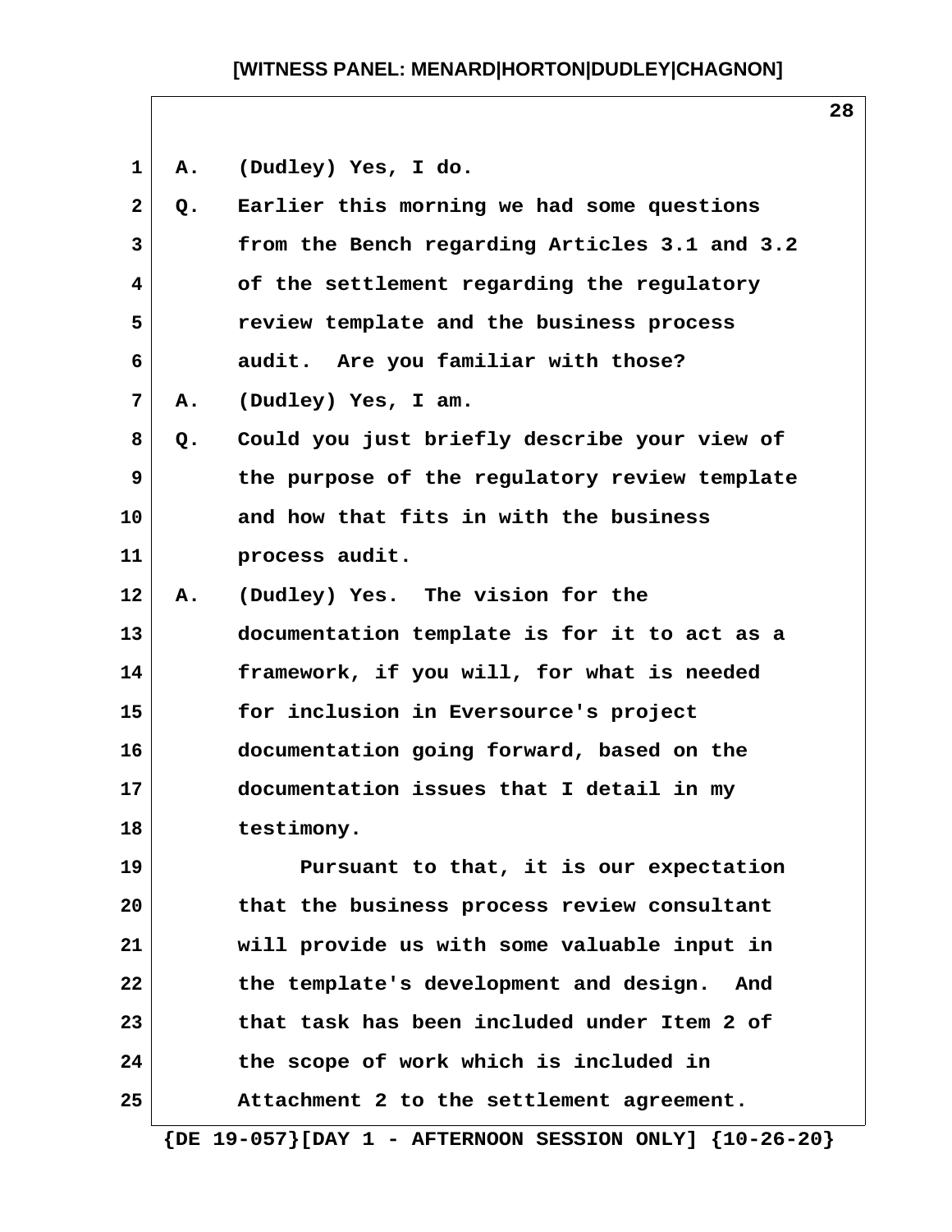A. (Dudley) Yes, I do.

Q. Earlier this morning we had some questions from the Bench regarding Articles 3.1 and 3.2 of the settlement regarding the regulatory review template and the business process audit. Are you familiar with those?

A. (Dudley) Yes, I am.

Q. Could you just briefly describe your view of the purpose of the regulatory review template and how that fits in with the business process audit.

A. (Dudley) Yes. The vision for the documentation template is for it to act as a framework, if you will, for what is needed for inclusion in Eversource's project documentation going forward, based on the documentation issues that I detail in my testimony.

Pursuant to that, it is our expectation that the business process review consultant will provide us with some valuable input in the template's development and design. And that task has been included under Item 2 of the scope of work which is included in Attachment 2 to the settlement agreement.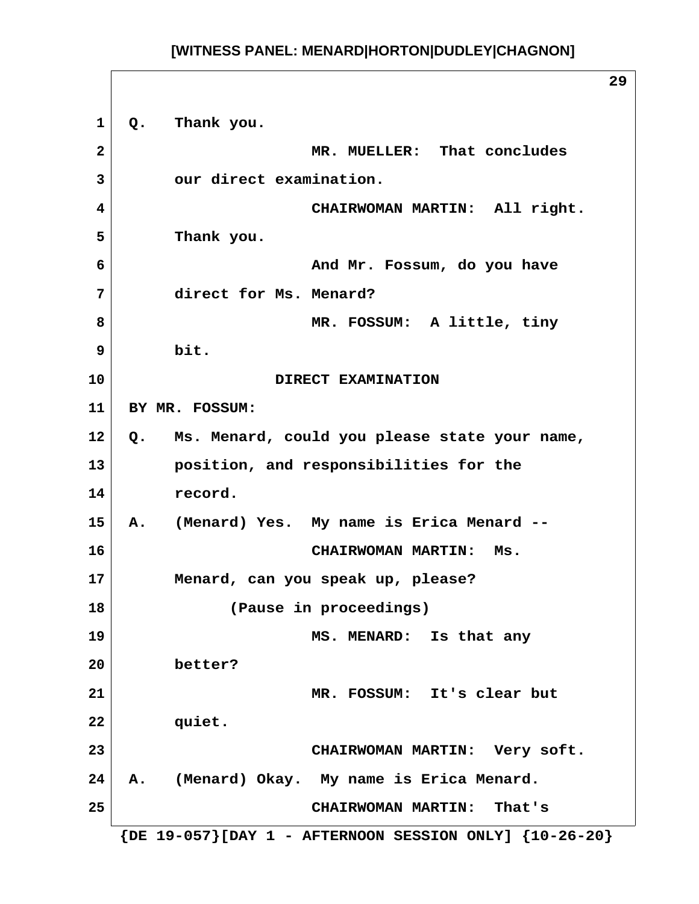Q. Thank you.

MR. MUELLER: That concludes our direct examination.

CHAIRWOMAN MARTIN: All right. Thank you.

And Mr. Fossum, do you have direct for Ms. Menard?

MR. FOSSUM: A little, tiny bit.

DIRECT EXAMINATION

BY MR. FOSSUM:

Q. Ms. Menard, could you please state your name, position, and responsibilities for the record.

A. (Menard) Yes. My name is Erica Menard --

CHAIRWOMAN MARTIN: Ms. Menard, can you speak up, please?

(Pause in proceedings)

MS. MENARD: Is that any better?

MR. FOSSUM: It's clear but quiet.

CHAIRWOMAN MARTIN: Very soft.

A. (Menard) Okay. My name is Erica Menard.

CHAIRWOMAN MARTIN: That's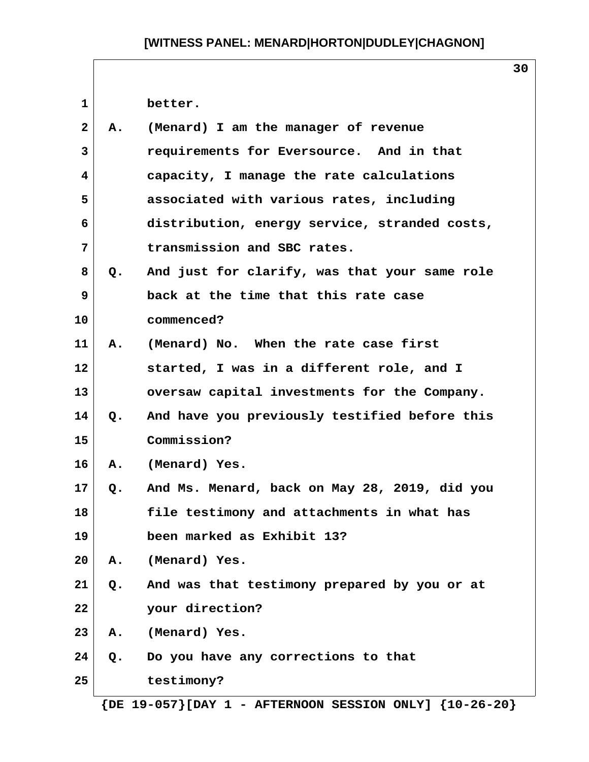better.

A. (Menard) I am the manager of revenue requirements for Eversource. And in that capacity, I manage the rate calculations associated with various rates, including distribution, energy service, stranded costs, transmission and SBC rates.

Q. And just for clarify, was that your same role back at the time that this rate case commenced?

A. (Menard) No. When the rate case first started, I was in a different role, and I oversaw capital investments for the Company.

Q. And have you previously testified before this Commission?

A. (Menard) Yes.

Q. And Ms. Menard, back on May 28, 2019, did you file testimony and attachments in what has been marked as Exhibit 13?

A. (Menard) Yes.

Q. And was that testimony prepared by you or at your direction?

A. (Menard) Yes.

Q. Do you have any corrections to that testimony?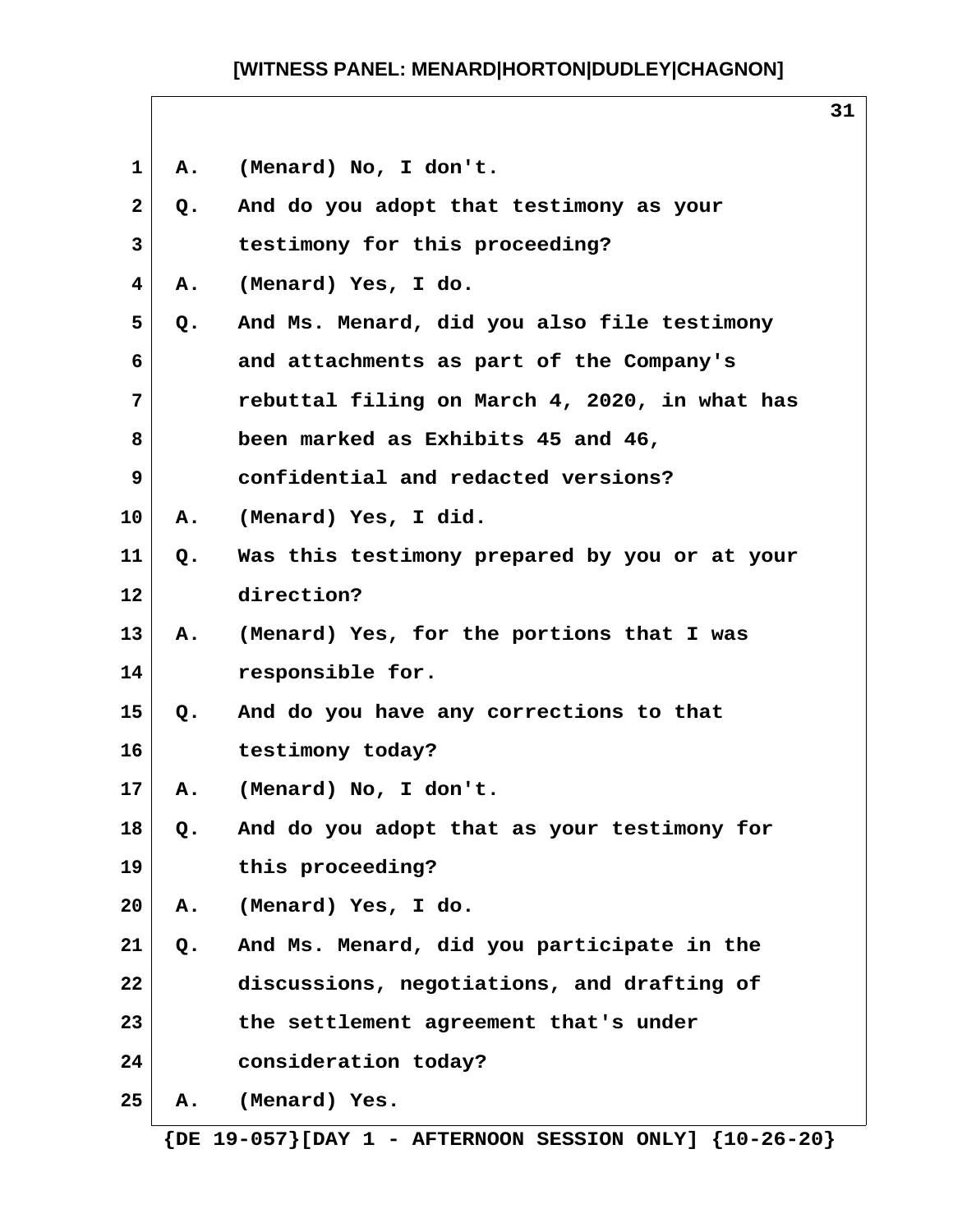A. (Menard) No, I don't.

Q. And do you adopt that testimony as your testimony for this proceeding?

A. (Menard) Yes, I do.

Q. And Ms. Menard, did you also file testimony and attachments as part of the Company's rebuttal filing on March 4, 2020, in what has been marked as Exhibits 45 and 46, confidential and redacted versions?

A. (Menard) Yes, I did.

Q. Was this testimony prepared by you or at your direction?

A. (Menard) Yes, for the portions that I was responsible for.

Q. And do you have any corrections to that testimony today?

A. (Menard) No, I don't.

Q. And do you adopt that as your testimony for this proceeding?

A. (Menard) Yes, I do.

Q. And Ms. Menard, did you participate in the discussions, negotiations, and drafting of the settlement agreement that's under consideration today?

A. (Menard) Yes.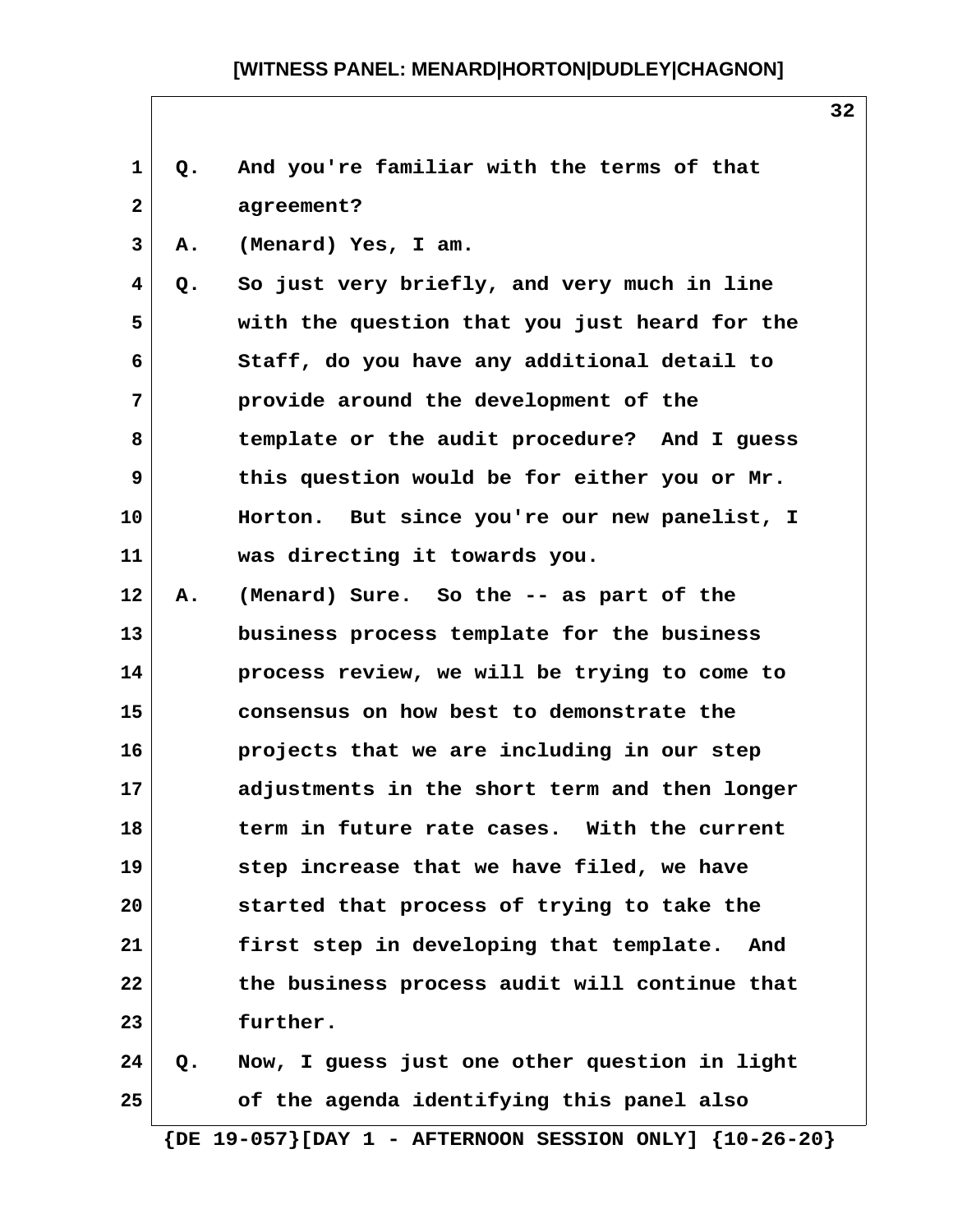Q. And you're familiar with the terms of that agreement?

A. (Menard) Yes, I am.

Q. So just very briefly, and very much in line with the question that you just heard for the Staff, do you have any additional detail to provide around the development of the template or the audit procedure? And I guess this question would be for either you or Mr. Horton. But since you're our new panelist, I was directing it towards you.

A. (Menard) Sure. So the -- as part of the business process template for the business process review, we will be trying to come to consensus on how best to demonstrate the projects that we are including in our step adjustments in the short term and then longer term in future rate cases. With the current step increase that we have filed, we have started that process of trying to take the first step in developing that template. And the business process audit will continue that further.

Q. Now, I guess just one other question in light of the agenda identifying this panel also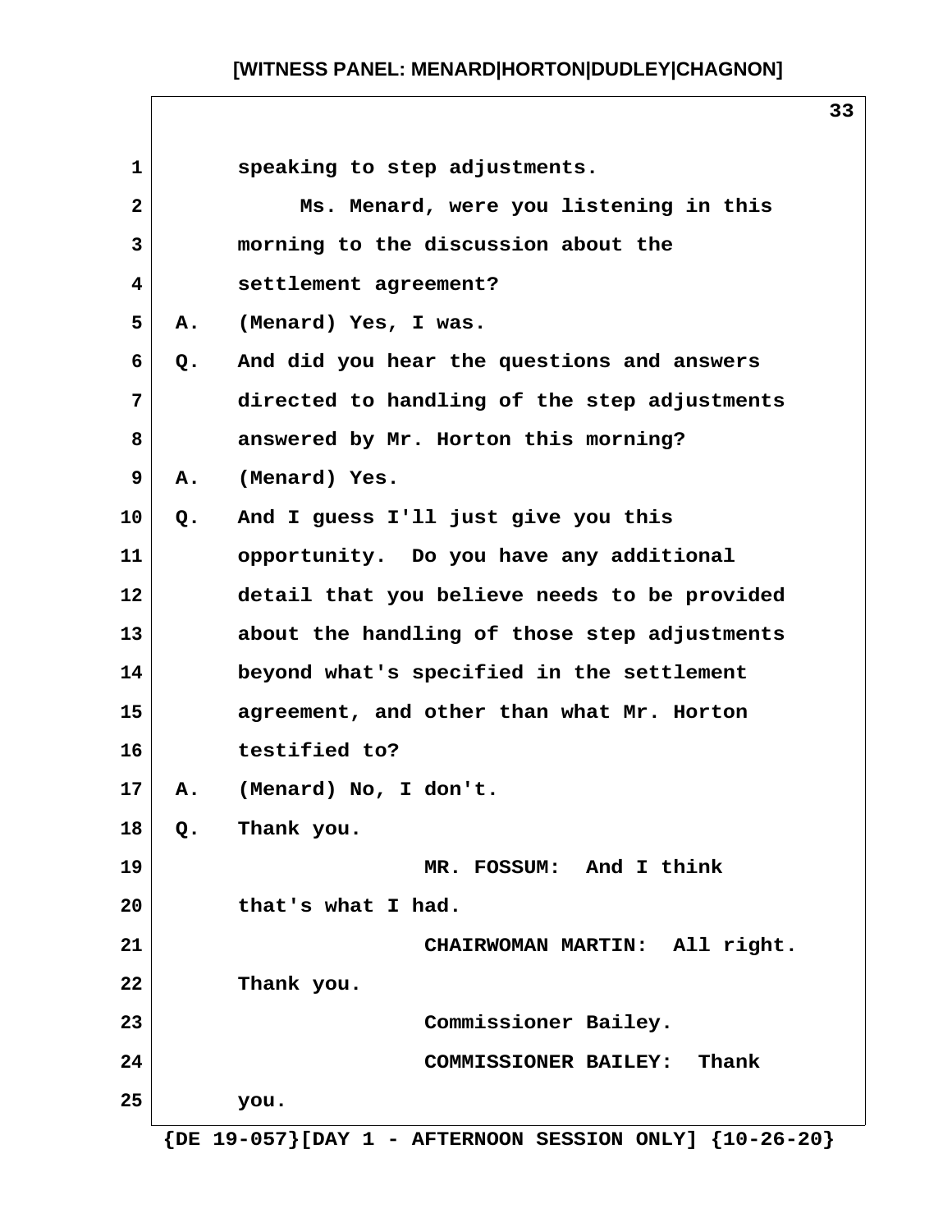speaking to step adjustments.

Ms. Menard, were you listening in this morning to the discussion about the settlement agreement?

A. (Menard) Yes, I was.

Q. And did you hear the questions and answers directed to handling of the step adjustments answered by Mr. Horton this morning?

A. (Menard) Yes.

Q. And I guess I'll just give you this opportunity. Do you have any additional detail that you believe needs to be provided about the handling of those step adjustments beyond what's specified in the settlement agreement, and other than what Mr. Horton testified to?

A. (Menard) No, I don't.

Q. Thank you.

MR. FOSSUM: And I think that's what I had.

CHAIRWOMAN MARTIN: All right. Thank you.

Commissioner Bailey.

COMMISSIONER BAILEY: Thank you.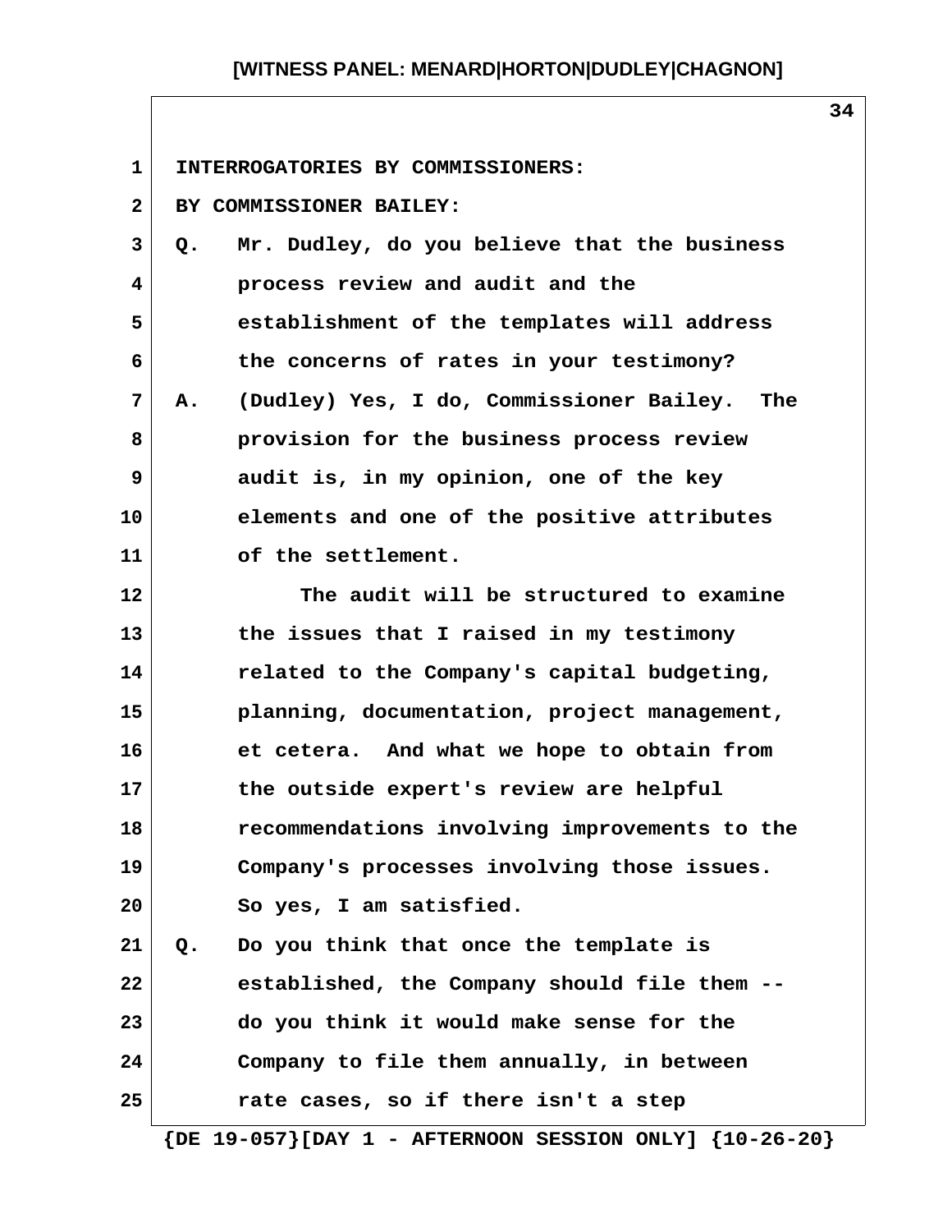INTERROGATORIES BY COMMISSIONERS:

BY COMMISSIONER BAILEY:

Q. Mr. Dudley, do you believe that the business process review and audit and the establishment of the templates will address the concerns of rates in your testimony?

A. (Dudley) Yes, I do, Commissioner Bailey. The provision for the business process review audit is, in my opinion, one of the key elements and one of the positive attributes of the settlement.

The audit will be structured to examine the issues that I raised in my testimony related to the Company's capital budgeting, planning, documentation, project management, et cetera. And what we hope to obtain from the outside expert's review are helpful recommendations involving improvements to the Company's processes involving those issues. So yes, I am satisfied.

Q. Do you think that once the template is established, the Company should file them -- do you think it would make sense for the Company to file them annually, in between rate cases, so if there isn't a step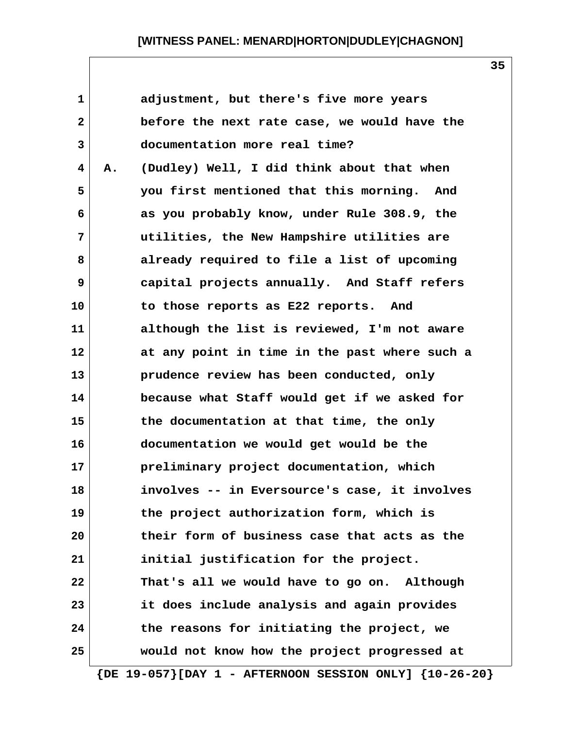adjustment, but there's five more years before the next rate case, we would have the documentation more real time?

A. (Dudley) Well, I did think about that when you first mentioned that this morning. And as you probably know, under Rule 308.9, the utilities, the New Hampshire utilities are already required to file a list of upcoming capital projects annually. And Staff refers to those reports as E22 reports. And although the list is reviewed, I'm not aware at any point in time in the past where such a prudence review has been conducted, only because what Staff would get if we asked for the documentation at that time, the only documentation we would get would be the preliminary project documentation, which involves -- in Eversource's case, it involves the project authorization form, which is their form of business case that acts as the initial justification for the project. That's all we would have to go on. Although it does include analysis and again provides the reasons for initiating the project, we would not know how the project progressed at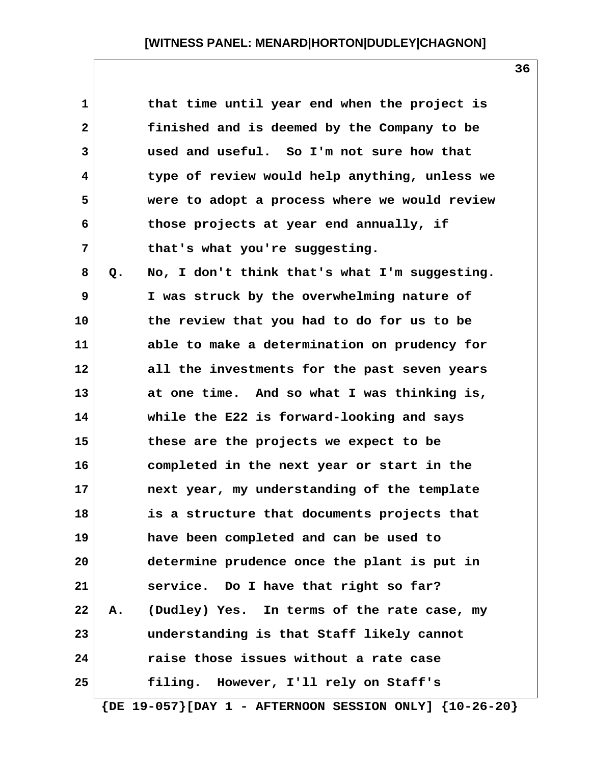that time until year end when the project is finished and is deemed by the Company to be used and useful. So I'm not sure how that type of review would help anything, unless we were to adopt a process where we would review those projects at year end annually, if that's what you're suggesting.

Q. No, I don't think that's what I'm suggesting. I was struck by the overwhelming nature of the review that you had to do for us to be able to make a determination on prudency for all the investments for the past seven years at one time. And so what I was thinking is, while the E22 is forward-looking and says these are the projects we expect to be completed in the next year or start in the next year, my understanding of the template is a structure that documents projects that have been completed and can be used to determine prudence once the plant is put in service. Do I have that right so far?

A. (Dudley) Yes. In terms of the rate case, my understanding is that Staff likely cannot raise those issues without a rate case filing. However, I'll rely on Staff's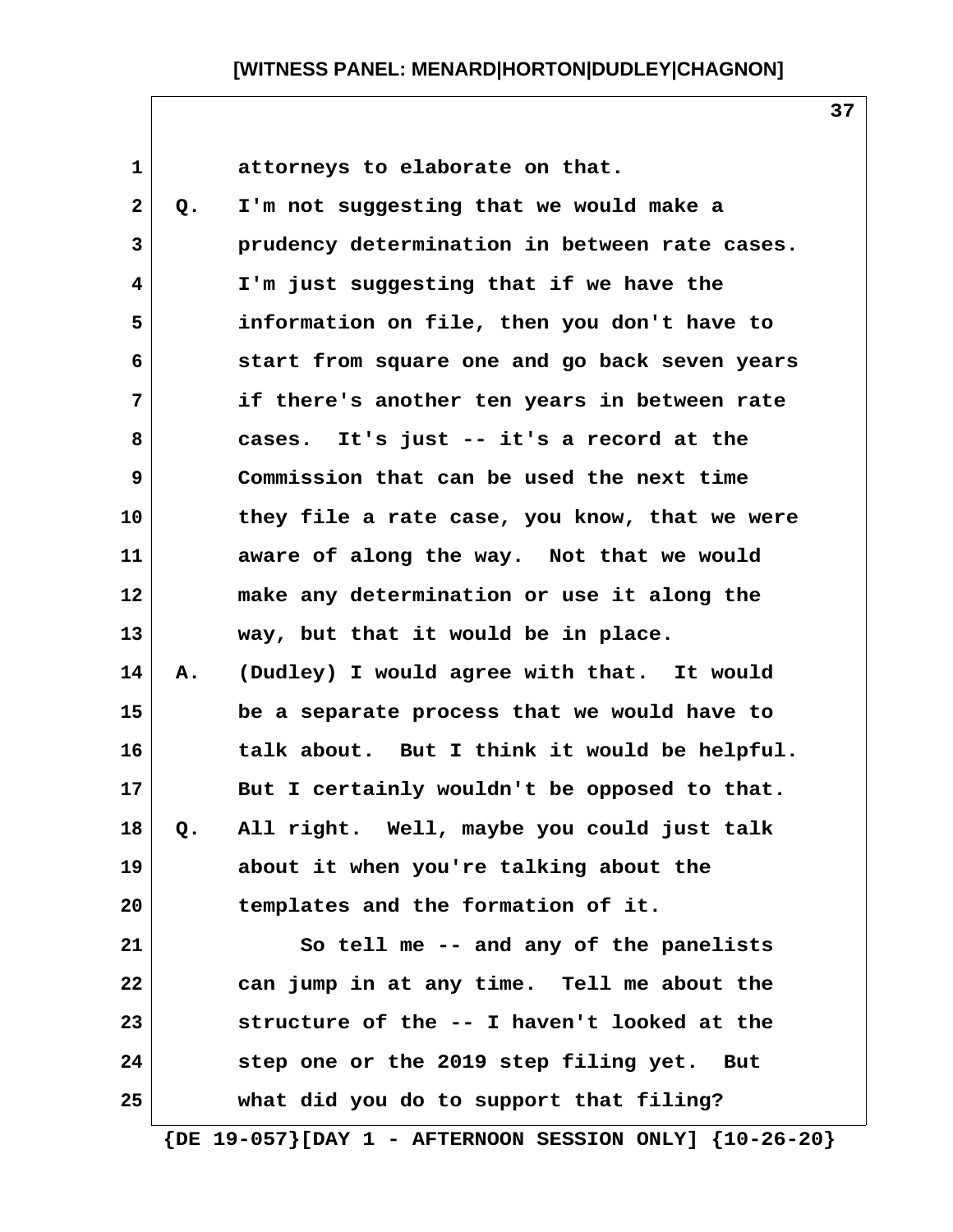attorneys to elaborate on that.

Q. I'm not suggesting that we would make a prudency determination in between rate cases. I'm just suggesting that if we have the information on file, then you don't have to start from square one and go back seven years if there's another ten years in between rate cases. It's just -- it's a record at the Commission that can be used the next time they file a rate case, you know, that we were aware of along the way. Not that we would make any determination or use it along the way, but that it would be in place.

A. (Dudley) I would agree with that. It would be a separate process that we would have to talk about. But I think it would be helpful. But I certainly wouldn't be opposed to that.

Q. All right. Well, maybe you could just talk about it when you're talking about the templates and the formation of it.

So tell me -- and any of the panelists can jump in at any time. Tell me about the structure of the -- I haven't looked at the step one or the 2019 step filing yet. But what did you do to support that filing?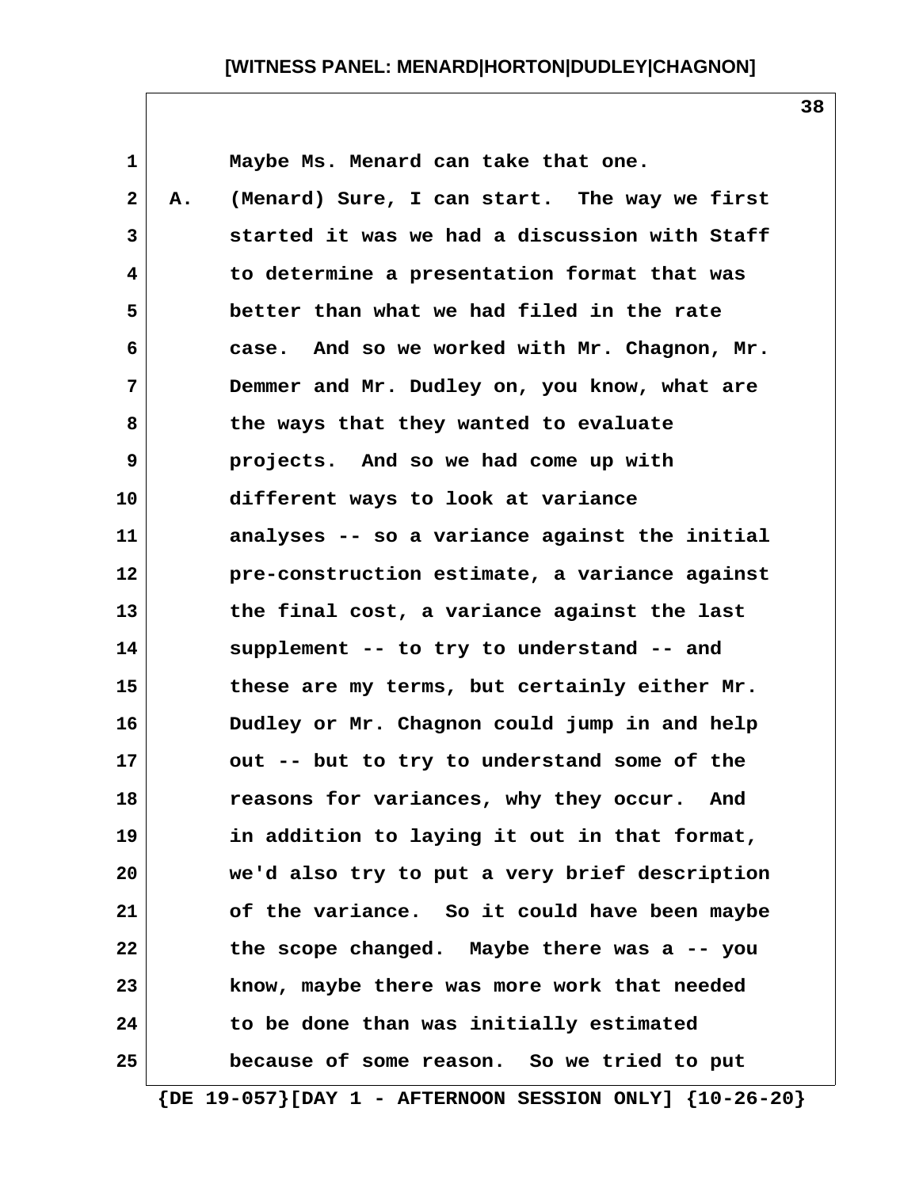Maybe Ms. Menard can take that one.

A. (Menard) Sure, I can start. The way we first started it was we had a discussion with Staff to determine a presentation format that was better than what we had filed in the rate case. And so we worked with Mr. Chagnon, Mr. Demmer and Mr. Dudley on, you know, what are the ways that they wanted to evaluate projects. And so we had come up with different ways to look at variance analyses -- so a variance against the initial pre-construction estimate, a variance against the final cost, a variance against the last supplement -- to try to understand -- and these are my terms, but certainly either Mr. Dudley or Mr. Chagnon could jump in and help out -- but to try to understand some of the reasons for variances, why they occur. And in addition to laying it out in that format, we'd also try to put a very brief description of the variance. So it could have been maybe the scope changed. Maybe there was a -- you know, maybe there was more work that needed to be done than was initially estimated because of some reason. So we tried to put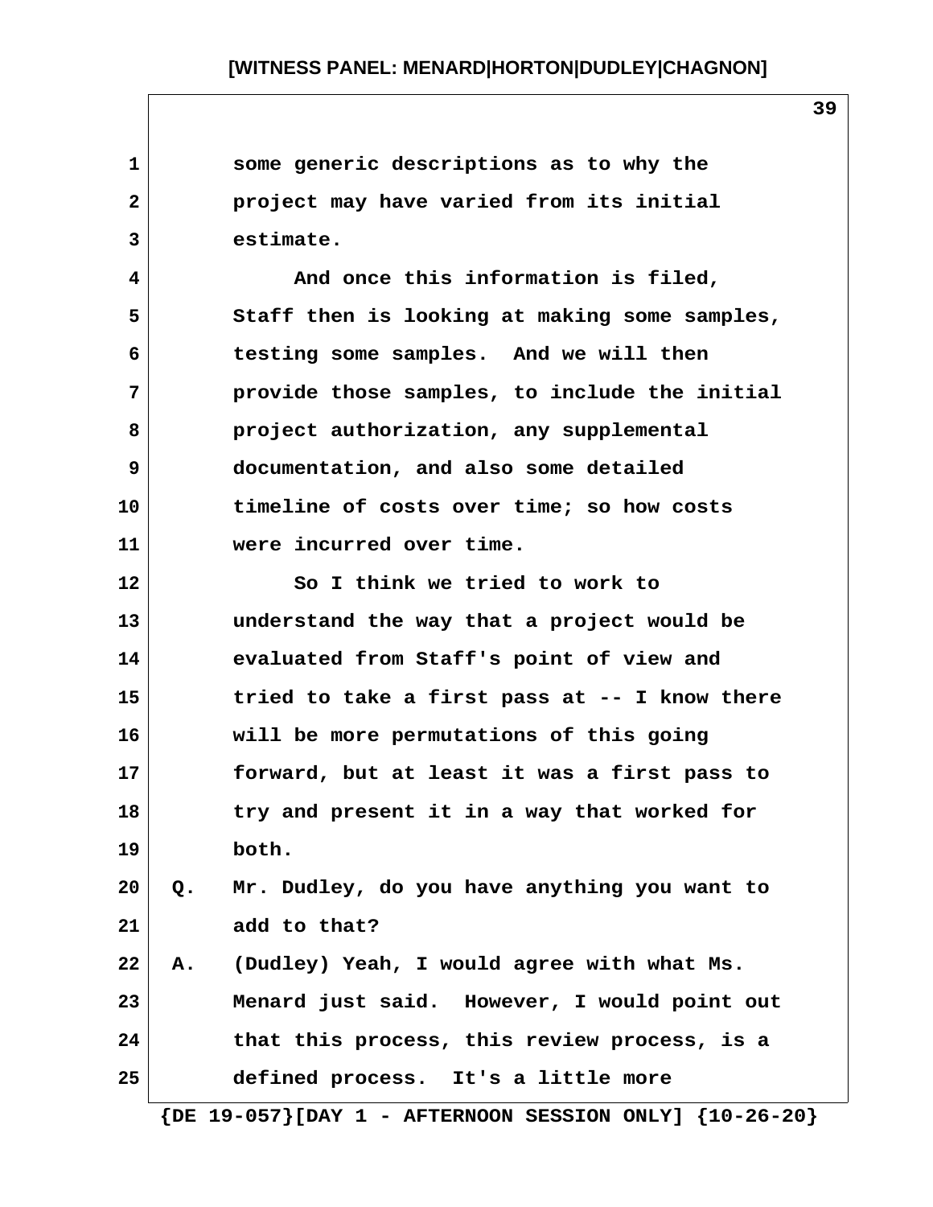some generic descriptions as to why the project may have varied from its initial estimate.

And once this information is filed, Staff then is looking at making some samples, testing some samples. And we will then provide those samples, to include the initial project authorization, any supplemental documentation, and also some detailed timeline of costs over time; so how costs were incurred over time.

So I think we tried to work to understand the way that a project would be evaluated from Staff's point of view and tried to take a first pass at -- I know there will be more permutations of this going forward, but at least it was a first pass to try and present it in a way that worked for both.

Q. Mr. Dudley, do you have anything you want to add to that?

A. (Dudley) Yeah, I would agree with what Ms. Menard just said. However, I would point out that this process, this review process, is a defined process. It's a little more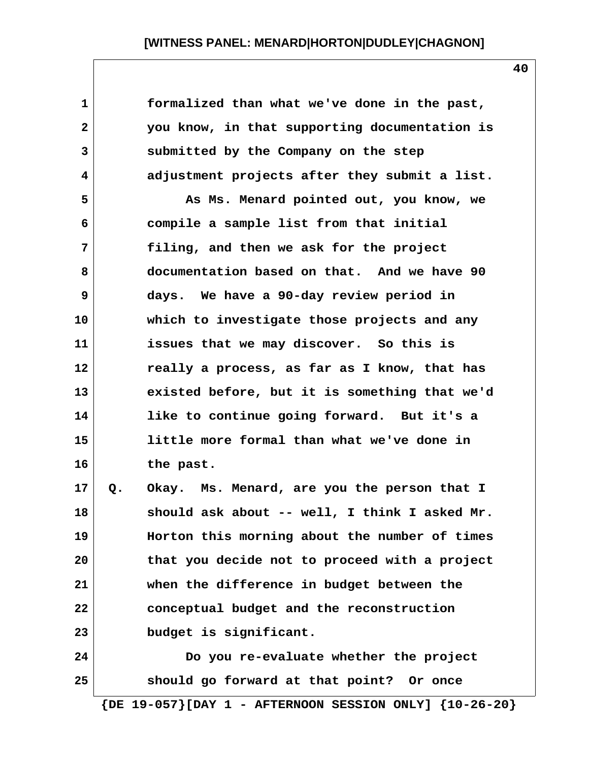formalized than what we've done in the past, you know, in that supporting documentation is submitted by the Company on the step adjustment projects after they submit a list.

As Ms. Menard pointed out, you know, we compile a sample list from that initial filing, and then we ask for the project documentation based on that. And we have 90 days. We have a 90-day review period in which to investigate those projects and any issues that we may discover. So this is really a process, as far as I know, that has existed before, but it is something that we'd like to continue going forward. But it's a little more formal than what we've done in the past.

Q. Okay. Ms. Menard, are you the person that I should ask about -- well, I think I asked Mr. Horton this morning about the number of times that you decide not to proceed with a project when the difference in budget between the conceptual budget and the reconstruction budget is significant.

Do you re-evaluate whether the project should go forward at that point? Or once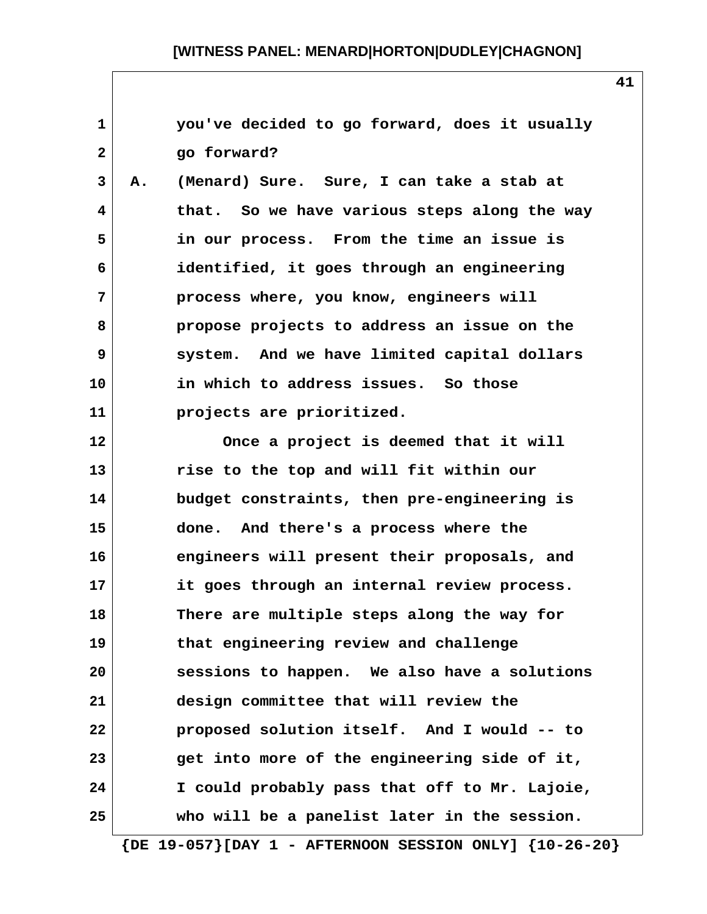you've decided to go forward, does it usually go forward?

A. (Menard) Sure. Sure, I can take a stab at that. So we have various steps along the way in our process. From the time an issue is identified, it goes through an engineering process where, you know, engineers will propose projects to address an issue on the system. And we have limited capital dollars in which to address issues. So those projects are prioritized.

Once a project is deemed that it will rise to the top and will fit within our budget constraints, then pre-engineering is done. And there's a process where the engineers will present their proposals, and it goes through an internal review process. There are multiple steps along the way for that engineering review and challenge sessions to happen. We also have a solutions design committee that will review the proposed solution itself. And I would -- to get into more of the engineering side of it, I could probably pass that off to Mr. Lajoie, who will be a panelist later in the session.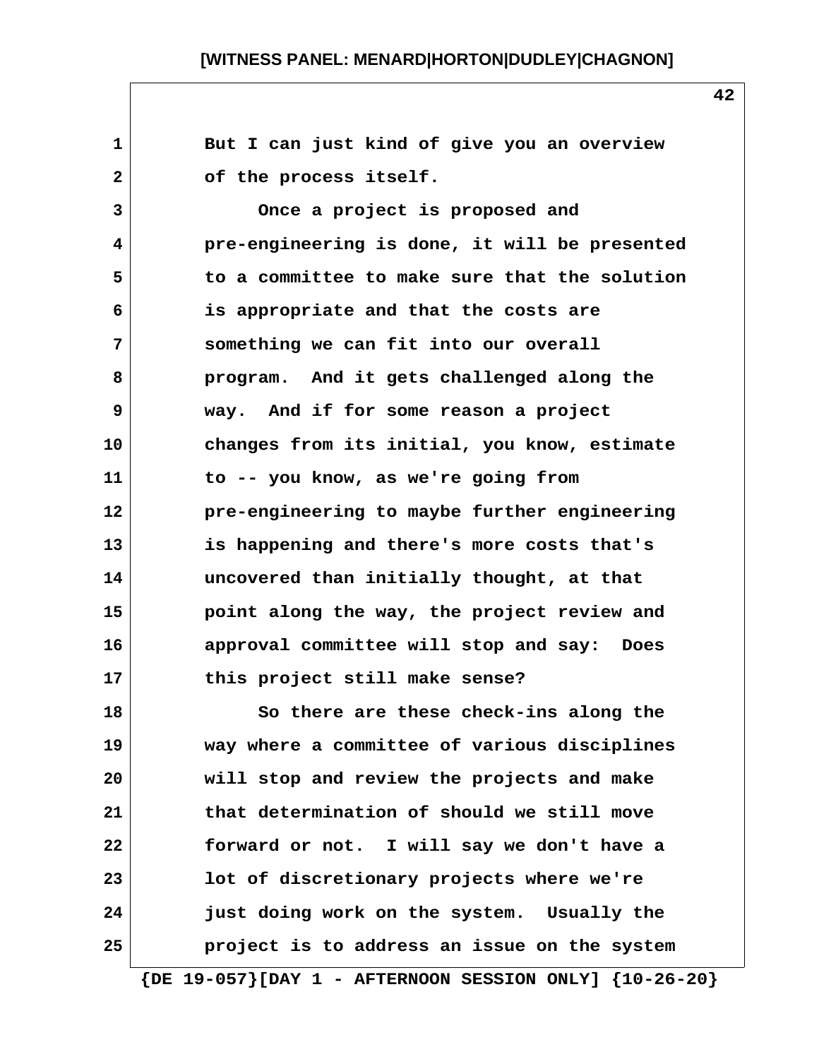But I can just kind of give you an overview of the process itself.

Once a project is proposed and pre-engineering is done, it will be presented to a committee to make sure that the solution is appropriate and that the costs are something we can fit into our overall program. And it gets challenged along the way. And if for some reason a project changes from its initial, you know, estimate to -- you know, as we're going from pre-engineering to maybe further engineering is happening and there's more costs that's uncovered than initially thought, at that point along the way, the project review and approval committee will stop and say: Does this project still make sense?

So there are these check-ins along the way where a committee of various disciplines will stop and review the projects and make that determination of should we still move forward or not. I will say we don't have a lot of discretionary projects where we're just doing work on the system. Usually the project is to address an issue on the system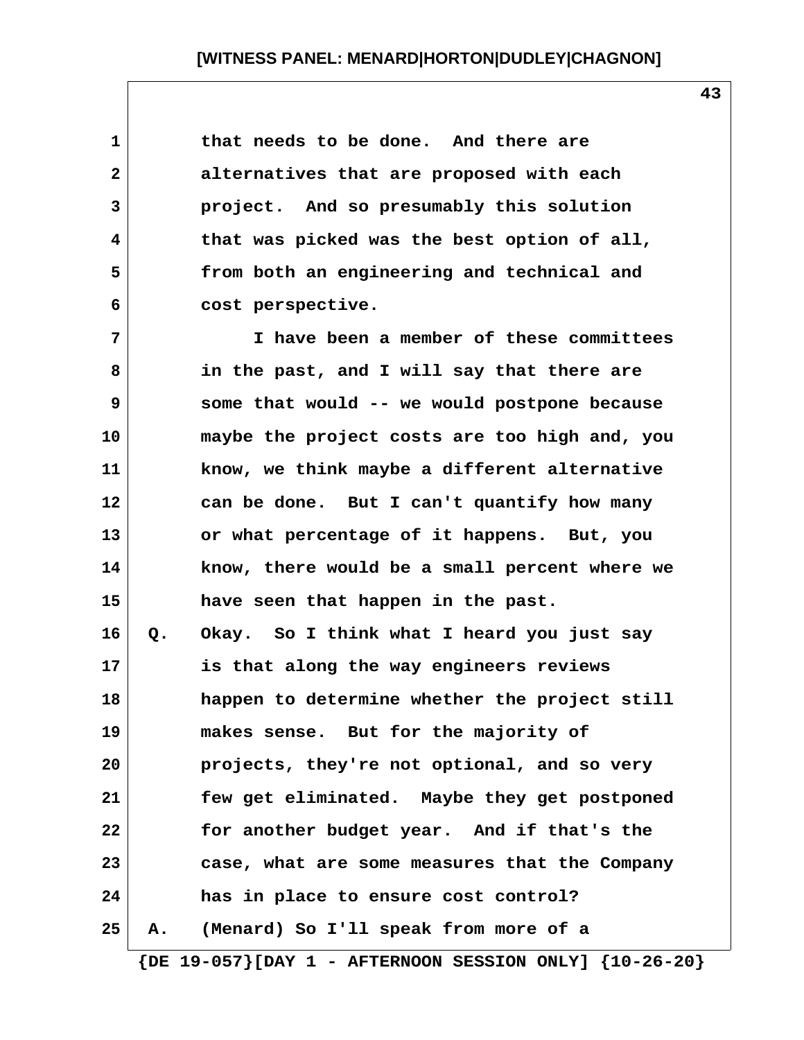that needs to be done. And there are alternatives that are proposed with each project. And so presumably this solution that was picked was the best option of all, from both an engineering and technical and cost perspective.

I have been a member of these committees in the past, and I will say that there are some that would -- we would postpone because maybe the project costs are too high and, you know, we think maybe a different alternative can be done. But I can't quantify how many or what percentage of it happens. But, you know, there would be a small percent where we have seen that happen in the past.

Q. Okay. So I think what I heard you just say is that along the way engineers reviews happen to determine whether the project still makes sense. But for the majority of projects, they're not optional, and so very few get eliminated. Maybe they get postponed for another budget year. And if that's the case, what are some measures that the Company has in place to ensure cost control?

A. (Menard) So I'll speak from more of a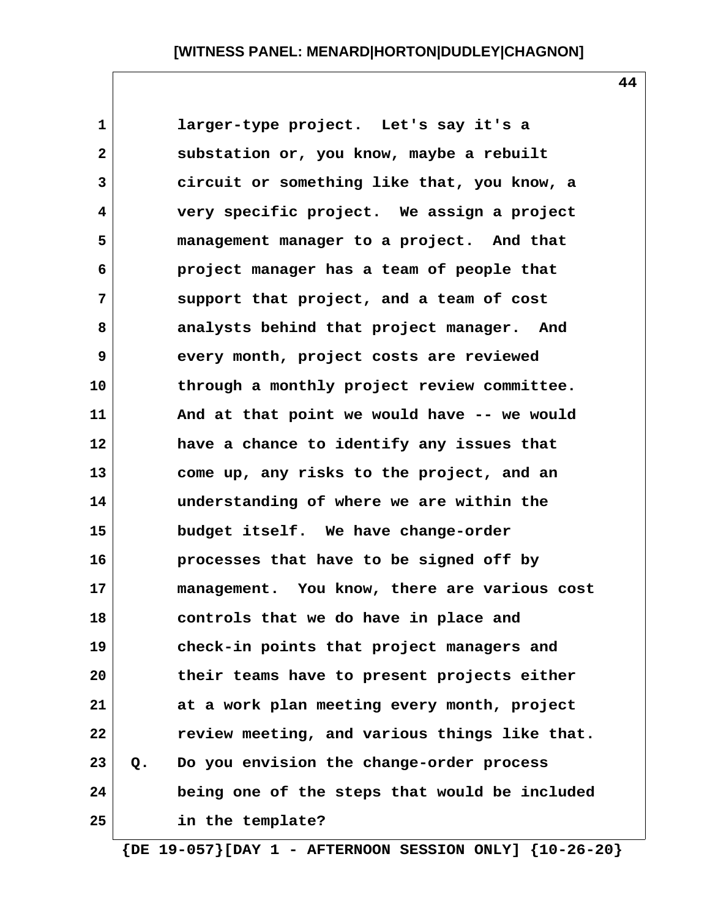larger-type project. Let's say it's a substation or, you know, maybe a rebuilt circuit or something like that, you know, a very specific project. We assign a project management manager to a project. And that project manager has a team of people that support that project, and a team of cost analysts behind that project manager. And every month, project costs are reviewed through a monthly project review committee. And at that point we would have -- we would have a chance to identify any issues that come up, any risks to the project, and an understanding of where we are within the budget itself. We have change-order processes that have to be signed off by management. You know, there are various cost controls that we do have in place and check-in points that project managers and their teams have to present projects either at a work plan meeting every month, project review meeting, and various things like that.

Q. Do you envision the change-order process being one of the steps that would be included in the template?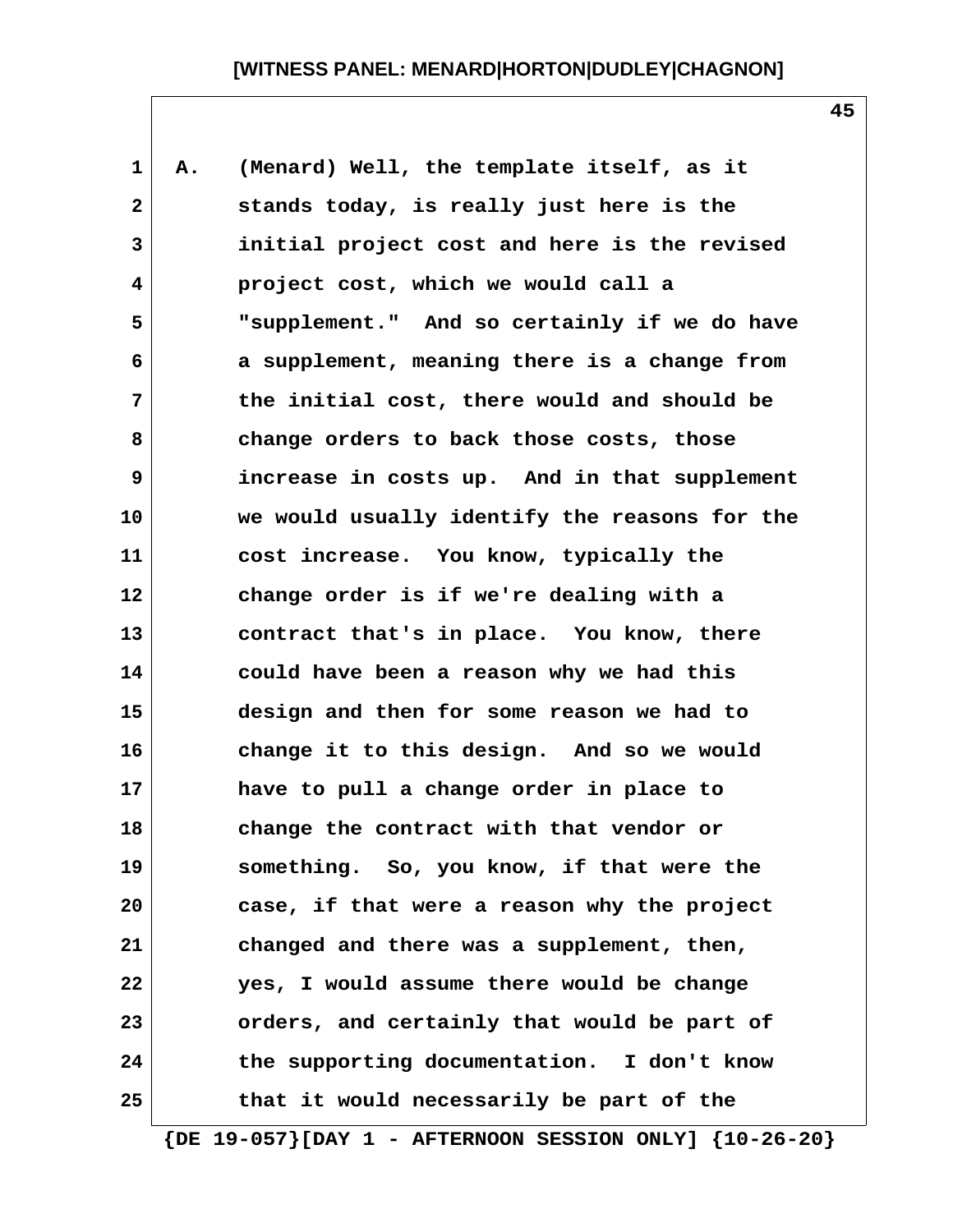A. (Menard) Well, the template itself, as it stands today, is really just here is the initial project cost and here is the revised project cost, which we would call a "supplement." And so certainly if we do have a supplement, meaning there is a change from the initial cost, there would and should be change orders to back those costs, those increase in costs up. And in that supplement we would usually identify the reasons for the cost increase. You know, typically the change order is if we're dealing with a contract that's in place. You know, there could have been a reason why we had this design and then for some reason we had to change it to this design. And so we would have to pull a change order in place to change the contract with that vendor or something. So, you know, if that were the case, if that were a reason why the project changed and there was a supplement, then, yes, I would assume there would be change orders, and certainly that would be part of the supporting documentation. I don't know that it would necessarily be part of the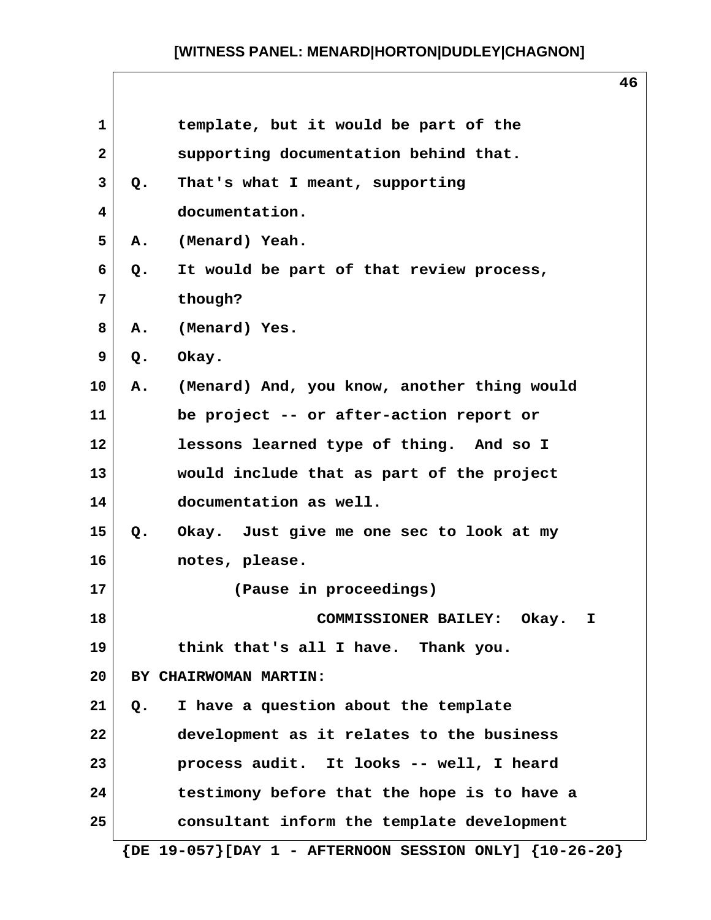template, but it would be part of the supporting documentation behind that.

Q. That's what I meant, supporting documentation.

A. (Menard) Yeah.

Q. It would be part of that review process, though?

A. (Menard) Yes.

Q. Okay.

A. (Menard) And, you know, another thing would be project -- or after-action report or lessons learned type of thing. And so I would include that as part of the project documentation as well.

Q. Okay. Just give me one sec to look at my notes, please.

(Pause in proceedings)

COMMISSIONER BAILEY: Okay. I think that's all I have. Thank you.

BY CHAIRWOMAN MARTIN:

Q. I have a question about the template development as it relates to the business process audit. It looks -- well, I heard testimony before that the hope is to have a consultant inform the template development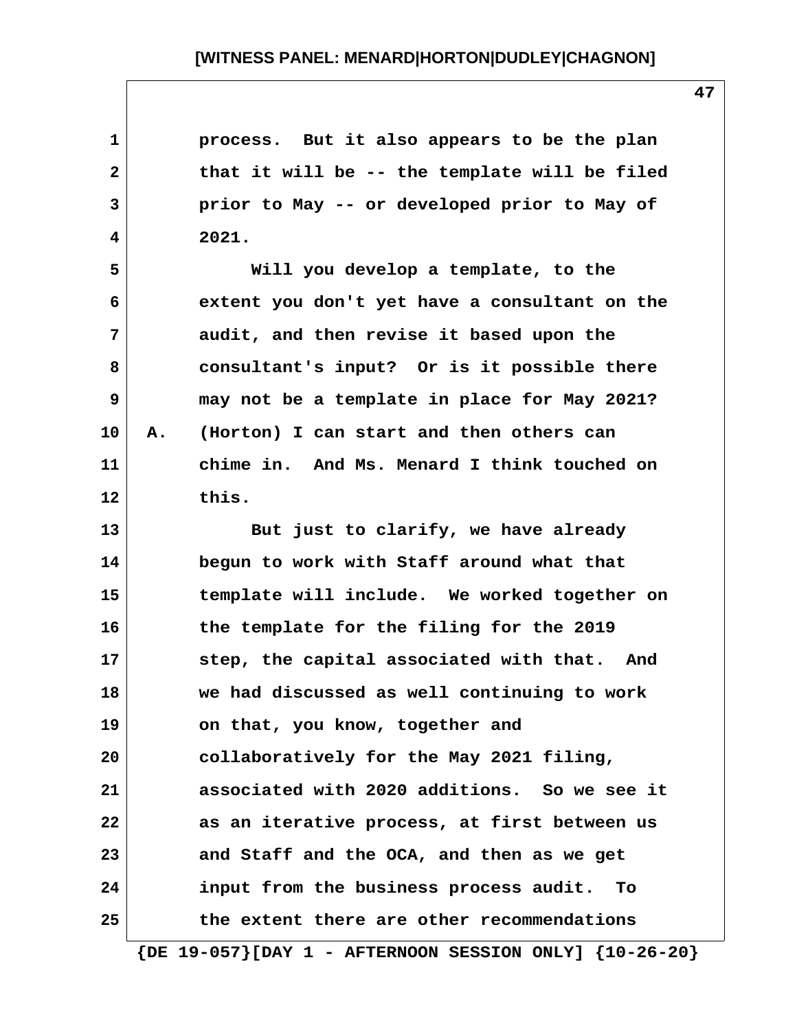process. But it also appears to be the plan that it will be -- the template will be filed prior to May -- or developed prior to May of 2021.

Will you develop a template, to the extent you don't yet have a consultant on the audit, and then revise it based upon the consultant's input? Or is it possible there may not be a template in place for May 2021?

A. (Horton) I can start and then others can chime in. And Ms. Menard I think touched on this.

But just to clarify, we have already begun to work with Staff around what that template will include. We worked together on the template for the filing for the 2019 step, the capital associated with that. And we had discussed as well continuing to work on that, you know, together and collaboratively for the May 2021 filing, associated with 2020 additions. So we see it as an iterative process, at first between us and Staff and the OCA, and then as we get input from the business process audit. To the extent there are other recommendations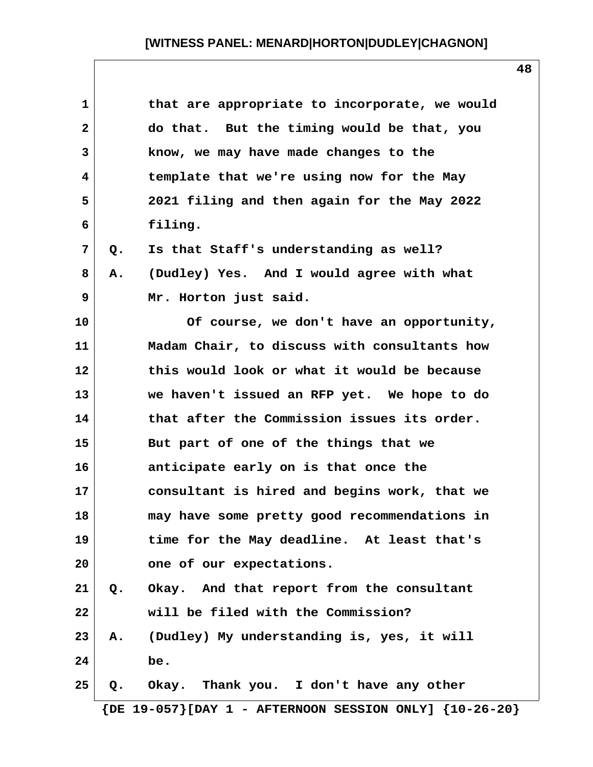that are appropriate to incorporate, we would do that. But the timing would be that, you know, we may have made changes to the template that we're using now for the May 2021 filing and then again for the May 2022 filing.

Q. Is that Staff's understanding as well?

A. (Dudley) Yes. And I would agree with what Mr. Horton just said.

Of course, we don't have an opportunity, Madam Chair, to discuss with consultants how this would look or what it would be because we haven't issued an RFP yet. We hope to do that after the Commission issues its order. But part of one of the things that we anticipate early on is that once the consultant is hired and begins work, that we may have some pretty good recommendations in time for the May deadline. At least that's one of our expectations.

Q. Okay. And that report from the consultant will be filed with the Commission?

A. (Dudley) My understanding is, yes, it will be.

Q. Okay. Thank you. I don't have any other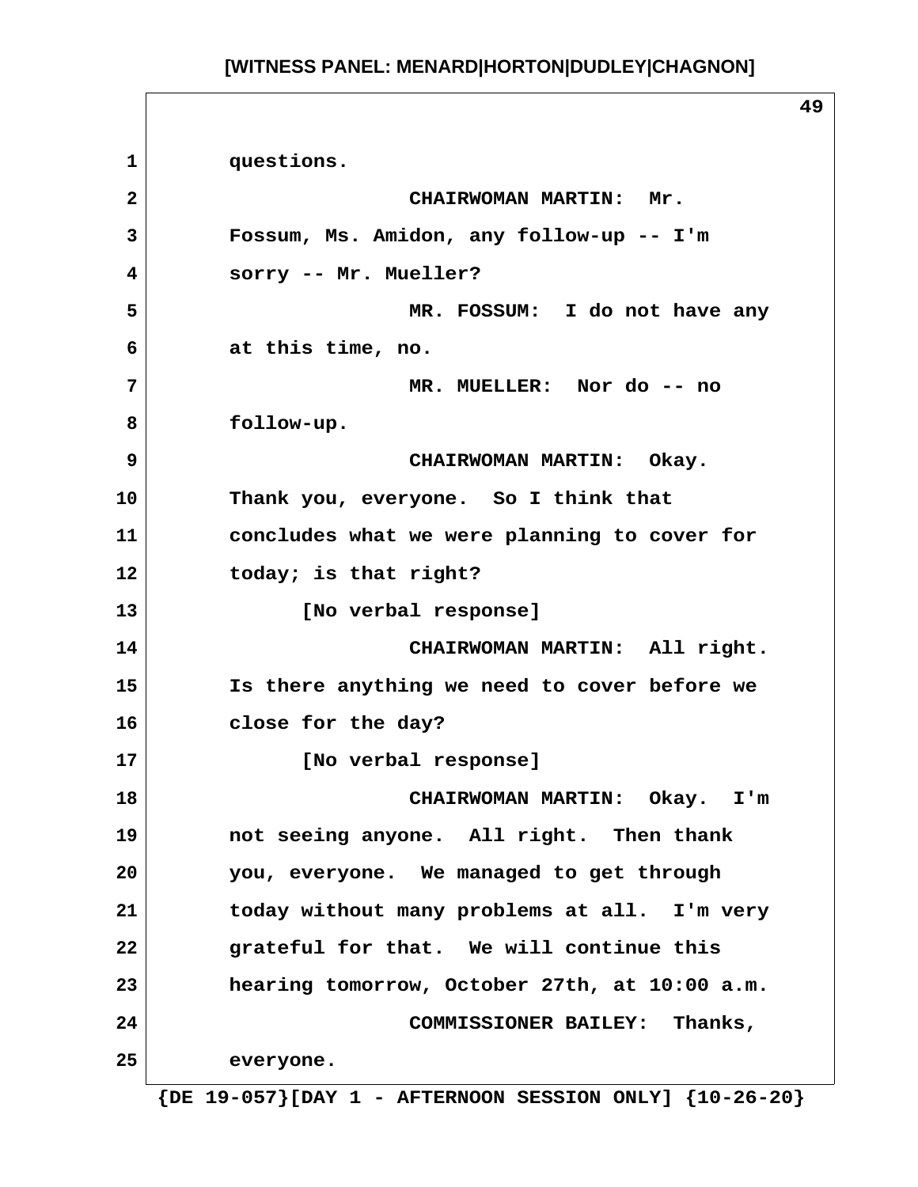questions.

CHAIRWOMAN MARTIN: Mr. Fossum, Ms. Amidon, any follow-up -- I'm sorry -- Mr. Mueller?

MR. FOSSUM: I do not have any at this time, no.

MR. MUELLER: Nor do -- no follow-up.

CHAIRWOMAN MARTIN: Okay. Thank you, everyone. So I think that concludes what we were planning to cover for today; is that right?

[No verbal response]

CHAIRWOMAN MARTIN: All right. Is there anything we need to cover before we close for the day?

[No verbal response]

CHAIRWOMAN MARTIN: Okay. I'm not seeing anyone. All right. Then thank you, everyone. We managed to get through today without many problems at all. I'm very grateful for that. We will continue this hearing tomorrow, October 27th, at 10:00 a.m.

COMMISSIONER BAILEY: Thanks, everyone.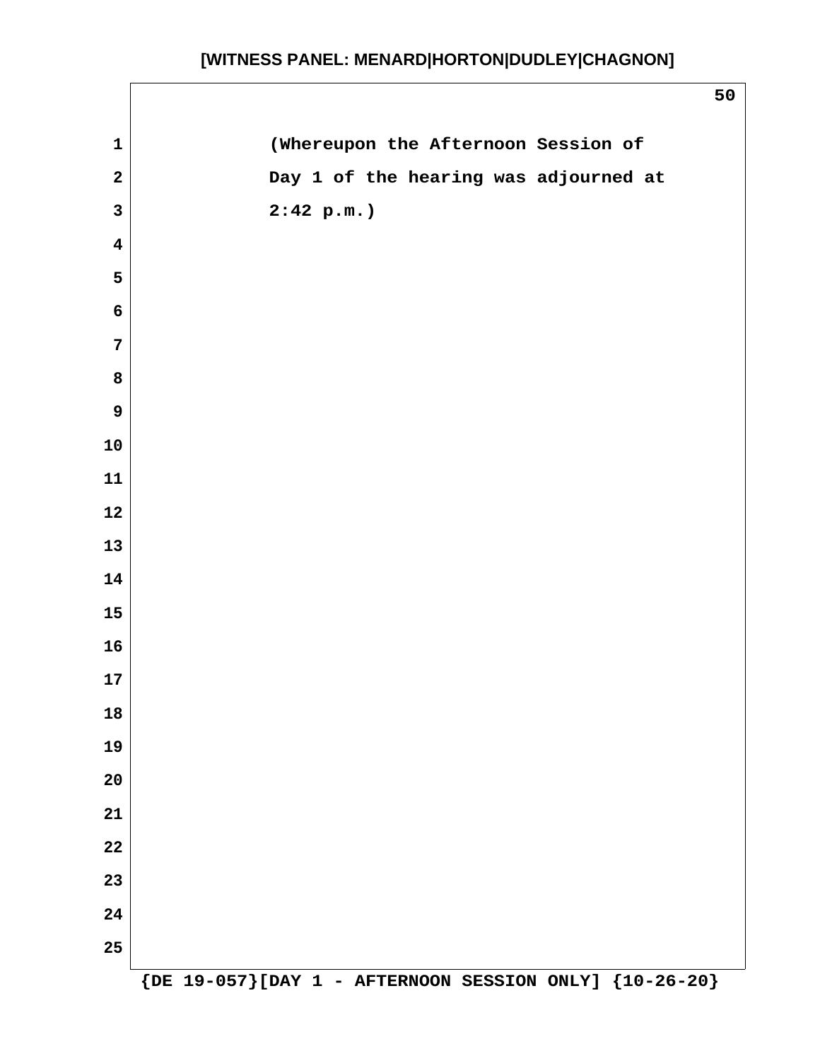(Whereupon the Afternoon Session of Day 1 of the hearing was adjourned at 2:42 p.m.)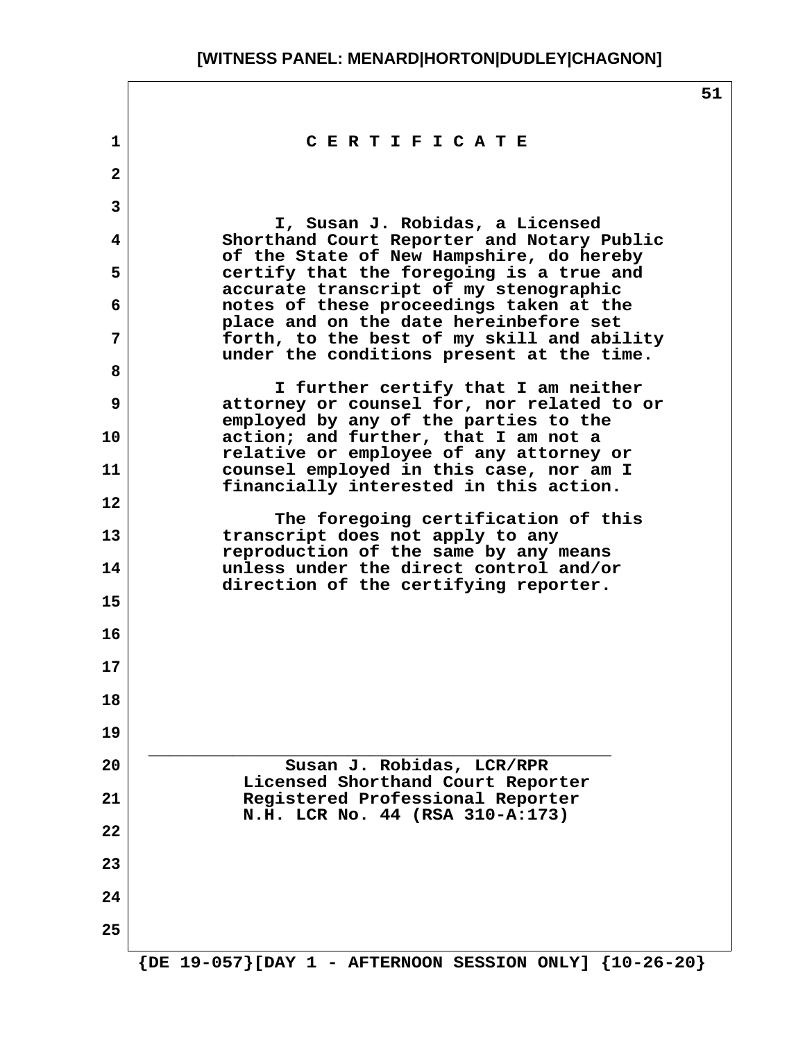# C E R T I F I C A T E

I, Susan J. Robidas, a Licensed Shorthand Court Reporter and Notary Public of the State of New Hampshire, do hereby certify that the foregoing is a true and accurate transcript of my stenographic notes of these proceedings taken at the place and on the date hereinbefore set forth, to the best of my skill and ability under the conditions present at the time.

I further certify that I am neither attorney or counsel for, nor related to or employed by any of the parties to the action; and further, that I am not a relative or employee of any attorney or counsel employed in this case, nor am I financially interested in this action.

The foregoing certification of this transcript does not apply to any reproduction of the same by any means unless under the direct control and/or direction of the certifying reporter.

\_\_\_\_\_\_\_\_\_\_\_\_\_\_\_\_\_\_\_\_\_\_\_\_\_\_\_\_\_\_\_\_\_\_\_\_\_\_\_\_

Susan J. Robidas, LCR/RPR
Licensed Shorthand Court Reporter
Registered Professional Reporter
N.H. LCR No. 44 (RSA 310-A:173)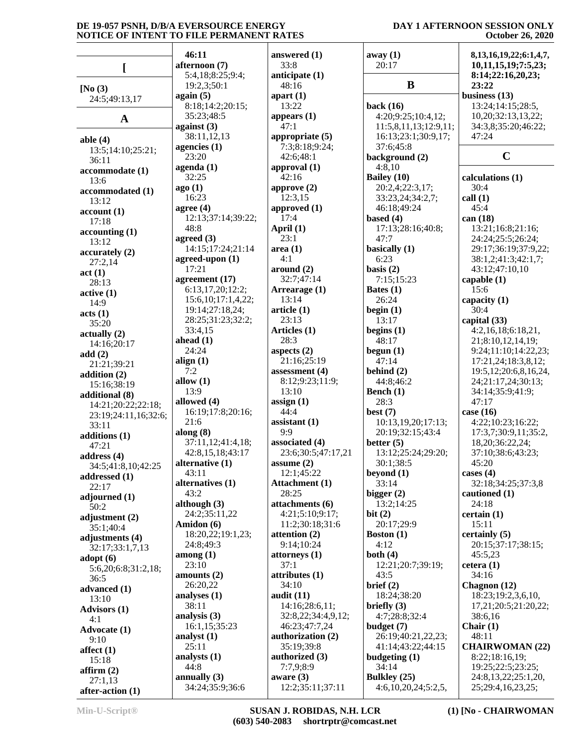**[**

**[No (3)**
24:5;49:13,17

**A**

**able (4)**
13:5;14:10;25:21;36:11
**accommodate (1)**
13:6
**accommodated (1)**
13:12
**account (1)**
17:18
**accounting (1)**
13:12
**accurately (2)**
27:2,14
**act (1)**
28:13
**active (1)**
14:9
**acts (1)**
35:20
**actually (2)**
14:16;20:17
**add (2)**
21:21;39:21
**addition (2)**
15:16;38:19
**additional (8)**
14:21;20:22;22:18;23:19;24:11,16;32:6;33:11
**additions (1)**
47:21
**address (4)**
34:5;41:8,10;42:25
**addressed (1)**
22:17
**adjourned (1)**
50:2
**adjustment (2)**
35:1;40:4
**adjustments (4)**
32:17;33:1,7,13
**adopt (6)**
5:6,20;6:8;31:2,18;36:5
**advanced (1)**
13:10
**Advisors (1)**
4:1
**Advocate (1)**
9:10
**affect (1)**
15:18
**affirm (2)**
27:1,13
**after-action (1)**
46:11
**afternoon (7)**
5:4,18;8:25;9:4;19:2,3;50:1
**again (5)**
8:18;14:2;20:15;35:23;48:5
**against (3)**
38:11,12,13
**agencies (1)**
23:20
**agenda (1)**
32:25
**ago (1)**
16:23
**agree (4)**
12:13;37:14;39:22;48:8
**agreed (3)**
14:15;17:24;21:14
**agreed-upon (1)**
17:21
**agreement (17)**
6:13,17,20;12:2;15:6,10;17:1,4,22;19:14;27:18,24;28:25;31:23;32:2;33:4,15
**ahead (1)**
24:24
**align (1)**
7:2
**allow (1)**
13:9
**allowed (4)**
16:19;17:8;20:16;21:6
**along (8)**
37:11,12;41:4,18;42:8,15,18;43:17
**alternative (1)**
43:11
**alternatives (1)**
43:2
**although (3)**
24:2;35:11,22
**Amidon (6)**
18:20,22;19:1,23;24:8;49:3
**among (1)**
23:10
**amounts (2)**
26:20,22
**analyses (1)**
38:11
**analysis (3)**
16:1,15;35:23
**analyst (1)**
25:11
**analysts (1)**
44:8
**annually (3)**
34:24;35:9;36:6
**answered (1)**
33:8
**anticipate (1)**
48:16
**apart (1)**
13:22
**appears (1)**
47:1
**appropriate (5)**
7:3;8:18;9:24;42:6;48:1
**approval (1)**
42:16
**approve (2)**
12:3,15
**approved (1)**
17:4
**April (1)**
23:1
**area (1)**
4:1
**around (2)**
32:7;47:14
**Arrearage (1)**
13:14
**article (1)**
23:13
**Articles (1)**
28:3
**aspects (2)**
21:16;25:19
**assessment (4)**
8:12;9:23;11:9;13:10
**assign (1)**
44:4
**assistant (1)**
9:9
**associated (4)**
23:6;30:5;47:17,21
**assume (2)**
12:1;45:22
**Attachment (1)**
28:25
**attachments (6)**
4:21;5:10;9:17;11:2;30:18;31:6
**attention (2)**
9:14;10:24
**attorneys (1)**
37:1
**attributes (1)**
34:10
**audit (11)**
14:16;28:6,11;32:8,22;34:4,9,12;46:23;47:7,24
**authorization (2)**
35:19;39:8
**authorized (3)**
7:7,9;8:9
**aware (3)**
12:2;35:11;37:11
**away (1)**
20:17

**B**

**back (16)**
4:20;9:25;10:4,12;11:5,8,11,13;12:9,11;16:13;23:1;30:9,17;37:6;45:8
**background (2)**
4:8,10
**Bailey (10)**
20:2,4;22:3,17;33:23,24;34:2,7;46:18;49:24
**based (4)**
17:13;28:16;40:8;47:7
**basically (1)**
6:23
**basis (2)**
7:15;15:23
**Bates (1)**
26:24
**begin (1)**
13:17
**begins (1)**
48:17
**begun (1)**
47:14
**behind (2)**
44:8;46:2
**Bench (1)**
28:3
**best (7)**
10:13,19,20;17:13;20:19;32:15;43:4
**better (5)**
13:12;25:24;29:20;30:1;38:5
**beyond (1)**
33:14
**bigger (2)**
13:2;14:25
**bit (2)**
20:17;29:9
**Boston (1)**
4:12
**both (4)**
12:21;20:7;39:19;43:5
**brief (2)**
18:24;38:20
**briefly (3)**
4:7;28:8;32:4
**budget (7)**
26:19;40:21,22,23;41:14;43:22;44:15
**budgeting (1)**
34:14
**Bulkley (25)**
4:6,10,20,24;5:2,5,8,13,16,19,22;6:1,4,7,10,11,15,19;7:5,23;8:14;22:16,20,23;23:22
**business (13)**
13:24;14:15;28:5,10,20;32:13,13,22;34:3,8;35:20;46:22;47:24

**C**

**calculations (1)**
30:4
**call (1)**
45:4
**can (18)**
13:21;16:8;21:16;24:24;25:5;26:24;29:17;36:19;37:9,22;38:1,2;41:3;42:1,7;43:12;47:10,10
**capable (1)**
15:6
**capacity (1)**
30:4
**capital (33)**
4:2,16,18;6:18,21,21;8:10,12,14,19;9:24;11:10;14:22,23;17:21,24;18:3,8,12;19:5,12;20:6,8,16,24,24;21:17,24;30:13;34:14;35:9;41:9;47:17
**case (16)**
4:22;10:23;16:22;17:3,7;30:9,11;35:2,18,20;36:22,24;37:10;38:6;43:23;45:20
**cases (4)**
32:18;34:25;37:3,8
**cautioned (1)**
24:18
**certain (1)**
15:11
**certainly (5)**
20:15;37:17;38:15;45:5,23
**cetera (1)**
34:16
**Chagnon (12)**
18:23;19:2,3,6,10,17,21;20:5;21:20,22;38:6,16
**Chair (1)**
48:11
**CHAIRWOMAN (22)**
8:22;18:16,19;19:25;22:5;23:25;24:8,13,22;25:1,20,25;29:4,16,23,25;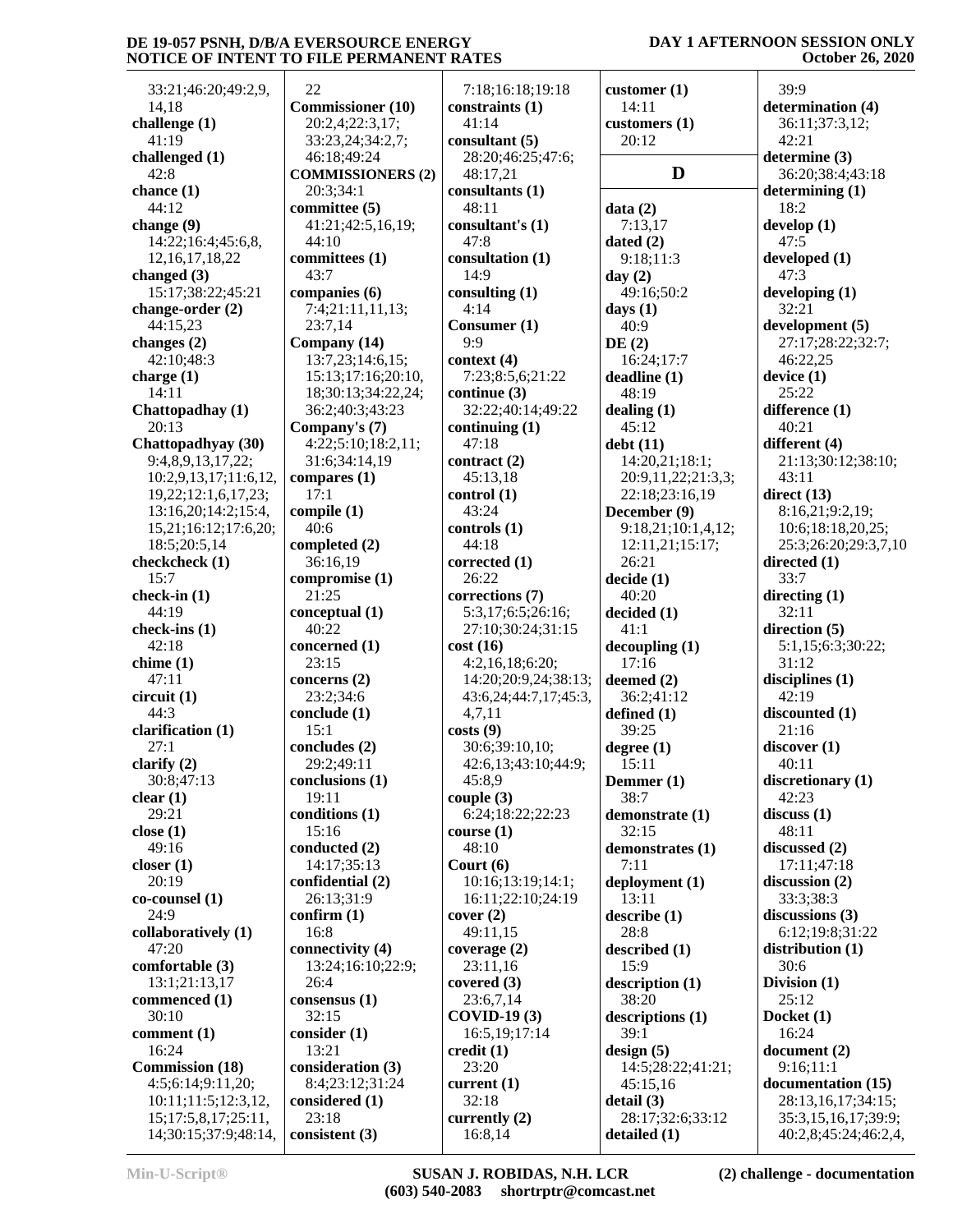33:21;46:20;49:2,9,
14,18
**challenge (1)**
41:19
**challenged (1)**
42:8
**chance (1)**
44:12
**change (9)**
14:22;16:4;45:6,8,
12,16,17,18,22
**changed (3)**
15:17;38:22;45:21
**change-order (2)**
44:15,23
**changes (2)**
42:10;48:3
**charge (1)**
14:11
**Chattopadhay (1)**
20:13
**Chattopadhyay (30)**
9:4,8,9,13,17,22;
10:2,9,13,17;11:6,12,
19,22;12:1,6,17,23;
13:16,20;14:2;15:4,
15,21;16:12;17:6,20;
18:5;20:5,14
**checkcheck (1)**
15:7
**check-in (1)**
44:19
**check-ins (1)**
42:18
**chime (1)**
47:11
**circuit (1)**
44:3
**clarification (1)**
27:1
**clarify (2)**
30:8;47:13
**clear (1)**
29:21
**close (1)**
49:16
**closer (1)**
20:19
**co-counsel (1)**
24:9
**collaboratively (1)**
47:20
**comfortable (3)**
13:1;21:13,17
**commenced (1)**
30:10
**comment (1)**
16:24
**Commission (18)**
4:5;6:14;9:11,20;
10:11;11:5;12:3,12,
15;17:5,8,17;25:11,
14;30:15;37:9;48:14,
22
**Commissioner (10)**
20:2,4;22:3,17;
33:23,24;34:2,7;
46:18;49:24
**COMMISSIONERS (2)**
20:3;34:1
**committee (5)**
41:21;42:5,16,19;
44:10
**committees (1)**
43:7
**companies (6)**
7:4;21:11,11,13;
23:7,14
**Company (14)**
13:7,23;14:6,15;
15:13;17:16;20:10,
18;30:13;34:22,24;
36:2;40:3;43:23
**Company's (7)**
4:22;5:10;18:2,11;
31:6;34:14,19
**compares (1)**
17:1
**compile (1)**
40:6
**completed (2)**
36:16,19
**compromise (1)**
21:25
**conceptual (1)**
40:22
**concerned (1)**
23:15
**concerns (2)**
23:2;34:6
**conclude (1)**
15:1
**concludes (2)**
29:2;49:11
**conclusions (1)**
19:11
**conditions (1)**
15:16
**conducted (2)**
14:17;35:13
**confidential (2)**
26:13;31:9
**confirm (1)**
16:8
**connectivity (4)**
13:24;16:10;22:9;
26:4
**consensus (1)**
32:15
**consider (1)**
13:21
**consideration (3)**
8:4;23:12;31:24
**considered (1)**
23:18
**consistent (3)**
7:18;16:18;19:18
**constraints (1)**
41:14
**consultant (5)**
28:20;46:25;47:6;
48:17,21
**consultants (1)**
48:11
**consultant's (1)**
47:8
**consultation (1)**
14:9
**consulting (1)**
4:14
**Consumer (1)**
9:9
**context (4)**
7:23;8:5,6;21:22
**continue (3)**
32:22;40:14;49:22
**continuing (1)**
47:18
**contract (2)**
45:13,18
**control (1)**
43:24
**controls (1)**
44:18
**corrected (1)**
26:22
**corrections (7)**
5:3,17;6:5;26:16;
27:10;30:24;31:15
**cost (16)**
4:2,16,18;6:20;
14:20;20:9,24;38:13;
43:6,24;44:7,17;45:3,
4,7,11
**costs (9)**
30:6;39:10,10;
42:6,13;43:10;44:9;
45:8,9
**couple (3)**
6:24;18:22;22:23
**course (1)**
48:10
**Court (6)**
10:16;13:19;14:1;
16:11;22:10;24:19
**cover (2)**
49:11,15
**coverage (2)**
23:11,16
**covered (3)**
23:6,7,14
**COVID-19 (3)**
16:5,19;17:14
**credit (1)**
23:20
**current (1)**
32:18
**currently (2)**
16:8,14
**customer (1)**
14:11
**customers (1)**
20:12

## D

**data (2)**
7:13,17
**dated (2)**
9:18;11:3
**day (2)**
49:16;50:2
**days (1)**
40:9
**DE (2)**
16:24;17:7
**deadline (1)**
48:19
**dealing (1)**
45:12
**debt (11)**
14:20,21;18:1;
20:9,11,22;21:3,3;
22:18;23:16,19
**December (9)**
9:18,21;10:1,4,12;
12:11,21;15:17;
26:21
**decide (1)**
40:20
**decided (1)**
41:1
**decoupling (1)**
17:16
**deemed (2)**
36:2;41:12
**defined (1)**
39:25
**degree (1)**
15:11
**Demmer (1)**
38:7
**demonstrate (1)**
32:15
**demonstrates (1)**
7:11
**deployment (1)**
13:11
**describe (1)**
28:8
**described (1)**
15:9
**description (1)**
38:20
**descriptions (1)**
39:1
**design (5)**
14:5;28:22;41:21;
45:15,16
**detail (3)**
28:17;32:6;33:12
**detailed (1)**
39:9
**determination (4)**
36:11;37:3,12;
42:21
**determine (3)**
36:20;38:4;43:18
**determining (1)**
18:2
**develop (1)**
47:5
**developed (1)**
47:3
**developing (1)**
32:21
**development (5)**
27:17;28:22;32:7;
46:22,25
**device (1)**
25:22
**difference (1)**
40:21
**different (4)**
21:13;30:12;38:10;
43:11
**direct (13)**
8:16,21;9:2,19;
10:6;18:18,20,25;
25:3;26:20;29:3,7,10
**directed (1)**
33:7
**directing (1)**
32:11
**direction (5)**
5:1,15;6:3;30:22;
31:12
**disciplines (1)**
42:19
**discounted (1)**
21:16
**discover (1)**
40:11
**discretionary (1)**
42:23
**discuss (1)**
48:11
**discussed (2)**
17:11;47:18
**discussion (2)**
33:3;38:3
**discussions (3)**
6:12;19:8;31:22
**distribution (1)**
30:6
**Division (1)**
25:12
**Docket (1)**
16:24
**document (2)**
9:16;11:1
**documentation (15)**
28:13,16,17;34:15;
35:3,15,16,17;39:9;
40:2,8;45:24;46:2,4,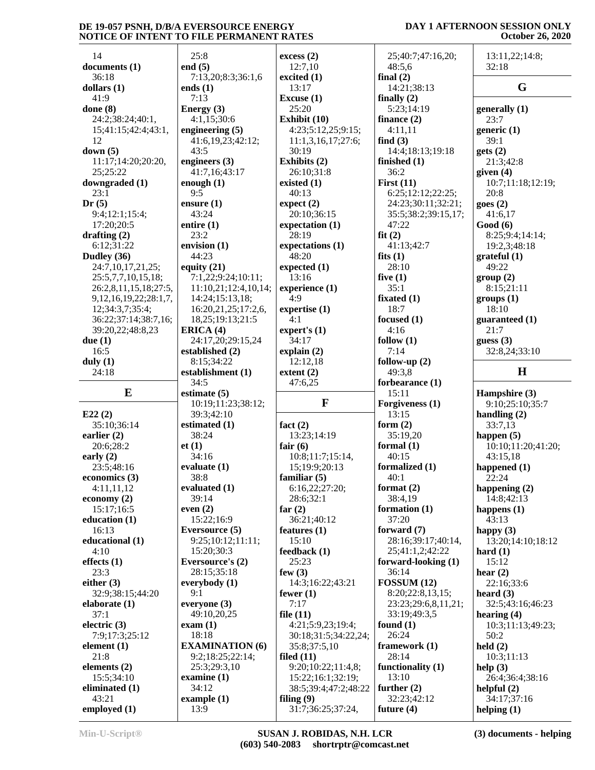14
**documents (1)**
36:18
**dollars (1)**
41:9
**done (8)**
24:2;38:24;40:1,
15;41:15;42:4;43:1,
12
**down (5)**
11:17;14:20;20:20,
25;25:22
**downgraded (1)**
23:1
**Dr (5)**
9:4;12:1;15:4;
17:20;20:5
**drafting (2)**
6:12;31:22
**Dudley (36)**
24:7,10,17,21,25;
25:5,7,7,10,15,18;
26:2,8,11,15,18;27:5,
9,12,16,19,22;28:1,7,
12;34:3,7;35:4;
36:22;37:14;38:7,16;
39:20,22;48:8,23
**due (1)**
16:5
**duly (1)**
24:18

## E

**E22 (2)**
35:10;36:14
**earlier (2)**
20:6;28:2
**early (2)**
23:5;48:16
**economics (3)**
4:11,11,12
**economy (2)**
15:17;16:5
**education (1)**
16:13
**educational (1)**
4:10
**effects (1)**
23:3
**either (3)**
32:9;38:15;44:20
**elaborate (1)**
37:1
**electric (3)**
7:9;17:3;25:12
**element (1)**
21:8
**elements (2)**
15:5;34:10
**eliminated (1)**
43:21
**employed (1)**
25:8
**end (5)**
7:13,20;8:3;36:1,6
**ends (1)**
7:13
**Energy (3)**
4:1,15;30:6
**engineering (5)**
41:6,19,23;42:12;
43:5
**engineers (3)**
41:7,16;43:17
**enough (1)**
9:5
**ensure (1)**
43:24
**entire (1)**
23:2
**envision (1)**
44:23
**equity (21)**
7:1,22;9:24;10:11;
11:10,21;12:4,10,14;
14:24;15:13,18;
16:20,21,25;17:2,6,
18,25;19:13;21:5
**ERICA (4)**
24:17,20;29:15,24
**established (2)**
8:15;34:22
**establishment (1)**
34:5
**estimate (5)**
10:19;11:23;38:12;
39:3;42:10
**estimated (1)**
38:24
**et (1)**
34:16
**evaluate (1)**
38:8
**evaluated (1)**
39:14
**even (2)**
15:22;16:9
**Eversource (5)**
9:25;10:12;11:11;
15:20;30:3
**Eversource's (2)**
28:15;35:18
**everybody (1)**
9:1
**everyone (3)**
49:10,20,25
**exam (1)**
18:18
**EXAMINATION (6)**
9:2;18:25;22:14;
25:3;29:3,10
**examine (1)**
34:12
**example (1)**
13:9
**excess (2)**
12:7,10
**excited (1)**
13:17
**Excuse (1)**
25:20
**Exhibit (10)**
4:23;5:12,25;9:15;
11:1,3,16,17;27:6;
30:19
**Exhibits (2)**
26:10;31:8
**existed (1)**
40:13
**expect (2)**
20:10;36:15
**expectation (1)**
28:19
**expectations (1)**
48:20
**expected (1)**
13:16
**experience (1)**
4:9
**expertise (1)**
4:1
**expert's (1)**
34:17
**explain (2)**
12:12,18
**extent (2)**
47:6,25

## F

**fact (2)**
13:23;14:19
**fair (6)**
10:8;11:7;15:14,
15;19:9;20:13
**familiar (5)**
6:16,22;27:20;
28:6;32:1
**far (2)**
36:21;40:12
**features (1)**
15:10
**feedback (1)**
25:23
**few (3)**
14:3;16:22;43:21
**fewer (1)**
7:17
**file (11)**
4:21;5:9,23;19:4;
30:18;31:5;34:22,24;
35:8;37:5,10
**filed (11)**
9:20;10:22;11:4,8;
15:22;16:1;32:19;
38:5;39:4;47:2;48:22
**filing (9)**
31:7;36:25;37:24,
25;40:7;47:16,20;
48:5,6
**final (2)**
14:21;38:13
**finally (2)**
5:23;14:19
**finance (2)**
4:11,11
**find (3)**
14:4;18:13;19:18
**finished (1)**
36:2
**First (11)**
6:25;12:12;22:25;
24:23;30:11;32:21;
35:5;38:2;39:15,17;
47:22
**fit (2)**
41:13;42:7
**fits (1)**
28:10
**five (1)**
35:1
**fixated (1)**
18:7
**focused (1)**
4:16
**follow (1)**
7:14
**follow-up (2)**
49:3,8
**forbearance (1)**
15:11
**Forgiveness (1)**
13:15
**form (2)**
35:19,20
**formal (1)**
40:15
**formalized (1)**
40:1
**format (2)**
38:4,19
**formation (1)**
37:20
**forward (7)**
28:16;39:17;40:14,
25;41:1,2;42:22
**forward-looking (1)**
36:14
**FOSSUM (12)**
8:20;22:8,13,15;
23:23;29:6,8,11,21;
33:19;49:3,5
**found (1)**
26:24
**framework (1)**
28:14
**functionality (1)**
13:10
**further (2)**
32:23;42:12
**future (4)**
13:11,22;14:8;
32:18

## G

**generally (1)**
23:7
**generic (1)**
39:1
**gets (2)**
21:3;42:8
**given (4)**
10:7;11:18;12:19;
20:8
**goes (2)**
41:6,17
**Good (6)**
8:25;9:4;14:14;
19:2,3;48:18
**grateful (1)**
49:22
**group (2)**
8:15;21:11
**groups (1)**
18:10
**guaranteed (1)**
21:7
**guess (3)**
32:8,24;33:10

## H

**Hampshire (3)**
9:10;25:10;35:7
**handling (2)**
33:7,13
**happen (5)**
10:10;11:20;41:20;
43:15,18
**happened (1)**
22:24
**happening (2)**
14:8;42:13
**happens (1)**
43:13
**happy (3)**
13:20;14:10;18:12
**hard (1)**
15:12
**hear (2)**
22:16;33:6
**heard (3)**
32:5;43:16;46:23
**hearing (4)**
10:3;11:13;49:23;
50:2
**held (2)**
10:3;11:13
**help (3)**
26:4;36:4;38:16
**helpful (2)**
34:17;37:16
**helping (1)**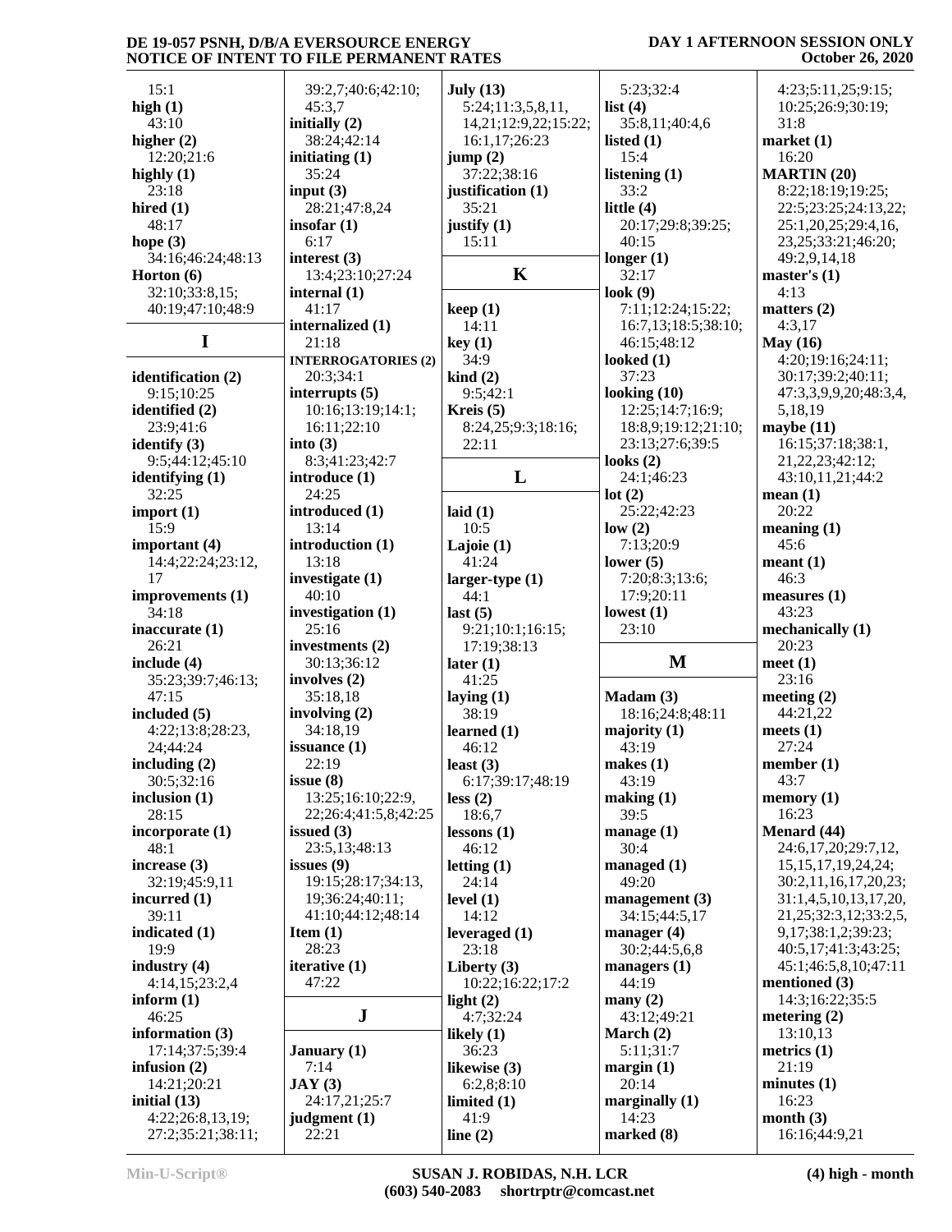15:1
**high (1)**
43:10
**higher (2)**
12:20;21:6
**highly (1)**
23:18
**hired (1)**
48:17
**hope (3)**
34:16;46:24;48:13
**Horton (6)**
32:10;33:8,15;
40:19;47:10;48:9

**I**

**identification (2)**
9:15;10:25
**identified (2)**
23:9;41:6
**identify (3)**
9:5;44:12;45:10
**identifying (1)**
32:25
**import (1)**
15:9
**important (4)**
14:4;22:24;23:12,
17
**improvements (1)**
34:18
**inaccurate (1)**
26:21
**include (4)**
35:23;39:7;46:13;
47:15
**included (5)**
4:22;13:8;28:23,
24;44:24
**including (2)**
30:5;32:16
**inclusion (1)**
28:15
**incorporate (1)**
48:1
**increase (3)**
32:19;45:9,11
**incurred (1)**
39:11
**indicated (1)**
19:9
**industry (4)**
4:14,15;23:2,4
**inform (1)**
46:25
**information (3)**
17:14;37:5;39:4
**infusion (2)**
14:21;20:21
**initial (13)**
4:22;26:8,13,19;
27:2;35:21;38:11;
39:2,7;40:6;42:10;
45:3,7
**initially (2)**
38:24;42:14
**initiating (1)**
35:24
**input (3)**
28:21;47:8,24
**insofar (1)**
6:17
**interest (3)**
13:4;23:10;27:24
**internal (1)**
41:17
**internalized (1)**
21:18
**INTERROGATORIES (2)**
20:3;34:1
**interrupts (5)**
10:16;13:19;14:1;
16:11;22:10
**into (3)**
8:3;41:23;42:7
**introduce (1)**
24:25
**introduced (1)**
13:14
**introduction (1)**
13:18
**investigate (1)**
40:10
**investigation (1)**
25:16
**investments (2)**
30:13;36:12
**involves (2)**
35:18,18
**involving (2)**
34:18,19
**issuance (1)**
22:19
**issue (8)**
13:25;16:10;22:9,
22;26:4;41:5,8;42:25
**issued (3)**
23:5,13;48:13
**issues (9)**
19:15;28:17;34:13,
19;36:24;40:11;
41:10;44:12;48:14
**Item (1)**
28:23
**iterative (1)**
47:22

**J**

**January (1)**
7:14
**JAY (3)**
24:17,21;25:7
**judgment (1)**
22:21
**July (13)**
5:24;11:3,5,8,11,
14,21;12:9,22;15:22;
16:1,17;26:23
**jump (2)**
37:22;38:16
**justification (1)**
35:21
**justify (1)**
15:11

**K**

**keep (1)**
14:11
**key (1)**
34:9
**kind (2)**
9:5;42:1
**Kreis (5)**
8:24,25;9:3;18:16;
22:11

**L**

**laid (1)**
10:5
**Lajoie (1)**
41:24
**larger-type (1)**
44:1
**last (5)**
9:21;10:1;16:15;
17:19;38:13
**later (1)**
41:25
**laying (1)**
38:19
**learned (1)**
46:12
**least (3)**
6:17;39:17;48:19
**less (2)**
18:6,7
**lessons (1)**
46:12
**letting (1)**
24:14
**level (1)**
14:12
**leveraged (1)**
23:18
**Liberty (3)**
10:22;16:22;17:2
**light (2)**
4:7;32:24
**likely (1)**
36:23
**likewise (3)**
6:2,8;8:10
**limited (1)**
41:9
**line (2)**
5:23;32:4
**list (4)**
35:8,11;40:4,6
**listed (1)**
15:4
**listening (1)**
33:2
**little (4)**
20:17;29:8;39:25;
40:15
**longer (1)**
32:17
**look (9)**
7:11;12:24;15:22;
16:7,13;18:5;38:10;
46:15;48:12
**looked (1)**
37:23
**looking (10)**
12:25;14:7;16:9;
18:8,9;19:12;21:10;
23:13;27:6;39:5
**looks (2)**
24:1;46:23
**lot (2)**
25:22;42:23
**low (2)**
7:13;20:9
**lower (5)**
7:20;8:3;13:6;
17:9;20:11
**lowest (1)**
23:10

**M**

**Madam (3)**
18:16;24:8;48:11
**majority (1)**
43:19
**makes (1)**
43:19
**making (1)**
39:5
**manage (1)**
30:4
**managed (1)**
49:20
**management (3)**
34:15;44:5,17
**manager (4)**
30:2;44:5,6,8
**managers (1)**
44:19
**many (2)**
43:12;49:21
**March (2)**
5:11;31:7
**margin (1)**
20:14
**marginally (1)**
14:23
**marked (8)**
4:23;5:11,25;9:15;
10:25;26:9;30:19;
31:8
**market (1)**
16:20
**MARTIN (20)**
8:22;18:19;19:25;
22:5;23:25;24:13,22;
25:1,20,25;29:4,16,
23,25;33:21;46:20;
49:2,9,14,18
**master's (1)**
4:13
**matters (2)**
4:3,17
**May (16)**
4:20;19:16;24:11;
30:17;39:2;40:11;
47:3,3,9,9,20;48:3,4,
5,18,19
**maybe (11)**
16:15;37:18;38:1,
21,22,23;42:12;
43:10,11,21;44:2
**mean (1)**
20:22
**meaning (1)**
45:6
**meant (1)**
46:3
**measures (1)**
43:23
**mechanically (1)**
20:23
**meet (1)**
23:16
**meeting (2)**
44:21,22
**meets (1)**
27:24
**member (1)**
43:7
**memory (1)**
16:23
**Menard (44)**
24:6,17,20;29:7,12,
15,15,17,19,24,24;
30:2,11,16,17,20,23;
31:1,4,5,10,13,17,20,
21,25;32:3,12;33:2,5,
9,17;38:1,2;39:23;
40:5,17;41:3;43:25;
45:1;46:5,8,10;47:11
**mentioned (3)**
14:3;16:22;35:5
**metering (2)**
13:10,13
**metrics (1)**
21:19
**minutes (1)**
16:23
**month (3)**
16:16;44:9,21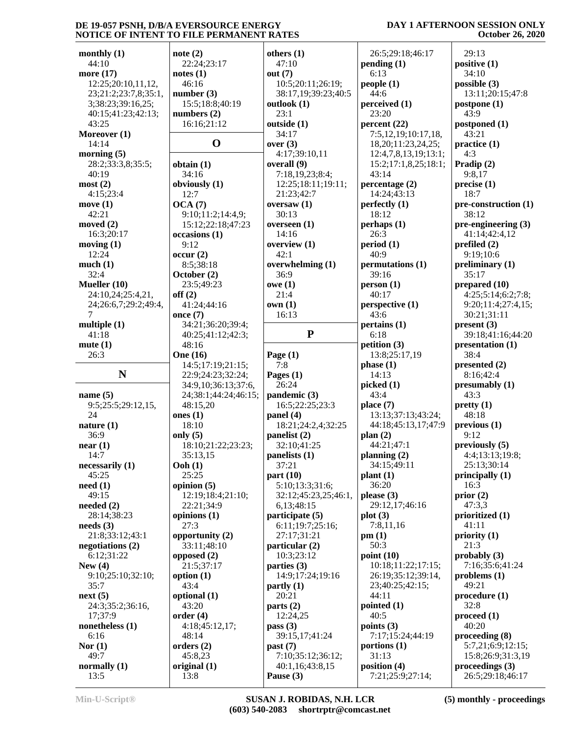**monthly (1)**
44:10
**more (17)**
12:25;20:10,11,12,
23;21:2;23:7,8;35:1,
3;38:23;39:16,25;
40:15;41:23;42:13;
43:25
**Moreover (1)**
14:14
**morning (5)**
28:2;33:3,8;35:5;
40:19
**most (2)**
4:15;23:4
**move (1)**
42:21
**moved (2)**
16:3;20:17
**moving (1)**
12:24
**much (1)**
32:4
**Mueller (10)**
24:10,24;25:4,21,
24;26:6,7;29:2;49:4,
7
**multiple (1)**
41:18
**mute (1)**
26:3

## N

**name (5)**
9:5;25:5;29:12,15,
24
**nature (1)**
36:9
**near (1)**
14:7
**necessarily (1)**
45:25
**need (1)**
49:15
**needed (2)**
28:14;38:23
**needs (3)**
21:8;33:12;43:1
**negotiations (2)**
6:12;31:22
**New (4)**
9:10;25:10;32:10;
35:7
**next (5)**
24:3;35:2;36:16,
17;37:9
**nonetheless (1)**
6:16
**Nor (1)**
49:7
**normally (1)**
13:5
**note (2)**
22:24;23:17
**notes (1)**
46:16
**number (3)**
15:5;18:8;40:19
**numbers (2)**
16:16;21:12

## O

**obtain (1)**
34:16
**obviously (1)**
12:7
**OCA (7)**
9:10;11:2;14:4,9;
15:12;22:18;47:23
**occasions (1)**
9:12
**occur (2)**
8:5;38:18
**October (2)**
23:5;49:23
**off (2)**
41:24;44:16
**once (7)**
34:21;36:20;39:4;
40:25;41:12;42:3;
48:16
**One (16)**
14:5;17:19;21:15;
22:9;24:23;32:24;
34:9,10;36:13;37:6,
24;38:1;44:24;46:15;
48:15,20
**ones (1)**
18:10
**only (5)**
18:10;21:22;23:23;
35:13,15
**Ooh (1)**
25:25
**opinion (5)**
12:19;18:4;21:10;
22:21;34:9
**opinions (1)**
27:3
**opportunity (2)**
33:11;48:10
**opposed (2)**
21:5;37:17
**option (1)**
43:4
**optional (1)**
43:20
**order (4)**
4:18;45:12,17;
48:14
**orders (2)**
45:8,23
**original (1)**
13:8
**others (1)**
47:10
**out (7)**
10:5;20:11;26:19;
38:17,19;39:23;40:5
**outlook (1)**
23:1
**outside (1)**
34:17
**over (3)**
4:17;39:10,11
**overall (9)**
7:18,19,23;8:4;
12:25;18:11;19:11;
21:23;42:7
**oversaw (1)**
30:13
**overseen (1)**
14:16
**overview (1)**
42:1
**overwhelming (1)**
36:9
**owe (1)**
21:4
**own (1)**
16:13

## P

**Page (1)**
7:8
**Pages (1)**
26:24
**pandemic (3)**
16:5;22:25;23:3
**panel (4)**
18:21;24:2,4;32:25
**panelist (2)**
32:10;41:25
**panelists (1)**
37:21
**part (10)**
5:10;13:3;31:6;
32:12;45:23,25;46:1,
6,13;48:15
**participate (5)**
6:11;19:7;25:16;
27:17;31:21
**particular (2)**
10:3;23:12
**parties (3)**
14:9;17:24;19:16
**partly (1)**
20:21
**parts (2)**
12:24,25
**pass (3)**
39:15,17;41:24
**past (7)**
7:10;35:12;36:12;
40:1,16;43:8,15
**Pause (3)**
26:5;29:18;46:17
**pending (1)**
6:13
**people (1)**
44:6
**perceived (1)**
23:20
**percent (22)**
7:5,12,19;10:17,18,
18,20;11:23,24,25;
12:4,7,8,13,19;13:1;
15:2;17:1,8,25;18:1;
43:14
**percentage (2)**
14:24;43:13
**perfectly (1)**
18:12
**perhaps (1)**
26:3
**period (1)**
40:9
**permutations (1)**
39:16
**person (1)**
40:17
**perspective (1)**
43:6
**pertains (1)**
6:18
**petition (3)**
13:8;25:17,19
**phase (1)**
14:13
**picked (1)**
43:4
**place (7)**
13:13;37:13;43:24;
44:18;45:13,17;47:9
**plan (2)**
44:21;47:1
**planning (2)**
34:15;49:11
**plant (1)**
36:20
**please (3)**
29:12,17;46:16
**plot (3)**
7:8,11,16
**pm (1)**
50:3
**point (10)**
10:18;11:22;17:15;
26:19;35:12;39:14,
23;40:25;42:15;
44:11
**pointed (1)**
40:5
**points (3)**
7:17;15:24;44:19
**portions (1)**
31:13
**position (4)**
7:21;25:9;27:14;
29:13
**positive (1)**
34:10
**possible (3)**
13:11;20:15;47:8
**postpone (1)**
43:9
**postponed (1)**
43:21
**practice (1)**
4:3
**Pradip (2)**
9:8,17
**precise (1)**
18:7
**pre-construction (1)**
38:12
**pre-engineering (3)**
41:14;42:4,12
**prefiled (2)**
9:19;10:6
**preliminary (1)**
35:17
**prepared (10)**
4:25;5:14;6:2;7:8;
9:20;11:4;27:4,15;
30:21;31:11
**present (3)**
39:18;41:16;44:20
**presentation (1)**
38:4
**presented (2)**
8:16;42:4
**presumably (1)**
43:3
**pretty (1)**
48:18
**previous (1)**
9:12
**previously (5)**
4:4;13:13;19:8;
25:13;30:14
**principally (1)**
16:3
**prior (2)**
47:3,3
**prioritized (1)**
41:11
**priority (1)**
21:3
**probably (3)**
7:16;35:6;41:24
**problems (1)**
49:21
**procedure (1)**
32:8
**proceed (1)**
40:20
**proceeding (8)**
5:7,21;6:9;12:15;
15:8;26:9;31:3,19
**proceedings (3)**
26:5;29:18;46:17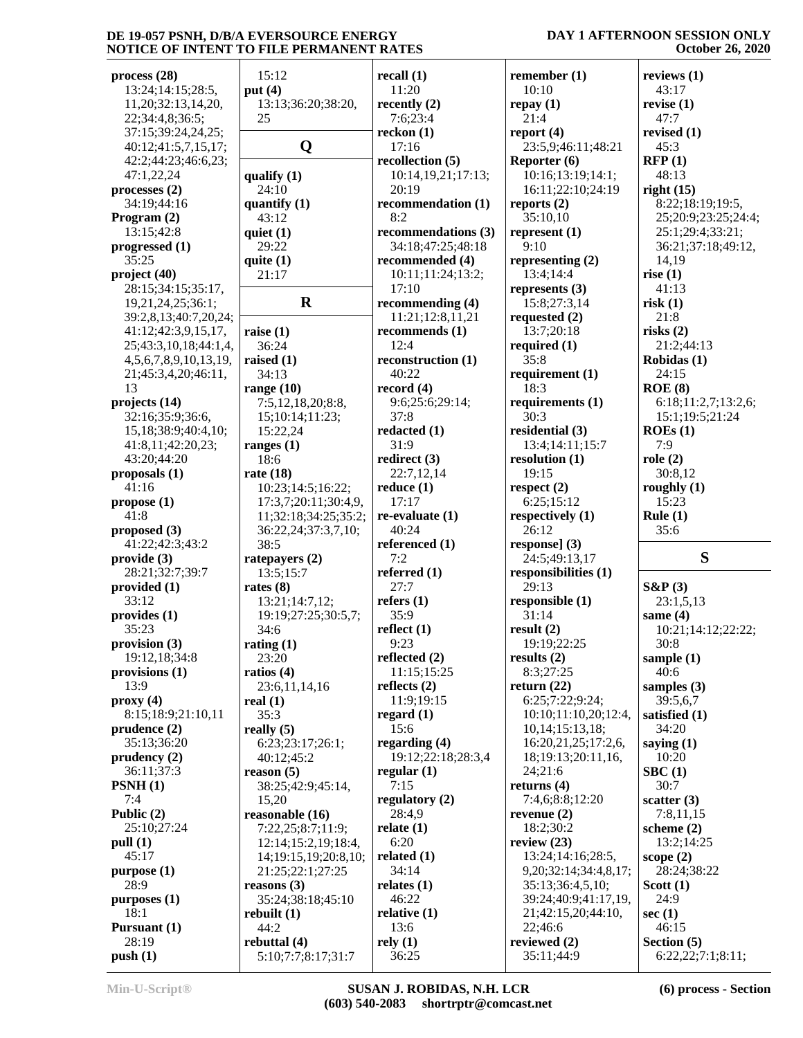**process (28)**
13:24;14:15;28:5,
11,20;32:13,14,20,
22;34:4,8;36:5;
37:15;39:24,24,25;
40:12;41:5,7,15,17;
42:2;44:23;46:6,23;
47:1,22,24
**processes (2)**
34:19;44:16
**Program (2)**
13:15;42:8
**progressed (1)**
35:25
**project (40)**
28:15;34:15;35:17,
19,21,24,25;36:1;
39:2,8,13;40:7,20,24;
41:12;42:3,9,15,17,
25;43:3,10,18;44:1,4,
4,5,6,7,8,9,10,13,19,
21;45:3,4,20;46:11,
13
**projects (14)**
32:16;35:9;36:6,
15,18;38:9;40:4,10;
41:8,11;42:20,23;
43:20;44:20
**proposals (1)**
41:16
**propose (1)**
41:8
**proposed (3)**
41:22;42:3;43:2
**provide (3)**
28:21;32:7;39:7
**provided (1)**
33:12
**provides (1)**
35:23
**provision (3)**
19:12,18;34:8
**provisions (1)**
13:9
**proxy (4)**
8:15;18:9;21:10,11
**prudence (2)**
35:13;36:20
**prudency (2)**
36:11;37:3
**PSNH (1)**
7:4
**Public (2)**
25:10;27:24
**pull (1)**
45:17
**purpose (1)**
28:9
**purposes (1)**
18:1
**Pursuant (1)**
28:19
**push (1)**
15:12
**put (4)**
13:13;36:20;38:20,
25

## Q

**qualify (1)**
24:10
**quantify (1)**
43:12
**quiet (1)**
29:22
**quite (1)**
21:17

## R

**raise (1)**
36:24
**raised (1)**
34:13
**range (10)**
7:5,12,18,20;8:8,
15;10:14;11:23;
15:22,24
**ranges (1)**
18:6
**rate (18)**
10:23;14:5;16:22;
17:3,7;20:11;30:4,9,
11;32:18;34:25;35:2;
36:22,24;37:3,7,10;
38:5
**ratepayers (2)**
13:5;15:7
**rates (8)**
13:21;14:7,12;
19:19;27:25;30:5,7;
34:6
**rating (1)**
23:20
**ratios (4)**
23:6,11,14,16
**real (1)**
35:3
**really (5)**
6:23;23:17;26:1;
40:12;45:2
**reason (5)**
38:25;42:9;45:14,
15,20
**reasonable (16)**
7:22,25;8:7;11:9;
12:14;15:2,19;18:4,
14;19:15,19;20:8,10;
21:25;22:1;27:25
**reasons (3)**
35:24;38:18;45:10
**rebuilt (1)**
44:2
**rebuttal (4)**
5:10;7:7;8:17;31:7
**recall (1)**
11:20
**recently (2)**
7:6;23:4
**reckon (1)**
17:16
**recollection (5)**
10:14,19,21;17:13;
20:19
**recommendation (1)**
8:2
**recommendations (3)**
34:18;47:25;48:18
**recommended (4)**
10:11;11:24;13:2;
17:10
**recommending (4)**
11:21;12:8,11,21
**recommends (1)**
12:4
**reconstruction (1)**
40:22
**record (4)**
9:6;25:6;29:14;
37:8
**redacted (1)**
31:9
**redirect (3)**
22:7,12,14
**reduce (1)**
17:17
**re-evaluate (1)**
40:24
**referenced (1)**
7:2
**referred (1)**
27:7
**refers (1)**
35:9
**reflect (1)**
9:23
**reflected (2)**
11:15;15:25
**reflects (2)**
11:9;19:15
**regard (1)**
15:6
**regarding (4)**
19:12;22:18;28:3,4
**regular (1)**
7:15
**regulatory (2)**
28:4,9
**relate (1)**
6:20
**related (1)**
34:14
**relates (1)**
46:22
**relative (1)**
13:6
**rely (1)**
36:25
**remember (1)**
10:10
**repay (1)**
21:4
**report (4)**
23:5,9;46:11;48:21
**Reporter (6)**
10:16;13:19;14:1;
16:11;22:10;24:19
**reports (2)**
35:10,10
**represent (1)**
9:10
**representing (2)**
13:4;14:4
**represents (3)**
15:8;27:3,14
**requested (2)**
13:7;20:18
**required (1)**
35:8
**requirement (1)**
18:3
**requirements (1)**
30:3
**residential (3)**
13:4;14:11;15:7
**resolution (1)**
19:15
**respect (2)**
6:25;15:12
**respectively (1)**
26:12
**response] (3)**
24:5;49:13,17
**responsibilities (1)**
29:13
**responsible (1)**
31:14
**result (2)**
19:19;22:25
**results (2)**
8:3;27:25
**return (22)**
6:25;7:22;9:24;
10:10;11:10,20;12:4,
10,14;15:13,18;
16:20,21,25;17:2,6,
18;19:13;20:11,16,
24;21:6
**returns (4)**
7:4,6;8:8;12:20
**revenue (2)**
18:2;30:2
**review (23)**
13:24;14:16;28:5,
9,20;32:14;34:4,8,17;
35:13;36:4,5,10;
39:24;40:9;41:17,19,
21;42:15,20;44:10,
22;46:6
**reviewed (2)**
35:11;44:9
**reviews (1)**
43:17
**revise (1)**
47:7
**revised (1)**
45:3
**RFP (1)**
48:13
**right (15)**
8:22;18:19;19:5,
25;20:9;23:25;24:4;
25:1;29:4;33:21;
36:21;37:18;49:12,
14,19
**rise (1)**
41:13
**risk (1)**
21:8
**risks (2)**
21:2;44:13
**Robidas (1)**
24:15
**ROE (8)**
6:18;11:2,7;13:2,6;
15:1;19:5;21:24
**ROEs (1)**
7:9
**role (2)**
30:8,12
**roughly (1)**
15:23
**Rule (1)**
35:6

## S

**S&P (3)**
23:1,5,13
**same (4)**
10:21;14:12;22:22;
30:8
**sample (1)**
40:6
**samples (3)**
39:5,6,7
**satisfied (1)**
34:20
**saying (1)**
10:20
**SBC (1)**
30:7
**scatter (3)**
7:8,11,15
**scheme (2)**
13:2;14:25
**scope (2)**
28:24;38:22
**Scott (1)**
24:9
**sec (1)**
46:15
**Section (5)**
6:22,22;7:1;8:11;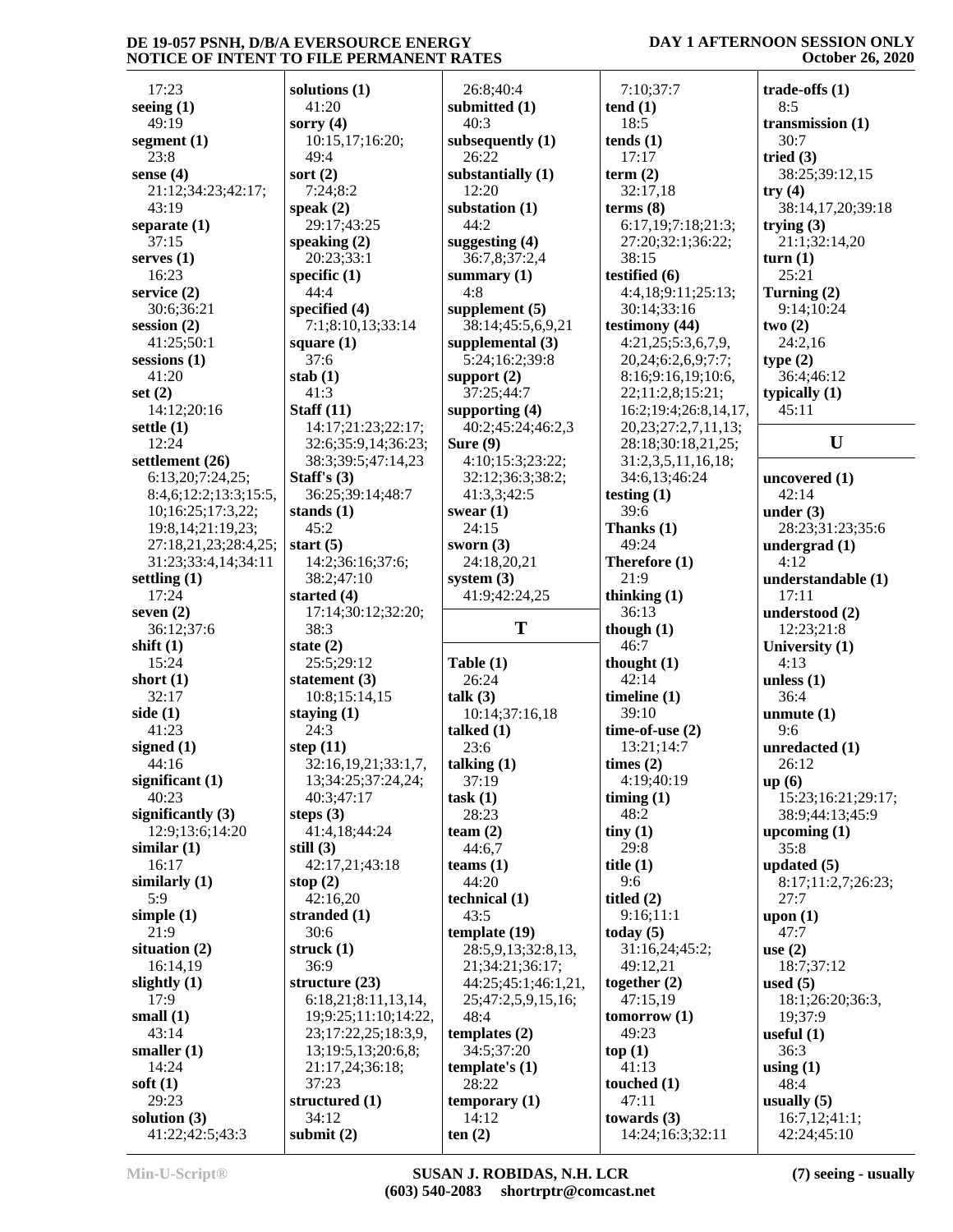17:23
**seeing (1)**
49:19
**segment (1)**
23:8
**sense (4)**
21:12;34:23;42:17;
43:19
**separate (1)**
37:15
**serves (1)**
16:23
**service (2)**
30:6;36:21
**session (2)**
41:25;50:1
**sessions (1)**
41:20
**set (2)**
14:12;20:16
**settle (1)**
12:24
**settlement (26)**
6:13,20;7:24,25;
8:4,6;12:2;13:3;15:5,
10;16:25;17:3,22;
19:8,14;21:19,23;
27:18,21,23;28:4,25;
31:23;33:4,14;34:11
**settling (1)**
17:24
**seven (2)**
36:12;37:6
**shift (1)**
15:24
**short (1)**
32:17
**side (1)**
41:23
**signed (1)**
44:16
**significant (1)**
40:23
**significantly (3)**
12:9;13:6;14:20
**similar (1)**
16:17
**similarly (1)**
5:9
**simple (1)**
21:9
**situation (2)**
16:14,19
**slightly (1)**
17:9
**small (1)**
43:14
**smaller (1)**
14:24
**soft (1)**
29:23
**solution (3)**
41:22;42:5;43:3

**solutions (1)**
41:20
**sorry (4)**
10:15,17;16:20;
49:4
**sort (2)**
7:24;8:2
**speak (2)**
29:17;43:25
**speaking (2)**
20:23;33:1
**specific (1)**
44:4
**specified (4)**
7:1;8:10,13;33:14
**square (1)**
37:6
**stab (1)**
41:3
**Staff (11)**
14:17;21:23;22:17;
32:6;35:9,14;36:23;
38:3;39:5;47:14,23
**Staff's (3)**
36:25;39:14;48:7
**stands (1)**
45:2
**start (5)**
14:2;36:16;37:6;
38:2;47:10
**started (4)**
17:14;30:12;32:20;
38:3
**state (2)**
25:5;29:12
**statement (3)**
10:8;15:14,15
**staying (1)**
24:3
**step (11)**
32:16,19,21;33:1,7,
13;34:25;37:24,24;
40:3;47:17
**steps (3)**
41:4,18;44:24
**still (3)**
42:17,21;43:18
**stop (2)**
42:16,20
**stranded (1)**
30:6
**struck (1)**
36:9
**structure (23)**
6:18,21;8:11,13,14,
19;9:25;11:10;14:22,
23;17:22,25;18:3,9,
13;19:5,13;20:6,8;
21:17,24;36:18;
37:23
**structured (1)**
34:12
**submit (2)**

26:8;40:4
**submitted (1)**
40:3
**subsequently (1)**
26:22
**substantially (1)**
12:20
**substation (1)**
44:2
**suggesting (4)**
36:7,8;37:2,4
**summary (1)**
4:8
**supplement (5)**
38:14;45:5,6,9,21
**supplemental (3)**
5:24;16:2;39:8
**support (2)**
37:25;44:7
**supporting (4)**
40:2;45:24;46:2,3
**Sure (9)**
4:10;15:3;23:22;
32:12;36:3;38:2;
41:3,3;42:5
**swear (1)**
24:15
**sworn (3)**
24:18,20,21
**system (3)**
41:9;42:24,25

## T

**Table (1)**
26:24
**talk (3)**
10:14;37:16,18
**talked (1)**
23:6
**talking (1)**
37:19
**task (1)**
28:23
**team (2)**
44:6,7
**teams (1)**
44:20
**technical (1)**
43:5
**template (19)**
28:5,9,13;32:8,13,
21;34:21;36:17;
44:25;45:1;46:1,21,
25;47:2,5,9,15,16;
48:4
**templates (2)**
34:5;37:20
**template's (1)**
28:22
**temporary (1)**
14:12
**ten (2)**

7:10;37:7
**tend (1)**
18:5
**tends (1)**
17:17
**term (2)**
32:17,18
**terms (8)**
6:17,19;7:18;21:3;
27:20;32:1;36:22;
38:15
**testified (6)**
4:4,18;9:11;25:13;
30:14;33:16
**testimony (44)**
4:21,25;5:3,6,7,9,
20,24;6:2,6,9;7:7;
8:16;9:16,19;10:6,
22;11:2,8;15:21;
16:2;19:4;26:8,14,17,
20,23;27:2,7,11,13;
28:18;30:18,21,25;
31:2,3,5,11,16,18;
34:6,13;46:24
**testing (1)**
39:6
**Thanks (1)**
49:24
**Therefore (1)**
21:9
**thinking (1)**
36:13
**though (1)**
46:7
**thought (1)**
42:14
**timeline (1)**
39:10
**time-of-use (2)**
13:21;14:7
**times (2)**
4:19;40:19
**timing (1)**
48:2
**tiny (1)**
29:8
**title (1)**
9:6
**titled (2)**
9:16;11:1
**today (5)**
31:16,24;45:2;
49:12,21
**together (2)**
47:15,19
**tomorrow (1)**
49:23
**top (1)**
41:13
**touched (1)**
47:11
**towards (3)**
14:24;16:3;32:11

**trade-offs (1)**
8:5
**transmission (1)**
30:7
**tried (3)**
38:25;39:12,15
**try (4)**
38:14,17,20;39:18
**trying (3)**
21:1;32:14,20
**turn (1)**
25:21
**Turning (2)**
9:14;10:24
**two (2)**
24:2,16
**type (2)**
36:4;46:12
**typically (1)**
45:11

## U

**uncovered (1)**
42:14
**under (3)**
28:23;31:23;35:6
**undergrad (1)**
4:12
**understandable (1)**
17:11
**understood (2)**
12:23;21:8
**University (1)**
4:13
**unless (1)**
36:4
**unmute (1)**
9:6
**unredacted (1)**
26:12
**up (6)**
15:23;16:21;29:17;
38:9;44:13;45:9
**upcoming (1)**
35:8
**updated (5)**
8:17;11:2,7;26:23;
27:7
**upon (1)**
47:7
**use (2)**
18:7;37:12
**used (5)**
18:1;26:20;36:3,
19;37:9
**useful (1)**
36:3
**using (1)**
48:4
**usually (5)**
16:7,12;41:1;
42:24;45:10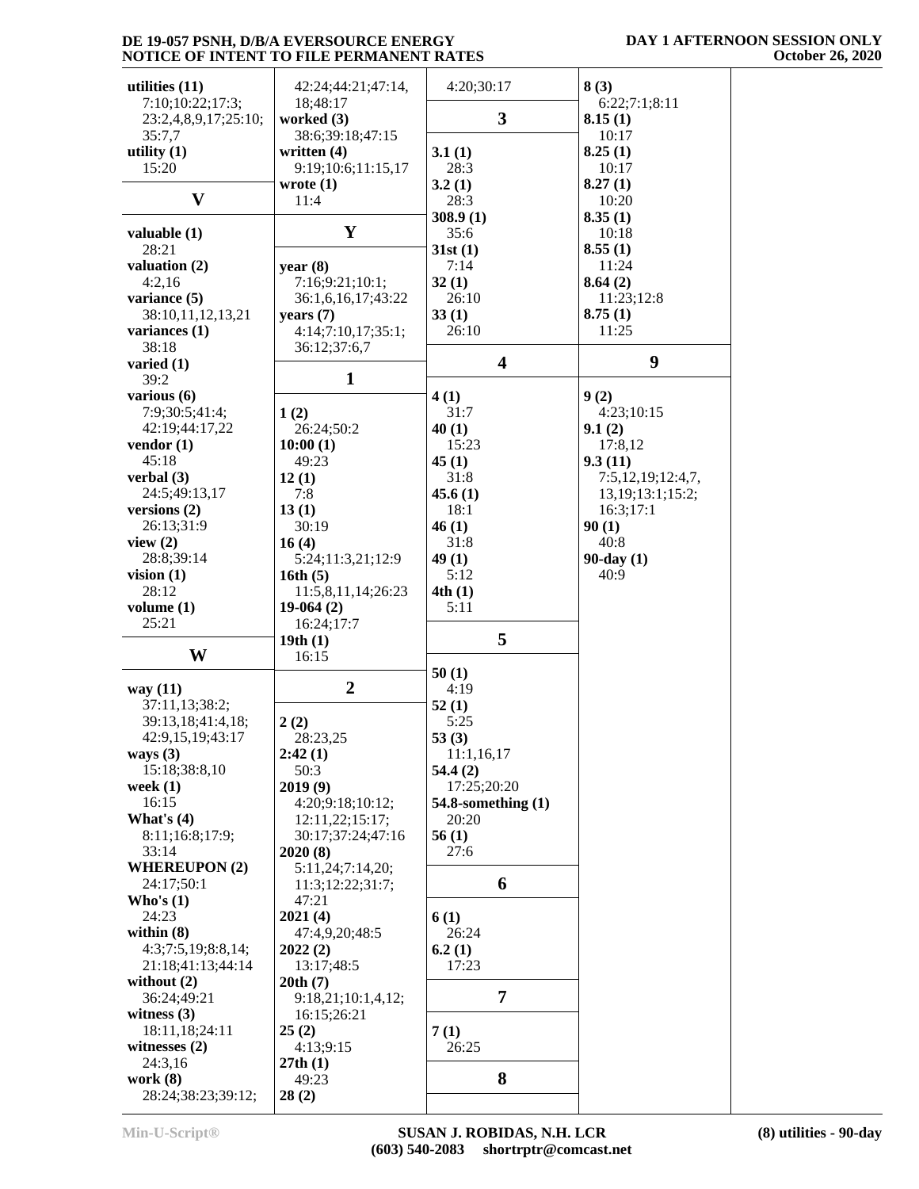**utilities (11)**
7:10;10:22;17:3; 23:2,4,8,9,17;25:10; 35:7,7

**utility (1)**
15:20

## V

**valuable (1)**
28:21

**valuation (2)**
4:2,16

**variance (5)**
38:10,11,12,13,21

**variances (1)**
38:18

**varied (1)**
39:2

**various (6)**
7:9;30:5;41:4; 42:19;44:17,22

**vendor (1)**
45:18

**verbal (3)**
24:5;49:13,17

**versions (2)**
26:13;31:9

**view (2)**
28:8;39:14

**vision (1)**
28:12

**volume (1)**
25:21

## W

**way (11)**
37:11,13;38:2; 39:13,18;41:4,18; 42:9,15,19;43:17

**ways (3)**
15:18;38:8,10

**week (1)**
16:15

**What's (4)**
8:11;16:8;17:9; 33:14

**WHEREUPON (2)**
24:17;50:1

**Who's (1)**
24:23

**within (8)**
4:3;7:5,19;8:8,14; 21:18;41:13;44:14

**without (2)**
36:24;49:21

**witness (3)**
18:11,18;24:11

**witnesses (2)**
24:3,16

**work (8)**
28:24;38:23;39:12; 42:24;44:21;47:14, 18;48:17

**worked (3)**
38:6;39:18;47:15

**written (4)**
9:19;10:6;11:15,17

**wrote (1)**
11:4

## Y

**year (8)**
7:16;9:21;10:1; 36:1,6,16,17;43:22

**years (7)**
4:14;7:10,17;35:1; 36:12;37:6,7

## 1

**1 (2)**
26:24;50:2

**10:00 (1)**
49:23

**12 (1)**
7:8

**13 (1)**
30:19

**16 (4)**
5:24;11:3,21;12:9

**16th (5)**
11:5,8,11,14;26:23

**19-064 (2)**
16:24;17:7

**19th (1)**
16:15

## 2

**2 (2)**
28:23,25

**2:42 (1)**
50:3

**2019 (9)**
4:20;9:18;10:12; 12:11,22;15:17; 30:17;37:24;47:16

**2020 (8)**
5:11,24;7:14,20; 11:3;12:22;31:7; 47:21

**2021 (4)**
47:4,9,20;48:5

**2022 (2)**
13:17;48:5

**20th (7)**
9:18,21;10:1,4,12; 16:15;26:21

**25 (2)**
4:13;9:15

**27th (1)**
49:23

**28 (2)**
4:20;30:17

## 3

**3.1 (1)**
28:3

**3.2 (1)**
28:3

**308.9 (1)**
35:6

**31st (1)**
7:14

**32 (1)**
26:10

**33 (1)**
26:10

## 4

**4 (1)**
31:7

**40 (1)**
15:23

**45 (1)**
31:8

**45.6 (1)**
18:1

**46 (1)**
31:8

**49 (1)**
5:12

**4th (1)**
5:11

## 5

**50 (1)**
4:19

**52 (1)**
5:25

**53 (3)**
11:1,16,17

**54.4 (2)**
17:25;20:20

**54.8-something (1)**
20:20

**56 (1)**
27:6

## 6

**6 (1)**
26:24

**6.2 (1)**
17:23

## 7

**7 (1)**
26:25

## 8

**8 (3)**
6:22;7:1;8:11

**8.15 (1)**
10:17

**8.25 (1)**
10:17

**8.27 (1)**
10:20

**8.35 (1)**
10:18

**8.55 (1)**
11:24

**8.64 (2)**
11:23;12:8

**8.75 (1)**
11:25

## 9

**9 (2)**
4:23;10:15

**9.1 (2)**
17:8,12

**9.3 (11)**
7:5,12,19;12:4,7, 13,19;13:1;15:2; 16:3;17:1

**90 (1)**
40:8

**90-day (1)**
40:9